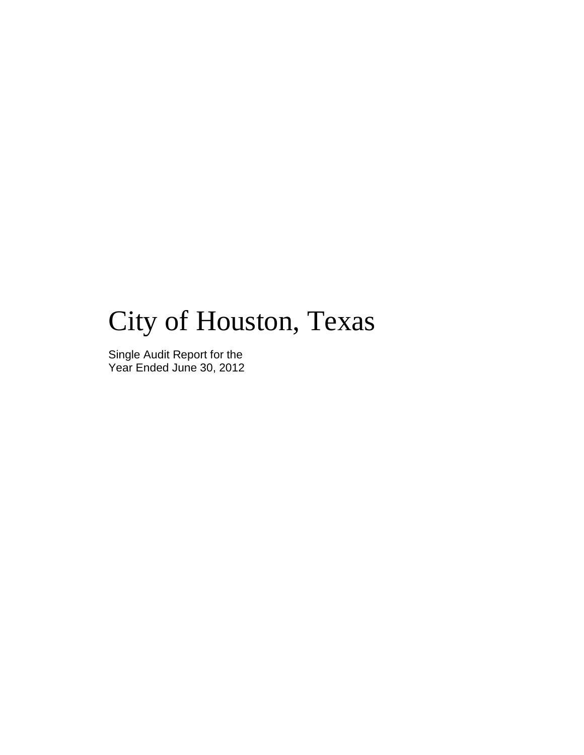# City of Houston, Texas

Single Audit Report for the
Year Ended June 30, 2012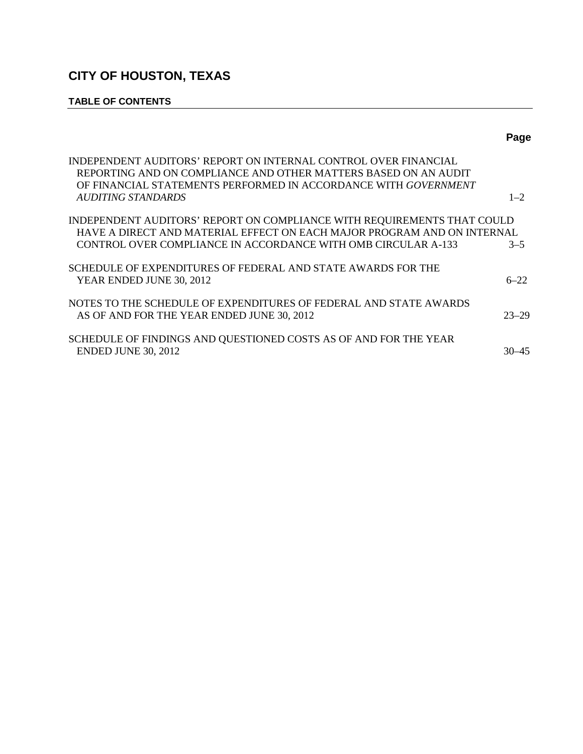# CITY OF HOUSTON, TEXAS

## TABLE OF CONTENTS

| | Page |
|---|---|
| INDEPENDENT AUDITORS' REPORT ON INTERNAL CONTROL OVER FINANCIAL REPORTING AND ON COMPLIANCE AND OTHER MATTERS BASED ON AN AUDIT OF FINANCIAL STATEMENTS PERFORMED IN ACCORDANCE WITH *GOVERNMENT AUDITING STANDARDS* | 1–2 |
| INDEPENDENT AUDITORS' REPORT ON COMPLIANCE WITH REQUIREMENTS THAT COULD HAVE A DIRECT AND MATERIAL EFFECT ON EACH MAJOR PROGRAM AND ON INTERNAL CONTROL OVER COMPLIANCE IN ACCORDANCE WITH OMB CIRCULAR A-133 | 3–5 |
| SCHEDULE OF EXPENDITURES OF FEDERAL AND STATE AWARDS FOR THE YEAR ENDED JUNE 30, 2012 | 6–22 |
| NOTES TO THE SCHEDULE OF EXPENDITURES OF FEDERAL AND STATE AWARDS AS OF AND FOR THE YEAR ENDED JUNE 30, 2012 | 23–29 |
| SCHEDULE OF FINDINGS AND QUESTIONED COSTS AS OF AND FOR THE YEAR ENDED JUNE 30, 2012 | 30–45 |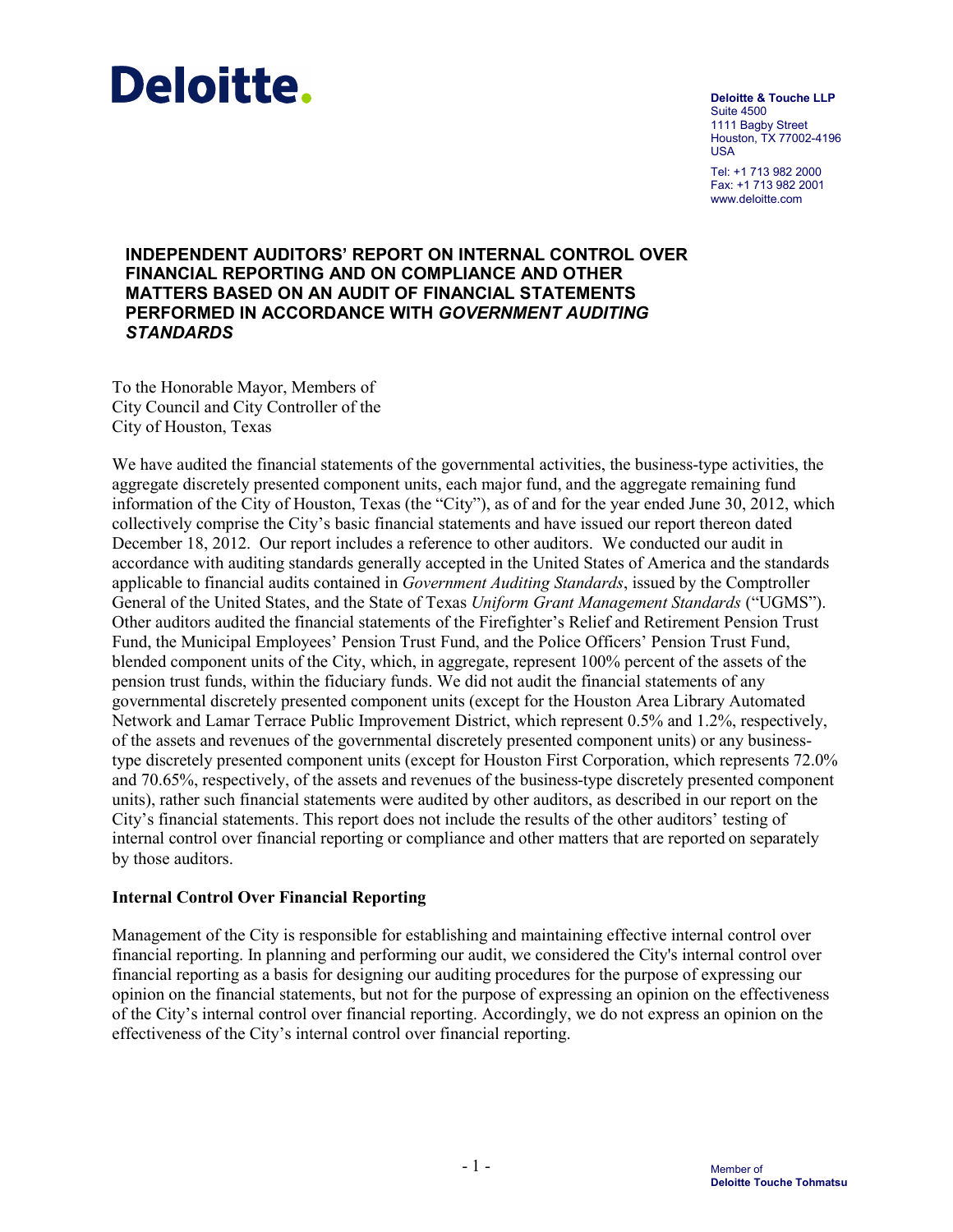**Deloitte.**

**Deloitte & Touche LLP**
Suite 4500
1111 Bagby Street
Houston, TX 77002-4196
USA

Tel: +1 713 982 2000
Fax: +1 713 982 2001
www.deloitte.com

## INDEPENDENT AUDITORS' REPORT ON INTERNAL CONTROL OVER FINANCIAL REPORTING AND ON COMPLIANCE AND OTHER MATTERS BASED ON AN AUDIT OF FINANCIAL STATEMENTS PERFORMED IN ACCORDANCE WITH *GOVERNMENT AUDITING STANDARDS*

To the Honorable Mayor, Members of
City Council and City Controller of the
City of Houston, Texas

We have audited the financial statements of the governmental activities, the business-type activities, the aggregate discretely presented component units, each major fund, and the aggregate remaining fund information of the City of Houston, Texas (the "City"), as of and for the year ended June 30, 2012, which collectively comprise the City's basic financial statements and have issued our report thereon dated December 18, 2012. Our report includes a reference to other auditors. We conducted our audit in accordance with auditing standards generally accepted in the United States of America and the standards applicable to financial audits contained in *Government Auditing Standards*, issued by the Comptroller General of the United States, and the State of Texas *Uniform Grant Management Standards* ("UGMS"). Other auditors audited the financial statements of the Firefighter's Relief and Retirement Pension Trust Fund, the Municipal Employees' Pension Trust Fund, and the Police Officers' Pension Trust Fund, blended component units of the City, which, in aggregate, represent 100% percent of the assets of the pension trust funds, within the fiduciary funds. We did not audit the financial statements of any governmental discretely presented component units (except for the Houston Area Library Automated Network and Lamar Terrace Public Improvement District, which represent 0.5% and 1.2%, respectively, of the assets and revenues of the governmental discretely presented component units) or any business-type discretely presented component units (except for Houston First Corporation, which represents 72.0% and 70.65%, respectively, of the assets and revenues of the business-type discretely presented component units), rather such financial statements were audited by other auditors, as described in our report on the City's financial statements. This report does not include the results of the other auditors' testing of internal control over financial reporting or compliance and other matters that are reported on separately by those auditors.

### Internal Control Over Financial Reporting

Management of the City is responsible for establishing and maintaining effective internal control over financial reporting. In planning and performing our audit, we considered the City's internal control over financial reporting as a basis for designing our auditing procedures for the purpose of expressing our opinion on the financial statements, but not for the purpose of expressing an opinion on the effectiveness of the City's internal control over financial reporting. Accordingly, we do not express an opinion on the effectiveness of the City's internal control over financial reporting.

Member of
**Deloitte Touche Tohmatsu**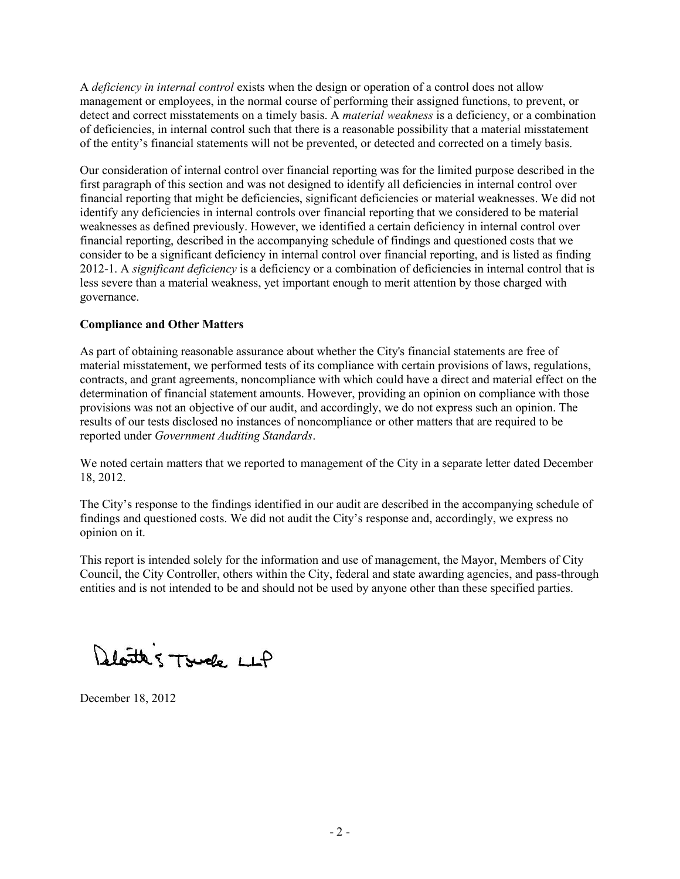A *deficiency in internal control* exists when the design or operation of a control does not allow management or employees, in the normal course of performing their assigned functions, to prevent, or detect and correct misstatements on a timely basis. A *material weakness* is a deficiency, or a combination of deficiencies, in internal control such that there is a reasonable possibility that a material misstatement of the entity's financial statements will not be prevented, or detected and corrected on a timely basis.

Our consideration of internal control over financial reporting was for the limited purpose described in the first paragraph of this section and was not designed to identify all deficiencies in internal control over financial reporting that might be deficiencies, significant deficiencies or material weaknesses. We did not identify any deficiencies in internal controls over financial reporting that we considered to be material weaknesses as defined previously. However, we identified a certain deficiency in internal control over financial reporting, described in the accompanying schedule of findings and questioned costs that we consider to be a significant deficiency in internal control over financial reporting, and is listed as finding 2012-1. A *significant deficiency* is a deficiency or a combination of deficiencies in internal control that is less severe than a material weakness, yet important enough to merit attention by those charged with governance.

**Compliance and Other Matters**

As part of obtaining reasonable assurance about whether the City's financial statements are free of material misstatement, we performed tests of its compliance with certain provisions of laws, regulations, contracts, and grant agreements, noncompliance with which could have a direct and material effect on the determination of financial statement amounts. However, providing an opinion on compliance with those provisions was not an objective of our audit, and accordingly, we do not express such an opinion. The results of our tests disclosed no instances of noncompliance or other matters that are required to be reported under *Government Auditing Standards*.

We noted certain matters that we reported to management of the City in a separate letter dated December 18, 2012.

The City's response to the findings identified in our audit are described in the accompanying schedule of findings and questioned costs. We did not audit the City's response and, accordingly, we express no opinion on it.

This report is intended solely for the information and use of management, the Mayor, Members of City Council, the City Controller, others within the City, federal and state awarding agencies, and pass-through entities and is not intended to be and should not be used by anyone other than these specified parties.

Deloitte & Touche LLP

December 18, 2012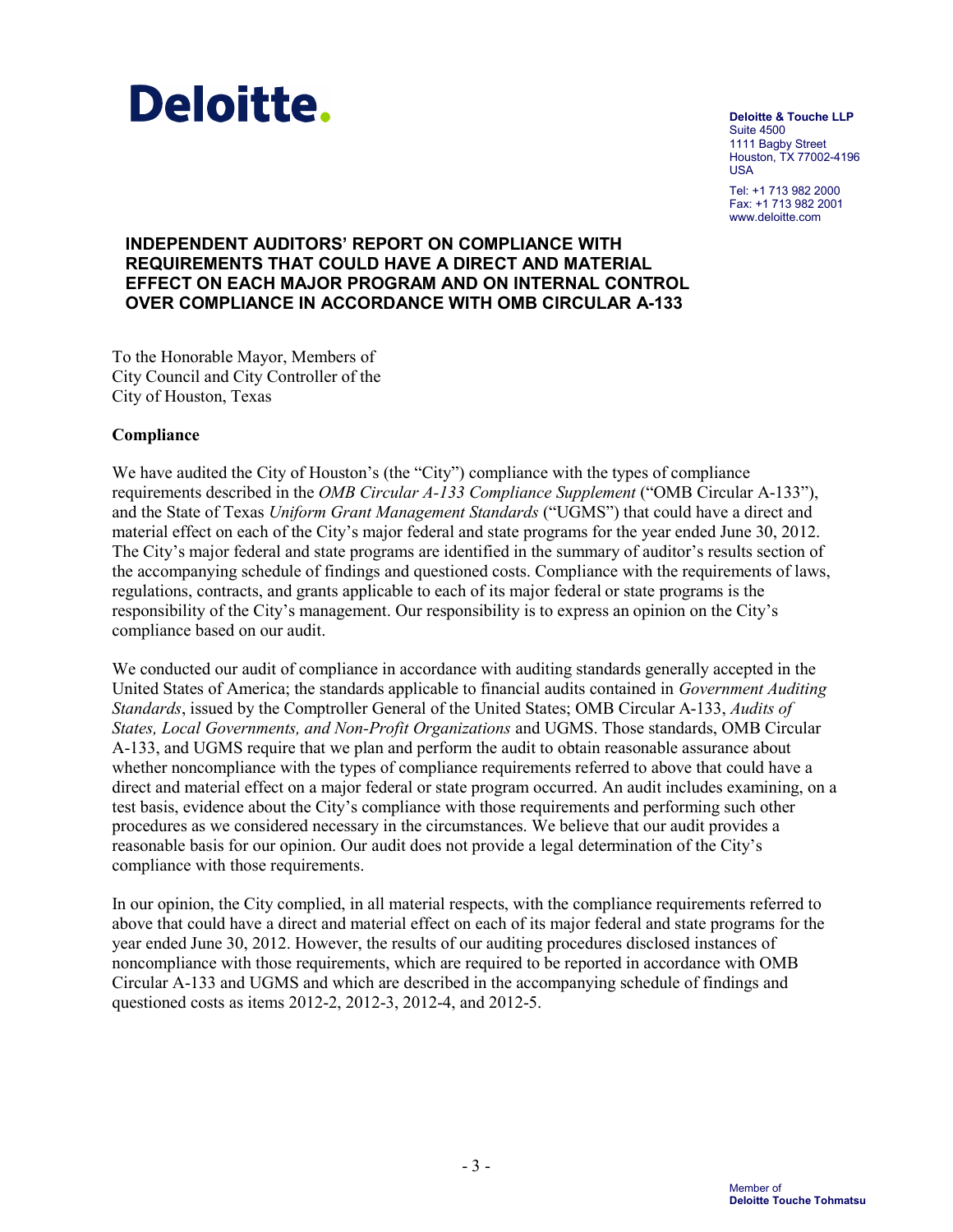Deloitte.

**Deloitte & Touche LLP**
Suite 4500
1111 Bagby Street
Houston, TX 77002-4196
USA

Tel: +1 713 982 2000
Fax: +1 713 982 2001
www.deloitte.com

## INDEPENDENT AUDITORS' REPORT ON COMPLIANCE WITH REQUIREMENTS THAT COULD HAVE A DIRECT AND MATERIAL EFFECT ON EACH MAJOR PROGRAM AND ON INTERNAL CONTROL OVER COMPLIANCE IN ACCORDANCE WITH OMB CIRCULAR A-133

To the Honorable Mayor, Members of
City Council and City Controller of the
City of Houston, Texas

### Compliance

We have audited the City of Houston's (the "City") compliance with the types of compliance requirements described in the *OMB Circular A-133 Compliance Supplement* ("OMB Circular A-133"), and the State of Texas *Uniform Grant Management Standards* ("UGMS") that could have a direct and material effect on each of the City's major federal and state programs for the year ended June 30, 2012. The City's major federal and state programs are identified in the summary of auditor's results section of the accompanying schedule of findings and questioned costs. Compliance with the requirements of laws, regulations, contracts, and grants applicable to each of its major federal or state programs is the responsibility of the City's management. Our responsibility is to express an opinion on the City's compliance based on our audit.

We conducted our audit of compliance in accordance with auditing standards generally accepted in the United States of America; the standards applicable to financial audits contained in *Government Auditing Standards*, issued by the Comptroller General of the United States; OMB Circular A-133, *Audits of States, Local Governments, and Non-Profit Organizations* and UGMS. Those standards, OMB Circular A-133, and UGMS require that we plan and perform the audit to obtain reasonable assurance about whether noncompliance with the types of compliance requirements referred to above that could have a direct and material effect on a major federal or state program occurred. An audit includes examining, on a test basis, evidence about the City's compliance with those requirements and performing such other procedures as we considered necessary in the circumstances. We believe that our audit provides a reasonable basis for our opinion. Our audit does not provide a legal determination of the City's compliance with those requirements.

In our opinion, the City complied, in all material respects, with the compliance requirements referred to above that could have a direct and material effect on each of its major federal and state programs for the year ended June 30, 2012. However, the results of our auditing procedures disclosed instances of noncompliance with those requirements, which are required to be reported in accordance with OMB Circular A-133 and UGMS and which are described in the accompanying schedule of findings and questioned costs as items 2012-2, 2012-3, 2012-4, and 2012-5.

Member of
**Deloitte Touche Tohmatsu**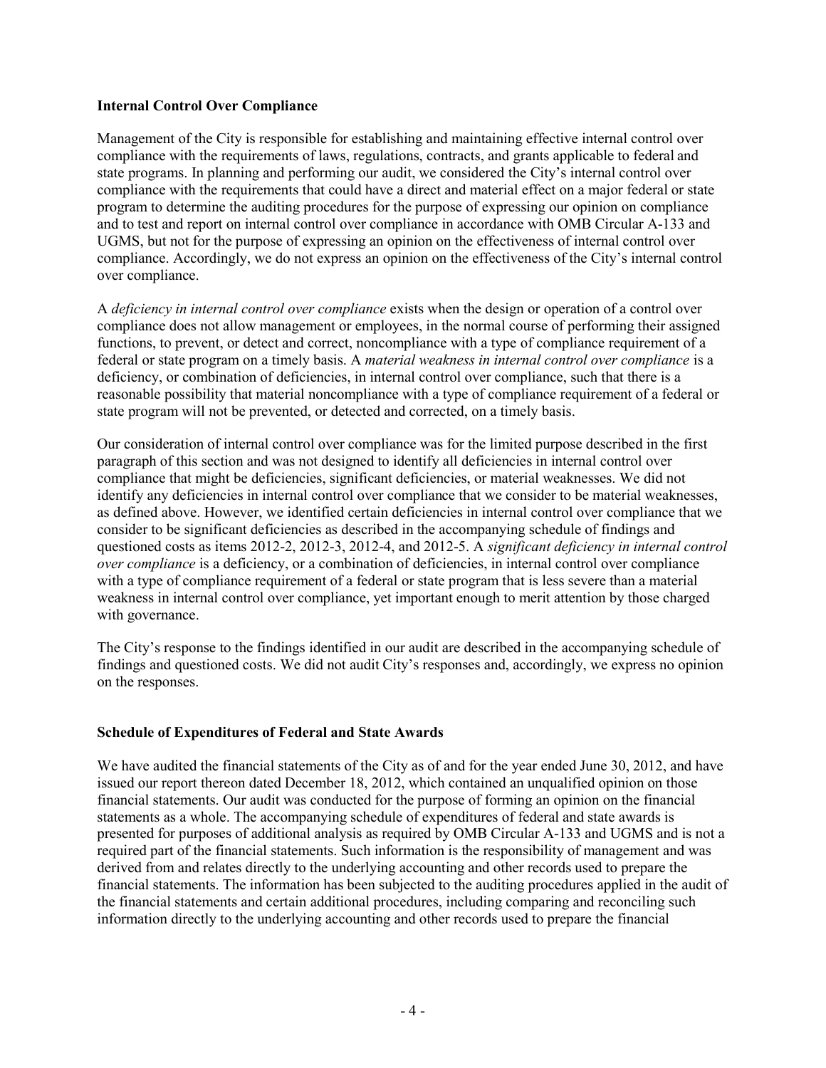**Internal Control Over Compliance**

Management of the City is responsible for establishing and maintaining effective internal control over compliance with the requirements of laws, regulations, contracts, and grants applicable to federal and state programs. In planning and performing our audit, we considered the City's internal control over compliance with the requirements that could have a direct and material effect on a major federal or state program to determine the auditing procedures for the purpose of expressing our opinion on compliance and to test and report on internal control over compliance in accordance with OMB Circular A-133 and UGMS, but not for the purpose of expressing an opinion on the effectiveness of internal control over compliance. Accordingly, we do not express an opinion on the effectiveness of the City's internal control over compliance.

A *deficiency in internal control over compliance* exists when the design or operation of a control over compliance does not allow management or employees, in the normal course of performing their assigned functions, to prevent, or detect and correct, noncompliance with a type of compliance requirement of a federal or state program on a timely basis. A *material weakness in internal control over compliance* is a deficiency, or combination of deficiencies, in internal control over compliance, such that there is a reasonable possibility that material noncompliance with a type of compliance requirement of a federal or state program will not be prevented, or detected and corrected, on a timely basis.

Our consideration of internal control over compliance was for the limited purpose described in the first paragraph of this section and was not designed to identify all deficiencies in internal control over compliance that might be deficiencies, significant deficiencies, or material weaknesses. We did not identify any deficiencies in internal control over compliance that we consider to be material weaknesses, as defined above. However, we identified certain deficiencies in internal control over compliance that we consider to be significant deficiencies as described in the accompanying schedule of findings and questioned costs as items 2012-2, 2012-3, 2012-4, and 2012-5. A *significant deficiency in internal control over compliance* is a deficiency, or a combination of deficiencies, in internal control over compliance with a type of compliance requirement of a federal or state program that is less severe than a material weakness in internal control over compliance, yet important enough to merit attention by those charged with governance.

The City's response to the findings identified in our audit are described in the accompanying schedule of findings and questioned costs. We did not audit City's responses and, accordingly, we express no opinion on the responses.

**Schedule of Expenditures of Federal and State Awards**

We have audited the financial statements of the City as of and for the year ended June 30, 2012, and have issued our report thereon dated December 18, 2012, which contained an unqualified opinion on those financial statements. Our audit was conducted for the purpose of forming an opinion on the financial statements as a whole. The accompanying schedule of expenditures of federal and state awards is presented for purposes of additional analysis as required by OMB Circular A-133 and UGMS and is not a required part of the financial statements. Such information is the responsibility of management and was derived from and relates directly to the underlying accounting and other records used to prepare the financial statements. The information has been subjected to the auditing procedures applied in the audit of the financial statements and certain additional procedures, including comparing and reconciling such information directly to the underlying accounting and other records used to prepare the financial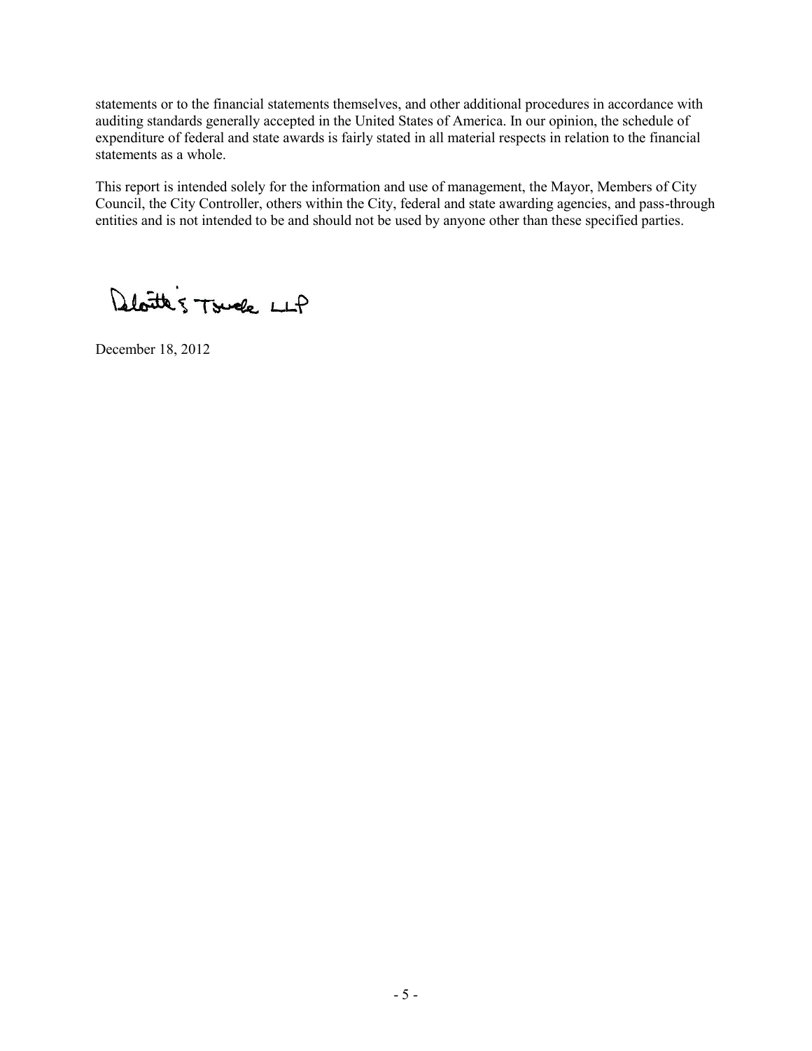statements or to the financial statements themselves, and other additional procedures in accordance with auditing standards generally accepted in the United States of America. In our opinion, the schedule of expenditure of federal and state awards is fairly stated in all material respects in relation to the financial statements as a whole.

This report is intended solely for the information and use of management, the Mayor, Members of City Council, the City Controller, others within the City, federal and state awarding agencies, and pass-through entities and is not intended to be and should not be used by anyone other than these specified parties.

Deloitte & Touche LLP

December 18, 2012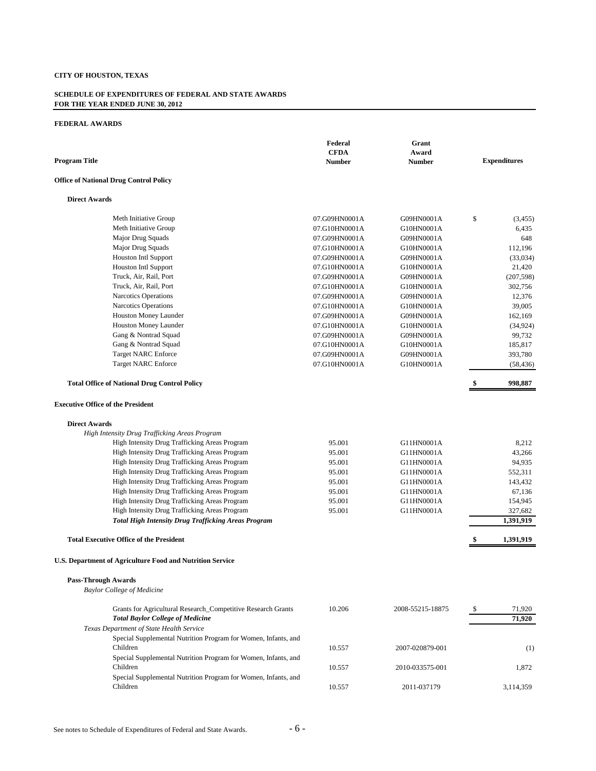**CITY OF HOUSTON, TEXAS**

**SCHEDULE OF EXPENDITURES OF FEDERAL AND STATE AWARDS**
**FOR THE YEAR ENDED JUNE 30, 2012**

**FEDERAL AWARDS**

| Program Title | Federal CFDA Number | Grant Award Number | Expenditures |
|---|---|---|---|
| **Office of National Drug Control Policy** | | | |
| **Direct Awards** | | | |
| Meth Initiative Group | 07.G09HN0001A | G09HN0001A | $ (3,455) |
| Meth Initiative Group | 07.G10HN0001A | G10HN0001A | 6,435 |
| Major Drug Squads | 07.G09HN0001A | G09HN0001A | 648 |
| Major Drug Squads | 07.G10HN0001A | G10HN0001A | 112,196 |
| Houston Intl Support | 07.G09HN0001A | G09HN0001A | (33,034) |
| Houston Intl Support | 07.G10HN0001A | G10HN0001A | 21,420 |
| Truck, Air, Rail, Port | 07.G09HN0001A | G09HN0001A | (207,598) |
| Truck, Air, Rail, Port | 07.G10HN0001A | G10HN0001A | 302,756 |
| Narcotics Operations | 07.G09HN0001A | G09HN0001A | 12,376 |
| Narcotics Operations | 07.G10HN0001A | G10HN0001A | 39,005 |
| Houston Money Launder | 07.G09HN0001A | G09HN0001A | 162,169 |
| Houston Money Launder | 07.G10HN0001A | G10HN0001A | (34,924) |
| Gang & Nontrad Squad | 07.G09HN0001A | G09HN0001A | 99,732 |
| Gang & Nontrad Squad | 07.G10HN0001A | G10HN0001A | 185,817 |
| Target NARC Enforce | 07.G09HN0001A | G09HN0001A | 393,780 |
| Target NARC Enforce | 07.G10HN0001A | G10HN0001A | (58,436) |
| **Total Office of National Drug Control Policy** | | | **$ 998,887** |
| **Executive Office of the President** | | | |
| **Direct Awards** | | | |
| *High Intensity Drug Trafficking Areas Program* | | | |
| High Intensity Drug Trafficking Areas Program | 95.001 | G11HN0001A | 8,212 |
| High Intensity Drug Trafficking Areas Program | 95.001 | G11HN0001A | 43,266 |
| High Intensity Drug Trafficking Areas Program | 95.001 | G11HN0001A | 94,935 |
| High Intensity Drug Trafficking Areas Program | 95.001 | G11HN0001A | 552,311 |
| High Intensity Drug Trafficking Areas Program | 95.001 | G11HN0001A | 143,432 |
| High Intensity Drug Trafficking Areas Program | 95.001 | G11HN0001A | 67,136 |
| High Intensity Drug Trafficking Areas Program | 95.001 | G11HN0001A | 154,945 |
| High Intensity Drug Trafficking Areas Program | 95.001 | G11HN0001A | 327,682 |
| ***Total High Intensity Drug Trafficking Areas Program*** | | | **1,391,919** |
| **Total Executive Office of the President** | | | **$ 1,391,919** |
| **U.S. Department of Agriculture Food and Nutrition Service** | | | |
| **Pass-Through Awards** | | | |
| *Baylor College of Medicine* | | | |
| Grants for Agricultural Research_Competitive Research Grants | 10.206 | 2008-55215-18875 | $ 71,920 |
| ***Total Baylor College of Medicine*** | | | **71,920** |
| *Texas Department of State Health Service* | | | |
| Special Supplemental Nutrition Program for Women, Infants, and Children | 10.557 | 2007-020879-001 | (1) |
| Special Supplemental Nutrition Program for Women, Infants, and Children | 10.557 | 2010-033575-001 | 1,872 |
| Special Supplemental Nutrition Program for Women, Infants, and Children | 10.557 | 2011-037179 | 3,114,359 |

See notes to Schedule of Expenditures of Federal and State Awards.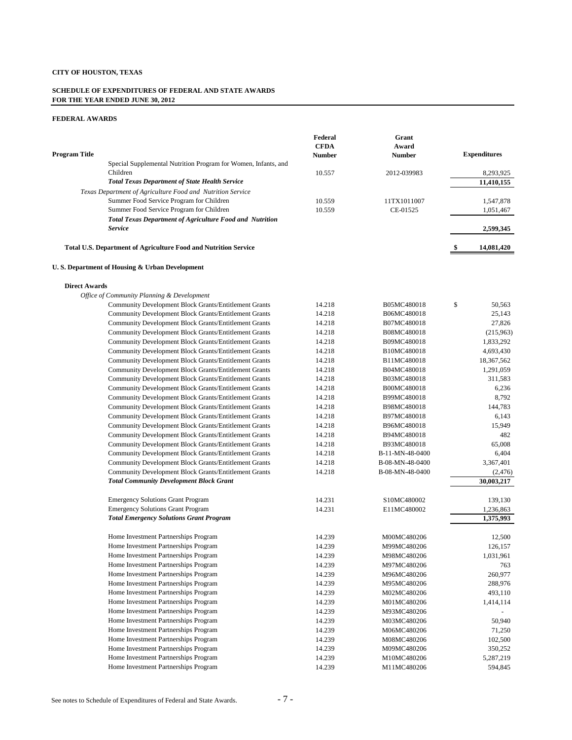**CITY OF HOUSTON, TEXAS**

**SCHEDULE OF EXPENDITURES OF FEDERAL AND STATE AWARDS**
**FOR THE YEAR ENDED JUNE 30, 2012**

**FEDERAL AWARDS**

| Program Title | Federal CFDA Number | Grant Award Number | Expenditures |
|---|---|---|---|
| Special Supplemental Nutrition Program for Women, Infants, and Children | 10.557 | 2012-039983 | 8,293,925 |
| ***Total Texas Department of State Health Service*** | | | **11,410,155** |
| *Texas Department of Agriculture Food and Nutrition Service* | | | |
| Summer Food Service Program for Children | 10.559 | 11TX1011007 | 1,547,878 |
| Summer Food Service Program for Children | 10.559 | CE-01525 | 1,051,467 |
| ***Total Texas Department of Agriculture Food and Nutrition Service*** | | | **2,599,345** |
| **Total U.S. Department of Agriculture Food and Nutrition Service** | | | **$ 14,081,420** |
| **U. S. Department of Housing & Urban Development** | | | |
| **Direct Awards** | | | |
| *Office of Community Planning & Development* | | | |
| Community Development Block Grants/Entitlement Grants | 14.218 | B05MC480018 | $ 50,563 |
| Community Development Block Grants/Entitlement Grants | 14.218 | B06MC480018 | 25,143 |
| Community Development Block Grants/Entitlement Grants | 14.218 | B07MC480018 | 27,826 |
| Community Development Block Grants/Entitlement Grants | 14.218 | B08MC480018 | (215,963) |
| Community Development Block Grants/Entitlement Grants | 14.218 | B09MC480018 | 1,833,292 |
| Community Development Block Grants/Entitlement Grants | 14.218 | B10MC480018 | 4,693,430 |
| Community Development Block Grants/Entitlement Grants | 14.218 | B11MC480018 | 18,367,562 |
| Community Development Block Grants/Entitlement Grants | 14.218 | B04MC480018 | 1,291,059 |
| Community Development Block Grants/Entitlement Grants | 14.218 | B03MC480018 | 311,583 |
| Community Development Block Grants/Entitlement Grants | 14.218 | B00MC480018 | 6,236 |
| Community Development Block Grants/Entitlement Grants | 14.218 | B99MC480018 | 8,792 |
| Community Development Block Grants/Entitlement Grants | 14.218 | B98MC480018 | 144,783 |
| Community Development Block Grants/Entitlement Grants | 14.218 | B97MC480018 | 6,143 |
| Community Development Block Grants/Entitlement Grants | 14.218 | B96MC480018 | 15,949 |
| Community Development Block Grants/Entitlement Grants | 14.218 | B94MC480018 | 482 |
| Community Development Block Grants/Entitlement Grants | 14.218 | B93MC480018 | 65,008 |
| Community Development Block Grants/Entitlement Grants | 14.218 | B-11-MN-48-0400 | 6,404 |
| Community Development Block Grants/Entitlement Grants | 14.218 | B-08-MN-48-0400 | 3,367,401 |
| Community Development Block Grants/Entitlement Grants | 14.218 | B-08-MN-48-0400 | (2,476) |
| ***Total Community Development Block Grant*** | | | **30,003,217** |
| Emergency Solutions Grant Program | 14.231 | S10MC480002 | 139,130 |
| Emergency Solutions Grant Program | 14.231 | E11MC480002 | 1,236,863 |
| ***Total Emergency Solutions Grant Program*** | | | **1,375,993** |
| Home Investment Partnerships Program | 14.239 | M00MC480206 | 12,500 |
| Home Investment Partnerships Program | 14.239 | M99MC480206 | 126,157 |
| Home Investment Partnerships Program | 14.239 | M98MC480206 | 1,031,961 |
| Home Investment Partnerships Program | 14.239 | M97MC480206 | 763 |
| Home Investment Partnerships Program | 14.239 | M96MC480206 | 260,977 |
| Home Investment Partnerships Program | 14.239 | M95MC480206 | 288,976 |
| Home Investment Partnerships Program | 14.239 | M02MC480206 | 493,110 |
| Home Investment Partnerships Program | 14.239 | M01MC480206 | 1,414,114 |
| Home Investment Partnerships Program | 14.239 | M93MC480206 | - |
| Home Investment Partnerships Program | 14.239 | M03MC480206 | 50,940 |
| Home Investment Partnerships Program | 14.239 | M06MC480206 | 71,250 |
| Home Investment Partnerships Program | 14.239 | M08MC480206 | 102,500 |
| Home Investment Partnerships Program | 14.239 | M09MC480206 | 350,252 |
| Home Investment Partnerships Program | 14.239 | M10MC480206 | 5,287,219 |
| Home Investment Partnerships Program | 14.239 | M11MC480206 | 594,845 |

See notes to Schedule of Expenditures of Federal and State Awards.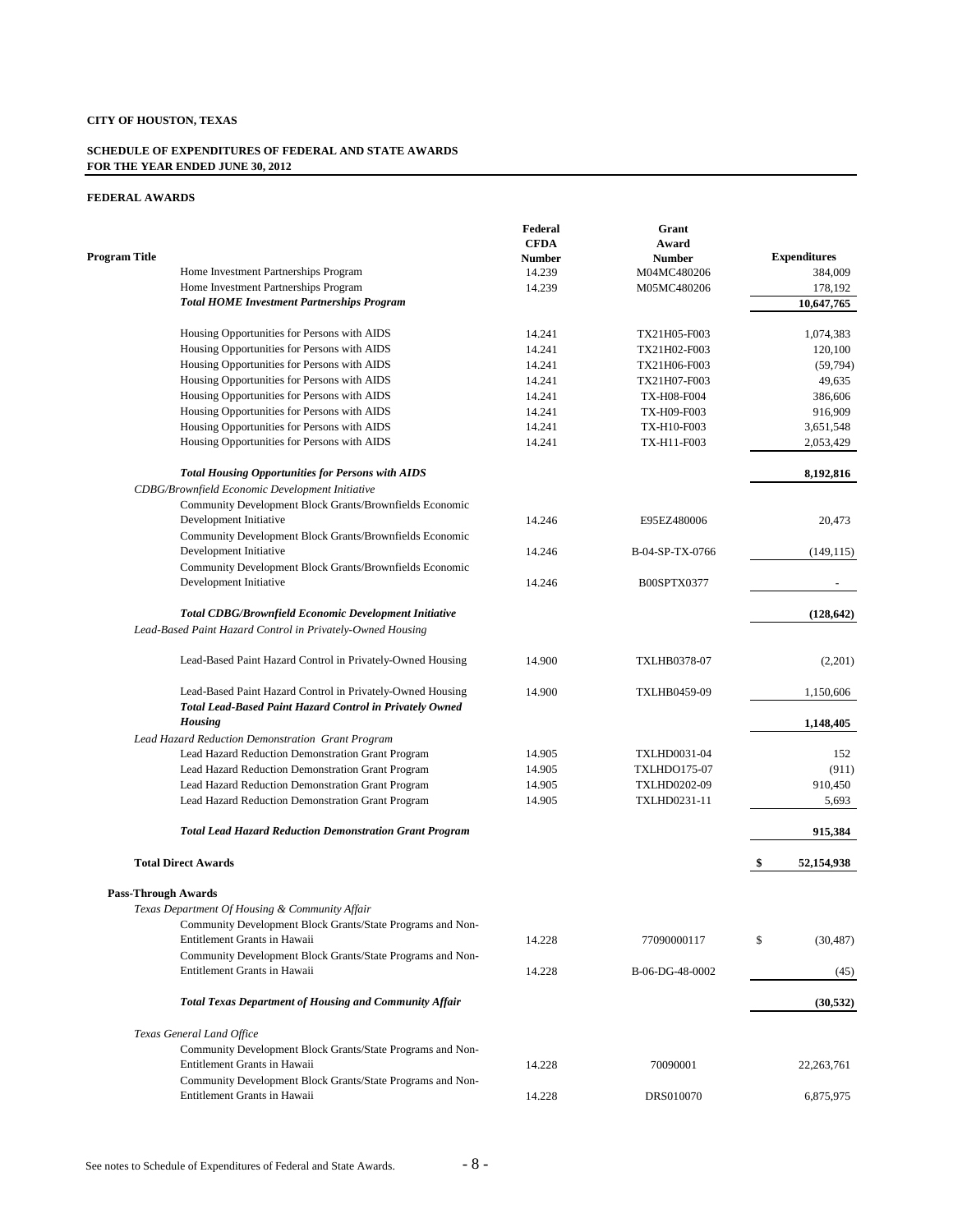**CITY OF HOUSTON, TEXAS**

**SCHEDULE OF EXPENDITURES OF FEDERAL AND STATE AWARDS**
**FOR THE YEAR ENDED JUNE 30, 2012**

**FEDERAL AWARDS**

| Program Title | Federal CFDA Number | Grant Award Number | Expenditures |
|---|---|---|---|
| Home Investment Partnerships Program | 14.239 | M04MC480206 | 384,009 |
| Home Investment Partnerships Program | 14.239 | M05MC480206 | 178,192 |
| ***Total HOME Investment Partnerships Program*** | | | **10,647,765** |
| Housing Opportunities for Persons with AIDS | 14.241 | TX21H05-F003 | 1,074,383 |
| Housing Opportunities for Persons with AIDS | 14.241 | TX21H02-F003 | 120,100 |
| Housing Opportunities for Persons with AIDS | 14.241 | TX21H06-F003 | (59,794) |
| Housing Opportunities for Persons with AIDS | 14.241 | TX21H07-F003 | 49,635 |
| Housing Opportunities for Persons with AIDS | 14.241 | TX-H08-F004 | 386,606 |
| Housing Opportunities for Persons with AIDS | 14.241 | TX-H09-F003 | 916,909 |
| Housing Opportunities for Persons with AIDS | 14.241 | TX-H10-F003 | 3,651,548 |
| Housing Opportunities for Persons with AIDS | 14.241 | TX-H11-F003 | 2,053,429 |
| ***Total Housing Opportunities for Persons with AIDS*** | | | **8,192,816** |
| *CDBG/Brownfield Economic Development Initiative* | | | |
| Community Development Block Grants/Brownfields Economic Development Initiative | 14.246 | E95EZ480006 | 20,473 |
| Community Development Block Grants/Brownfields Economic Development Initiative | 14.246 | B-04-SP-TX-0766 | (149,115) |
| Community Development Block Grants/Brownfields Economic Development Initiative | 14.246 | B00SPTX0377 | - |
| ***Total CDBG/Brownfield Economic Development Initiative*** | | | **(128,642)** |
| *Lead-Based Paint Hazard Control in Privately-Owned Housing* | | | |
| Lead-Based Paint Hazard Control in Privately-Owned Housing | 14.900 | TXLHB0378-07 | (2,201) |
| Lead-Based Paint Hazard Control in Privately-Owned Housing | 14.900 | TXLHB0459-09 | 1,150,606 |
| ***Total Lead-Based Paint Hazard Control in Privately Owned Housing*** | | | **1,148,405** |
| *Lead Hazard Reduction Demonstration Grant Program* | | | |
| Lead Hazard Reduction Demonstration Grant Program | 14.905 | TXLHD0031-04 | 152 |
| Lead Hazard Reduction Demonstration Grant Program | 14.905 | TXLHDO175-07 | (911) |
| Lead Hazard Reduction Demonstration Grant Program | 14.905 | TXLHD0202-09 | 910,450 |
| Lead Hazard Reduction Demonstration Grant Program | 14.905 | TXLHD0231-11 | 5,693 |
| ***Total Lead Hazard Reduction Demonstration Grant Program*** | | | **915,384** |
| **Total Direct Awards** | | | **$ 52,154,938** |
| **Pass-Through Awards** | | | |
| *Texas Department Of Housing & Community Affair* | | | |
| Community Development Block Grants/State Programs and Non-Entitlement Grants in Hawaii | 14.228 | 77090000117 | $ (30,487) |
| Community Development Block Grants/State Programs and Non-Entitlement Grants in Hawaii | 14.228 | B-06-DG-48-0002 | (45) |
| ***Total Texas Department of Housing and Community Affair*** | | | **(30,532)** |
| *Texas General Land Office* | | | |
| Community Development Block Grants/State Programs and Non-Entitlement Grants in Hawaii | 14.228 | 70090001 | 22,263,761 |
| Community Development Block Grants/State Programs and Non-Entitlement Grants in Hawaii | 14.228 | DRS010070 | 6,875,975 |

See notes to Schedule of Expenditures of Federal and State Awards.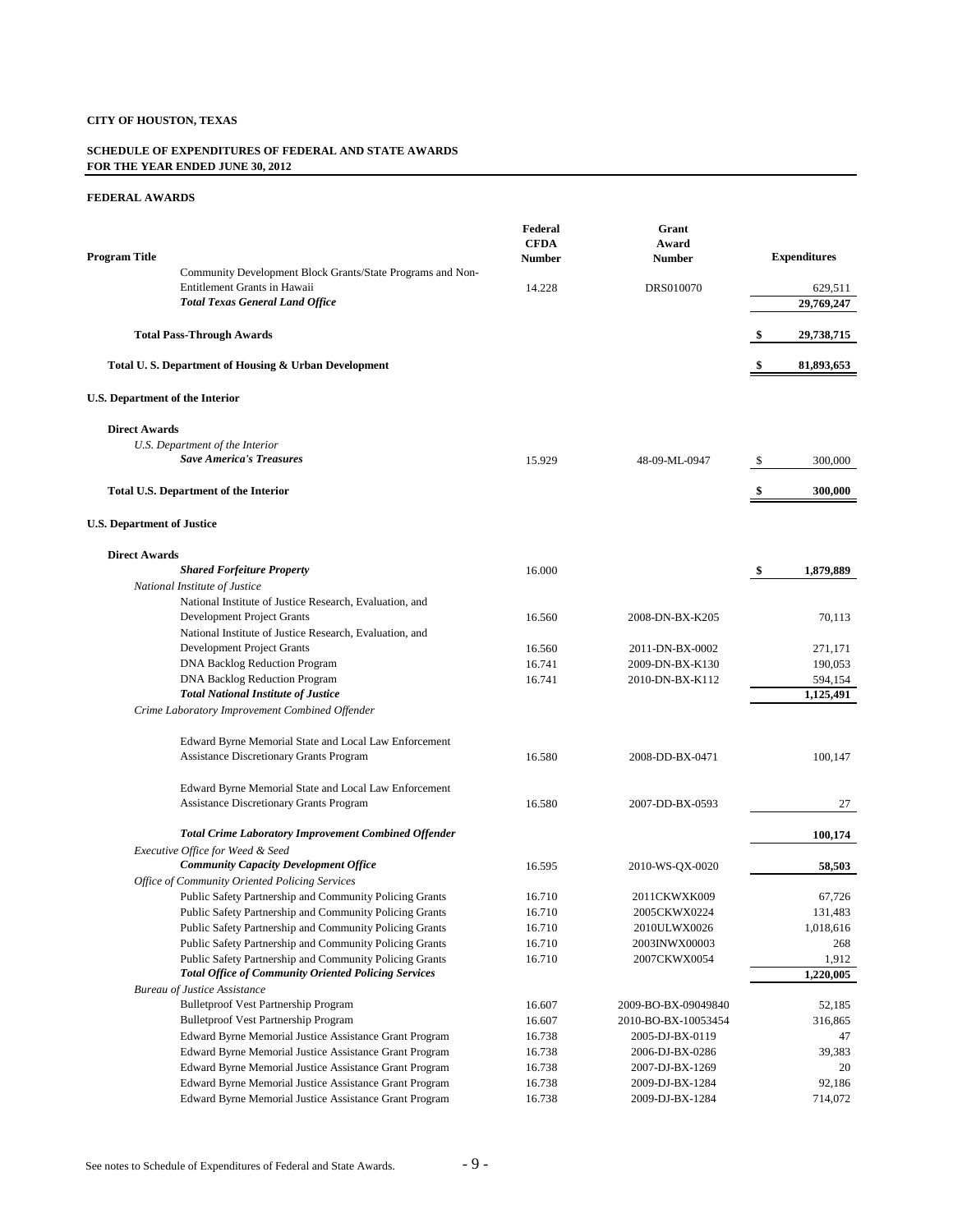**CITY OF HOUSTON, TEXAS**

**SCHEDULE OF EXPENDITURES OF FEDERAL AND STATE AWARDS**
**FOR THE YEAR ENDED JUNE 30, 2012**

**FEDERAL AWARDS**

| Program Title | Federal CFDA Number | Grant Award Number | Expenditures |
|---|---|---|---|
| Community Development Block Grants/State Programs and Non-Entitlement Grants in Hawaii | 14.228 | DRS010070 | 629,511 |
| ***Total Texas General Land Office*** | | | **29,769,247** |
| **Total Pass-Through Awards** | | | **$ 29,738,715** |
| **Total U. S. Department of Housing & Urban Development** | | | **$ 81,893,653** |
| **U.S. Department of the Interior** | | | |
| **Direct Awards** | | | |
| *U.S. Department of the Interior* | | | |
| ***Save America's Treasures*** | 15.929 | 48-09-ML-0947 | $ 300,000 |
| **Total U.S. Department of the Interior** | | | **$ 300,000** |
| **U.S. Department of Justice** | | | |
| **Direct Awards** | | | |
| ***Shared Forfeiture Property*** | 16.000 | | **$ 1,879,889** |
| *National Institute of Justice* | | | |
| National Institute of Justice Research, Evaluation, and Development Project Grants | 16.560 | 2008-DN-BX-K205 | 70,113 |
| National Institute of Justice Research, Evaluation, and Development Project Grants | 16.560 | 2011-DN-BX-0002 | 271,171 |
| DNA Backlog Reduction Program | 16.741 | 2009-DN-BX-K130 | 190,053 |
| DNA Backlog Reduction Program | 16.741 | 2010-DN-BX-K112 | 594,154 |
| ***Total National Institute of Justice*** | | | **1,125,491** |
| *Crime Laboratory Improvement Combined Offender* | | | |
| Edward Byrne Memorial State and Local Law Enforcement Assistance Discretionary Grants Program | 16.580 | 2008-DD-BX-0471 | 100,147 |
| Edward Byrne Memorial State and Local Law Enforcement Assistance Discretionary Grants Program | 16.580 | 2007-DD-BX-0593 | 27 |
| ***Total Crime Laboratory Improvement Combined Offender*** | | | **100,174** |
| *Executive Office for Weed & Seed* | | | |
| ***Community Capacity Development Office*** | 16.595 | 2010-WS-QX-0020 | **58,503** |
| *Office of Community Oriented Policing Services* | | | |
| Public Safety Partnership and Community Policing Grants | 16.710 | 2011CKWXK009 | 67,726 |
| Public Safety Partnership and Community Policing Grants | 16.710 | 2005CKWX0224 | 131,483 |
| Public Safety Partnership and Community Policing Grants | 16.710 | 2010ULWX0026 | 1,018,616 |
| Public Safety Partnership and Community Policing Grants | 16.710 | 2003INWX00003 | 268 |
| Public Safety Partnership and Community Policing Grants | 16.710 | 2007CKWX0054 | 1,912 |
| ***Total Office of Community Oriented Policing Services*** | | | **1,220,005** |
| *Bureau of Justice Assistance* | | | |
| Bulletproof Vest Partnership Program | 16.607 | 2009-BO-BX-09049840 | 52,185 |
| Bulletproof Vest Partnership Program | 16.607 | 2010-BO-BX-10053454 | 316,865 |
| Edward Byrne Memorial Justice Assistance Grant Program | 16.738 | 2005-DJ-BX-0119 | 47 |
| Edward Byrne Memorial Justice Assistance Grant Program | 16.738 | 2006-DJ-BX-0286 | 39,383 |
| Edward Byrne Memorial Justice Assistance Grant Program | 16.738 | 2007-DJ-BX-1269 | 20 |
| Edward Byrne Memorial Justice Assistance Grant Program | 16.738 | 2009-DJ-BX-1284 | 92,186 |
| Edward Byrne Memorial Justice Assistance Grant Program | 16.738 | 2009-DJ-BX-1284 | 714,072 |

See notes to Schedule of Expenditures of Federal and State Awards.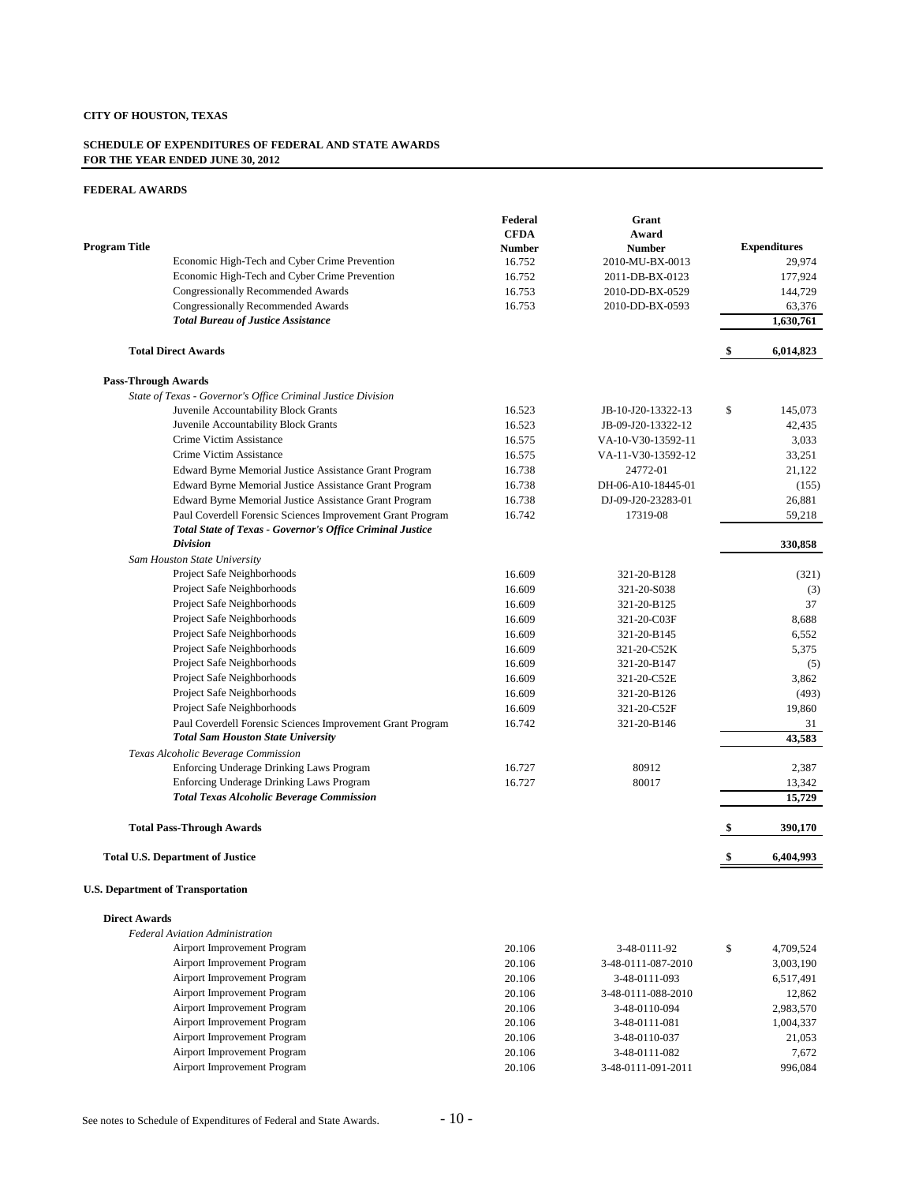**CITY OF HOUSTON, TEXAS**

**SCHEDULE OF EXPENDITURES OF FEDERAL AND STATE AWARDS**
**FOR THE YEAR ENDED JUNE 30, 2012**

**FEDERAL AWARDS**

| Program Title | Federal CFDA Number | Grant Award Number | | Expenditures |
|---|---|---|---|---|
| Economic High-Tech and Cyber Crime Prevention | 16.752 | 2010-MU-BX-0013 | | 29,974 |
| Economic High-Tech and Cyber Crime Prevention | 16.752 | 2011-DB-BX-0123 | | 177,924 |
| Congressionally Recommended Awards | 16.753 | 2010-DD-BX-0529 | | 144,729 |
| Congressionally Recommended Awards | 16.753 | 2010-DD-BX-0593 | | 63,376 |
| ***Total Bureau of Justice Assistance*** | | | | **1,630,761** |
| **Total Direct Awards** | | | **$** | **6,014,823** |
| **Pass-Through Awards** | | | | |
| *State of Texas - Governor's Office Criminal Justice Division* | | | | |
| Juvenile Accountability Block Grants | 16.523 | JB-10-J20-13322-13 | $ | 145,073 |
| Juvenile Accountability Block Grants | 16.523 | JB-09-J20-13322-12 | | 42,435 |
| Crime Victim Assistance | 16.575 | VA-10-V30-13592-11 | | 3,033 |
| Crime Victim Assistance | 16.575 | VA-11-V30-13592-12 | | 33,251 |
| Edward Byrne Memorial Justice Assistance Grant Program | 16.738 | 24772-01 | | 21,122 |
| Edward Byrne Memorial Justice Assistance Grant Program | 16.738 | DH-06-A10-18445-01 | | (155) |
| Edward Byrne Memorial Justice Assistance Grant Program | 16.738 | DJ-09-J20-23283-01 | | 26,881 |
| Paul Coverdell Forensic Sciences Improvement Grant Program | 16.742 | 17319-08 | | 59,218 |
| ***Total State of Texas - Governor's Office Criminal Justice Division*** | | | | **330,858** |
| *Sam Houston State University* | | | | |
| Project Safe Neighborhoods | 16.609 | 321-20-B128 | | (321) |
| Project Safe Neighborhoods | 16.609 | 321-20-S038 | | (3) |
| Project Safe Neighborhoods | 16.609 | 321-20-B125 | | 37 |
| Project Safe Neighborhoods | 16.609 | 321-20-C03F | | 8,688 |
| Project Safe Neighborhoods | 16.609 | 321-20-B145 | | 6,552 |
| Project Safe Neighborhoods | 16.609 | 321-20-C52K | | 5,375 |
| Project Safe Neighborhoods | 16.609 | 321-20-B147 | | (5) |
| Project Safe Neighborhoods | 16.609 | 321-20-C52E | | 3,862 |
| Project Safe Neighborhoods | 16.609 | 321-20-B126 | | (493) |
| Project Safe Neighborhoods | 16.609 | 321-20-C52F | | 19,860 |
| Paul Coverdell Forensic Sciences Improvement Grant Program | 16.742 | 321-20-B146 | | 31 |
| ***Total Sam Houston State University*** | | | | **43,583** |
| *Texas Alcoholic Beverage Commission* | | | | |
| Enforcing Underage Drinking Laws Program | 16.727 | 80912 | | 2,387 |
| Enforcing Underage Drinking Laws Program | 16.727 | 80017 | | 13,342 |
| ***Total Texas Alcoholic Beverage Commission*** | | | | **15,729** |
| **Total Pass-Through Awards** | | | **$** | **390,170** |
| **Total U.S. Department of Justice** | | | **$** | **6,404,993** |
| **U.S. Department of Transportation** | | | | |
| **Direct Awards** | | | | |
| *Federal Aviation Administration* | | | | |
| Airport Improvement Program | 20.106 | 3-48-0111-92 | $ | 4,709,524 |
| Airport Improvement Program | 20.106 | 3-48-0111-087-2010 | | 3,003,190 |
| Airport Improvement Program | 20.106 | 3-48-0111-093 | | 6,517,491 |
| Airport Improvement Program | 20.106 | 3-48-0111-088-2010 | | 12,862 |
| Airport Improvement Program | 20.106 | 3-48-0110-094 | | 2,983,570 |
| Airport Improvement Program | 20.106 | 3-48-0111-081 | | 1,004,337 |
| Airport Improvement Program | 20.106 | 3-48-0110-037 | | 21,053 |
| Airport Improvement Program | 20.106 | 3-48-0111-082 | | 7,672 |
| Airport Improvement Program | 20.106 | 3-48-0111-091-2011 | | 996,084 |

See notes to Schedule of Expenditures of Federal and State Awards.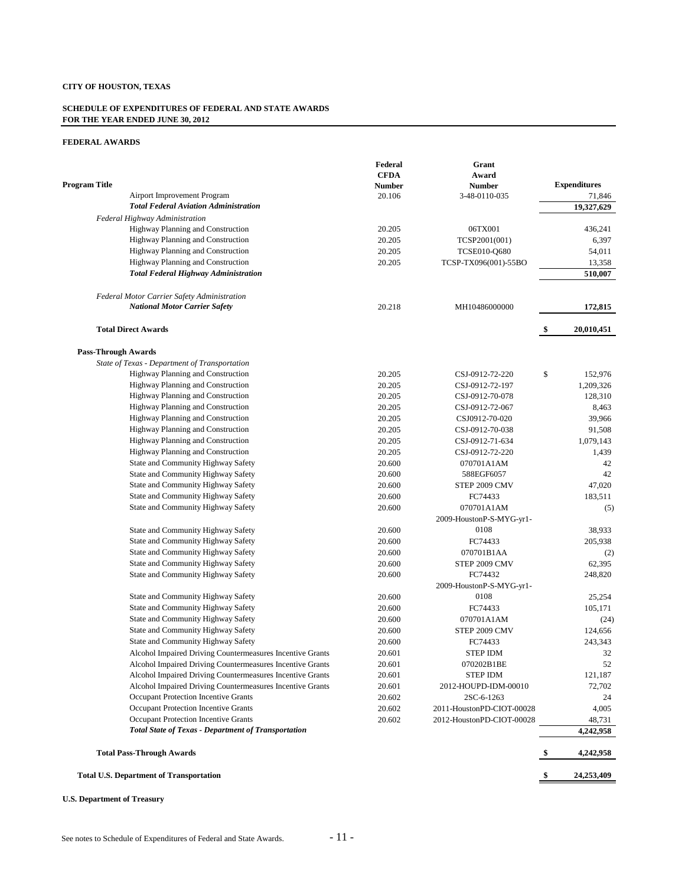**CITY OF HOUSTON, TEXAS**

**SCHEDULE OF EXPENDITURES OF FEDERAL AND STATE AWARDS**
**FOR THE YEAR ENDED JUNE 30, 2012**

**FEDERAL AWARDS**

| Program Title | Federal CFDA Number | Grant Award Number | Expenditures |
|---|---|---|---|
| Airport Improvement Program | 20.106 | 3-48-0110-035 | 71,846 |
| ***Total Federal Aviation Administration*** | | | **19,327,629** |
| *Federal Highway Administration* | | | |
| Highway Planning and Construction | 20.205 | 06TX001 | 436,241 |
| Highway Planning and Construction | 20.205 | TCSP2001(001) | 6,397 |
| Highway Planning and Construction | 20.205 | TCSE010-Q680 | 54,011 |
| Highway Planning and Construction | 20.205 | TCSP-TX096(001)-55BO | 13,358 |
| ***Total Federal Highway Administration*** | | | **510,007** |
| *Federal Motor Carrier Safety Administration* | | | |
| ***National Motor Carrier Safety*** | 20.218 | MH10486000000 | **172,815** |
| **Total Direct Awards** | | | **$ 20,010,451** |
| **Pass-Through Awards** | | | |
| *State of Texas - Department of Transportation* | | | |
| Highway Planning and Construction | 20.205 | CSJ-0912-72-220 | $ 152,976 |
| Highway Planning and Construction | 20.205 | CSJ-0912-72-197 | 1,209,326 |
| Highway Planning and Construction | 20.205 | CSJ-0912-70-078 | 128,310 |
| Highway Planning and Construction | 20.205 | CSJ-0912-72-067 | 8,463 |
| Highway Planning and Construction | 20.205 | CSJ0912-70-020 | 39,966 |
| Highway Planning and Construction | 20.205 | CSJ-0912-70-038 | 91,508 |
| Highway Planning and Construction | 20.205 | CSJ-0912-71-634 | 1,079,143 |
| Highway Planning and Construction | 20.205 | CSJ-0912-72-220 | 1,439 |
| State and Community Highway Safety | 20.600 | 070701A1AM | 42 |
| State and Community Highway Safety | 20.600 | 588EGF6057 | 42 |
| State and Community Highway Safety | 20.600 | STEP 2009 CMV | 47,020 |
| State and Community Highway Safety | 20.600 | FC74433 | 183,511 |
| State and Community Highway Safety | 20.600 | 070701A1AM | (5) |
| State and Community Highway Safety | 20.600 | 2009-HoustonP-S-MYG-yr1-0108 | 38,933 |
| State and Community Highway Safety | 20.600 | FC74433 | 205,938 |
| State and Community Highway Safety | 20.600 | 070701B1AA | (2) |
| State and Community Highway Safety | 20.600 | STEP 2009 CMV | 62,395 |
| State and Community Highway Safety | 20.600 | FC74432 | 248,820 |
| State and Community Highway Safety | 20.600 | 2009-HoustonP-S-MYG-yr1-0108 | 25,254 |
| State and Community Highway Safety | 20.600 | FC74433 | 105,171 |
| State and Community Highway Safety | 20.600 | 070701A1AM | (24) |
| State and Community Highway Safety | 20.600 | STEP 2009 CMV | 124,656 |
| State and Community Highway Safety | 20.600 | FC74433 | 243,343 |
| Alcohol Impaired Driving Countermeasures Incentive Grants | 20.601 | STEP IDM | 32 |
| Alcohol Impaired Driving Countermeasures Incentive Grants | 20.601 | 070202B1BE | 52 |
| Alcohol Impaired Driving Countermeasures Incentive Grants | 20.601 | STEP IDM | 121,187 |
| Alcohol Impaired Driving Countermeasures Incentive Grants | 20.601 | 2012-HOUPD-IDM-00010 | 72,702 |
| Occupant Protection Incentive Grants | 20.602 | 2SC-6-1263 | 24 |
| Occupant Protection Incentive Grants | 20.602 | 2011-HoustonPD-CIOT-00028 | 4,005 |
| Occupant Protection Incentive Grants | 20.602 | 2012-HoustonPD-CIOT-00028 | 48,731 |
| ***Total State of Texas - Department of Transportation*** | | | **4,242,958** |
| **Total Pass-Through Awards** | | | **$ 4,242,958** |
| **Total U.S. Department of Transportation** | | | **$ 24,253,409** |

**U.S. Department of Treasury**

See notes to Schedule of Expenditures of Federal and State Awards.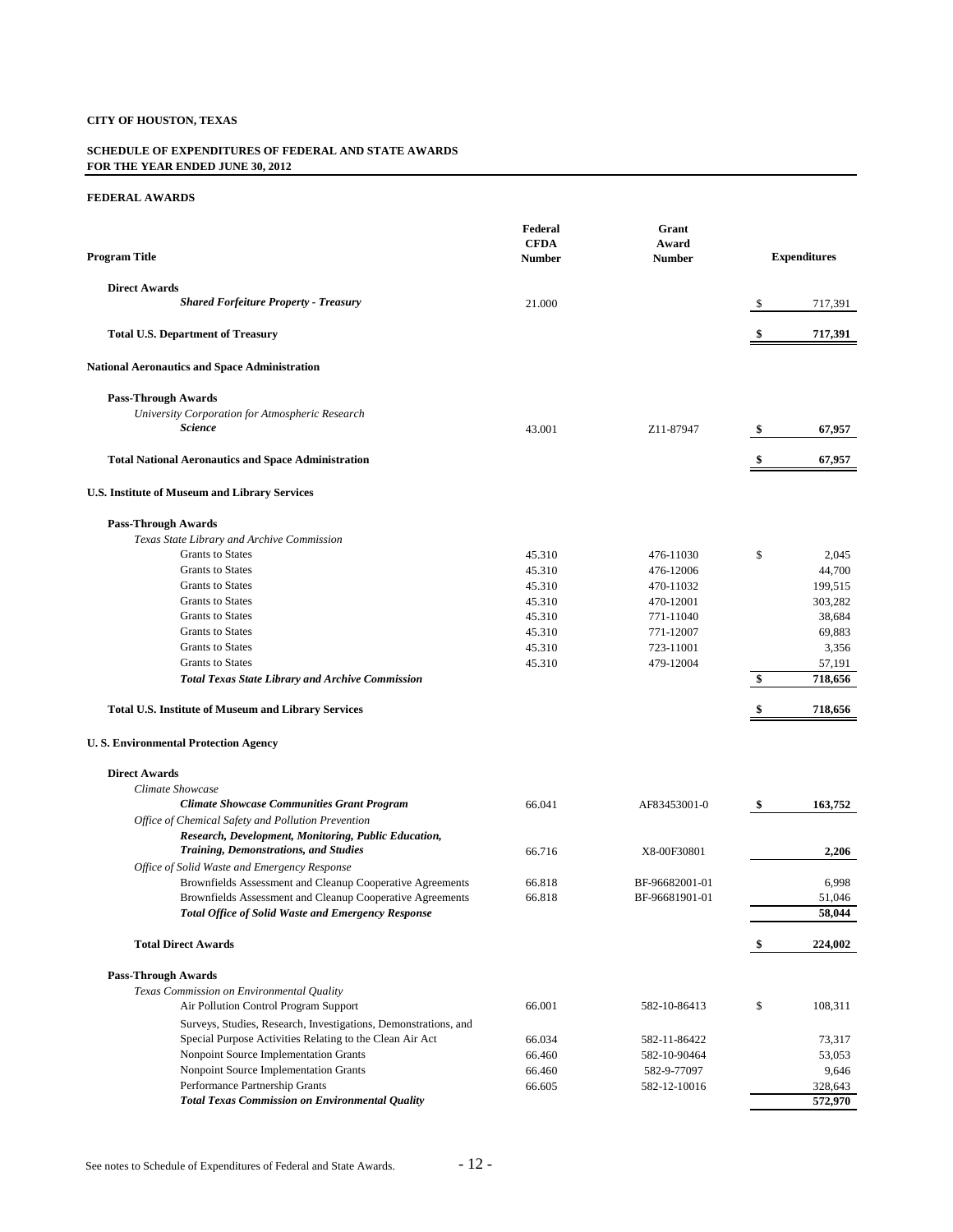**CITY OF HOUSTON, TEXAS**

**SCHEDULE OF EXPENDITURES OF FEDERAL AND STATE AWARDS**
**FOR THE YEAR ENDED JUNE 30, 2012**

**FEDERAL AWARDS**

| Program Title | Federal CFDA Number | Grant Award Number | Expenditures |
|---|---|---|---|
| **Direct Awards** | | | |
| ***Shared Forfeiture Property - Treasury*** | 21.000 | | $ 717,391 |
| **Total U.S. Department of Treasury** | | | **$ 717,391** |
| **National Aeronautics and Space Administration** | | | |
| **Pass-Through Awards** | | | |
| *University Corporation for Atmospheric Research* | | | |
| ***Science*** | 43.001 | Z11-87947 | **$ 67,957** |
| **Total National Aeronautics and Space Administration** | | | **$ 67,957** |
| **U.S. Institute of Museum and Library Services** | | | |
| **Pass-Through Awards** | | | |
| *Texas State Library and Archive Commission* | | | |
| Grants to States | 45.310 | 476-11030 | $ 2,045 |
| Grants to States | 45.310 | 476-12006 | 44,700 |
| Grants to States | 45.310 | 470-11032 | 199,515 |
| Grants to States | 45.310 | 470-12001 | 303,282 |
| Grants to States | 45.310 | 771-11040 | 38,684 |
| Grants to States | 45.310 | 771-12007 | 69,883 |
| Grants to States | 45.310 | 723-11001 | 3,356 |
| Grants to States | 45.310 | 479-12004 | 57,191 |
| ***Total Texas State Library and Archive Commission*** | | | **$ 718,656** |
| **Total U.S. Institute of Museum and Library Services** | | | **$ 718,656** |
| **U. S. Environmental Protection Agency** | | | |
| **Direct Awards** | | | |
| *Climate Showcase* | | | |
| ***Climate Showcase Communities Grant Program*** | 66.041 | AF83453001-0 | **$ 163,752** |
| *Office of Chemical Safety and Pollution Prevention* | | | |
| ***Research, Development, Monitoring, Public Education, Training, Demonstrations, and Studies*** | 66.716 | X8-00F30801 | **2,206** |
| *Office of Solid Waste and Emergency Response* | | | |
| Brownfields Assessment and Cleanup Cooperative Agreements | 66.818 | BF-96682001-01 | 6,998 |
| Brownfields Assessment and Cleanup Cooperative Agreements | 66.818 | BF-96681901-01 | 51,046 |
| ***Total Office of Solid Waste and Emergency Response*** | | | **58,044** |
| **Total Direct Awards** | | | **$ 224,002** |
| **Pass-Through Awards** | | | |
| *Texas Commission on Environmental Quality* | | | |
| Air Pollution Control Program Support | 66.001 | 582-10-86413 | $ 108,311 |
| Surveys, Studies, Research, Investigations, Demonstrations, and Special Purpose Activities Relating to the Clean Air Act | 66.034 | 582-11-86422 | 73,317 |
| Nonpoint Source Implementation Grants | 66.460 | 582-10-90464 | 53,053 |
| Nonpoint Source Implementation Grants | 66.460 | 582-9-77097 | 9,646 |
| Performance Partnership Grants | 66.605 | 582-12-10016 | 328,643 |
| ***Total Texas Commission on Environmental Quality*** | | | **572,970** |

See notes to Schedule of Expenditures of Federal and State Awards.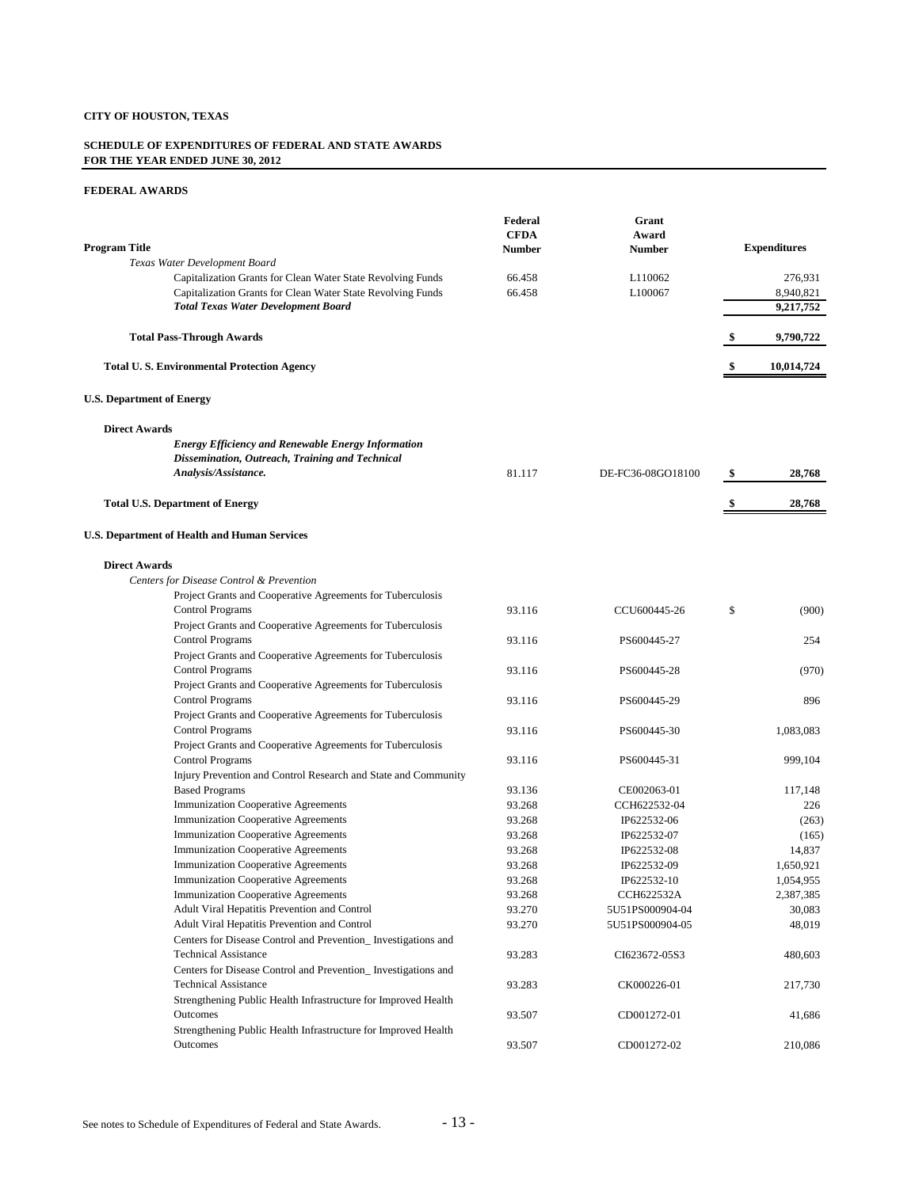**CITY OF HOUSTON, TEXAS**

**SCHEDULE OF EXPENDITURES OF FEDERAL AND STATE AWARDS**
**FOR THE YEAR ENDED JUNE 30, 2012**

**FEDERAL AWARDS**

| Program Title | Federal CFDA Number | Grant Award Number | Expenditures |
|---|---|---|---|
| *Texas Water Development Board* | | | |
| Capitalization Grants for Clean Water State Revolving Funds | 66.458 | L110062 | 276,931 |
| Capitalization Grants for Clean Water State Revolving Funds | 66.458 | L100067 | 8,940,821 |
| ***Total Texas Water Development Board*** | | | **9,217,752** |
| **Total Pass-Through Awards** | | | **$ 9,790,722** |
| **Total U. S. Environmental Protection Agency** | | | **$ 10,014,724** |
| **U.S. Department of Energy** | | | |
| **Direct Awards** | | | |
| ***Energy Efficiency and Renewable Energy Information Dissemination, Outreach, Training and Technical Analysis/Assistance.*** | 81.117 | DE-FC36-08GO18100 | **$ 28,768** |
| **Total U.S. Department of Energy** | | | **$ 28,768** |
| **U.S. Department of Health and Human Services** | | | |
| **Direct Awards** | | | |
| *Centers for Disease Control & Prevention* | | | |
| Project Grants and Cooperative Agreements for Tuberculosis Control Programs | 93.116 | CCU600445-26 | $ (900) |
| Project Grants and Cooperative Agreements for Tuberculosis Control Programs | 93.116 | PS600445-27 | 254 |
| Project Grants and Cooperative Agreements for Tuberculosis Control Programs | 93.116 | PS600445-28 | (970) |
| Project Grants and Cooperative Agreements for Tuberculosis Control Programs | 93.116 | PS600445-29 | 896 |
| Project Grants and Cooperative Agreements for Tuberculosis Control Programs | 93.116 | PS600445-30 | 1,083,083 |
| Project Grants and Cooperative Agreements for Tuberculosis Control Programs | 93.116 | PS600445-31 | 999,104 |
| Injury Prevention and Control Research and State and Community Based Programs | 93.136 | CE002063-01 | 117,148 |
| Immunization Cooperative Agreements | 93.268 | CCH622532-04 | 226 |
| Immunization Cooperative Agreements | 93.268 | IP622532-06 | (263) |
| Immunization Cooperative Agreements | 93.268 | IP622532-07 | (165) |
| Immunization Cooperative Agreements | 93.268 | IP622532-08 | 14,837 |
| Immunization Cooperative Agreements | 93.268 | IP622532-09 | 1,650,921 |
| Immunization Cooperative Agreements | 93.268 | IP622532-10 | 1,054,955 |
| Immunization Cooperative Agreements | 93.268 | CCH622532A | 2,387,385 |
| Adult Viral Hepatitis Prevention and Control | 93.270 | 5U51PS000904-04 | 30,083 |
| Adult Viral Hepatitis Prevention and Control | 93.270 | 5U51PS000904-05 | 48,019 |
| Centers for Disease Control and Prevention_ Investigations and Technical Assistance | 93.283 | CI623672-05S3 | 480,603 |
| Centers for Disease Control and Prevention_ Investigations and Technical Assistance | 93.283 | CK000226-01 | 217,730 |
| Strengthening Public Health Infrastructure for Improved Health Outcomes | 93.507 | CD001272-01 | 41,686 |
| Strengthening Public Health Infrastructure for Improved Health Outcomes | 93.507 | CD001272-02 | 210,086 |

See notes to Schedule of Expenditures of Federal and State Awards.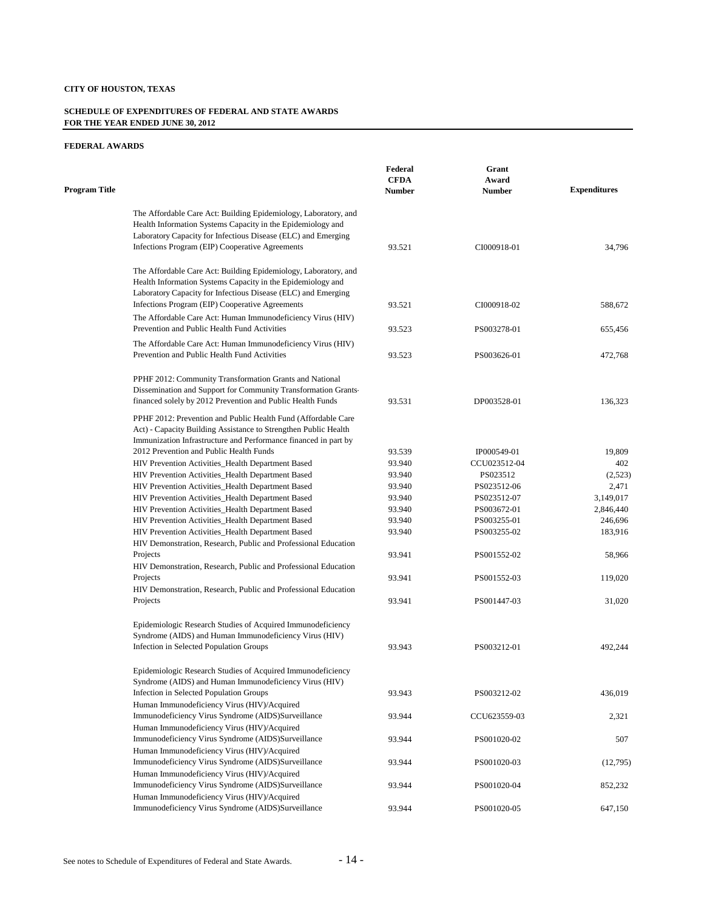**CITY OF HOUSTON, TEXAS**

**SCHEDULE OF EXPENDITURES OF FEDERAL AND STATE AWARDS**
**FOR THE YEAR ENDED JUNE 30, 2012**

**FEDERAL AWARDS**

| Program Title | Federal CFDA Number | Grant Award Number | Expenditures |
|---|---|---|---|
| The Affordable Care Act: Building Epidemiology, Laboratory, and Health Information Systems Capacity in the Epidemiology and Laboratory Capacity for Infectious Disease (ELC) and Emerging Infections Program (EIP) Cooperative Agreements | 93.521 | CI000918-01 | 34,796 |
| The Affordable Care Act: Building Epidemiology, Laboratory, and Health Information Systems Capacity in the Epidemiology and Laboratory Capacity for Infectious Disease (ELC) and Emerging Infections Program (EIP) Cooperative Agreements | 93.521 | CI000918-02 | 588,672 |
| The Affordable Care Act: Human Immunodeficiency Virus (HIV) Prevention and Public Health Fund Activities | 93.523 | PS003278-01 | 655,456 |
| The Affordable Care Act: Human Immunodeficiency Virus (HIV) Prevention and Public Health Fund Activities | 93.523 | PS003626-01 | 472,768 |
| PPHF 2012: Community Transformation Grants and National Dissemination and Support for Community Transformation Grants-financed solely by 2012 Prevention and Public Health Funds | 93.531 | DP003528-01 | 136,323 |
| PPHF 2012: Prevention and Public Health Fund (Affordable Care Act) - Capacity Building Assistance to Strengthen Public Health Immunization Infrastructure and Performance financed in part by 2012 Prevention and Public Health Funds | 93.539 | IP000549-01 | 19,809 |
| HIV Prevention Activities_Health Department Based | 93.940 | CCU023512-04 | 402 |
| HIV Prevention Activities_Health Department Based | 93.940 | PS023512 | (2,523) |
| HIV Prevention Activities_Health Department Based | 93.940 | PS023512-06 | 2,471 |
| HIV Prevention Activities_Health Department Based | 93.940 | PS023512-07 | 3,149,017 |
| HIV Prevention Activities_Health Department Based | 93.940 | PS003672-01 | 2,846,440 |
| HIV Prevention Activities_Health Department Based | 93.940 | PS003255-01 | 246,696 |
| HIV Prevention Activities_Health Department Based | 93.940 | PS003255-02 | 183,916 |
| HIV Demonstration, Research, Public and Professional Education Projects | 93.941 | PS001552-02 | 58,966 |
| HIV Demonstration, Research, Public and Professional Education Projects | 93.941 | PS001552-03 | 119,020 |
| HIV Demonstration, Research, Public and Professional Education Projects | 93.941 | PS001447-03 | 31,020 |
| Epidemiologic Research Studies of Acquired Immunodeficiency Syndrome (AIDS) and Human Immunodeficiency Virus (HIV) Infection in Selected Population Groups | 93.943 | PS003212-01 | 492,244 |
| Epidemiologic Research Studies of Acquired Immunodeficiency Syndrome (AIDS) and Human Immunodeficiency Virus (HIV) Infection in Selected Population Groups | 93.943 | PS003212-02 | 436,019 |
| Human Immunodeficiency Virus (HIV)/Acquired Immunodeficiency Virus Syndrome (AIDS)Surveillance | 93.944 | CCU623559-03 | 2,321 |
| Human Immunodeficiency Virus (HIV)/Acquired Immunodeficiency Virus Syndrome (AIDS)Surveillance | 93.944 | PS001020-02 | 507 |
| Human Immunodeficiency Virus (HIV)/Acquired Immunodeficiency Virus Syndrome (AIDS)Surveillance | 93.944 | PS001020-03 | (12,795) |
| Human Immunodeficiency Virus (HIV)/Acquired Immunodeficiency Virus Syndrome (AIDS)Surveillance | 93.944 | PS001020-04 | 852,232 |
| Human Immunodeficiency Virus (HIV)/Acquired Immunodeficiency Virus Syndrome (AIDS)Surveillance | 93.944 | PS001020-05 | 647,150 |

See notes to Schedule of Expenditures of Federal and State Awards.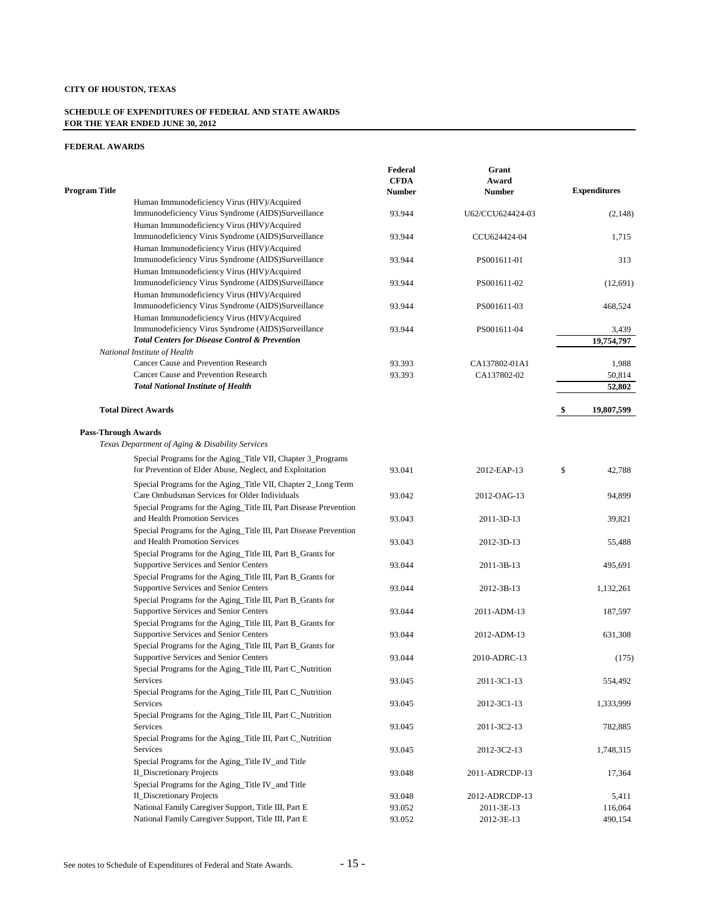**CITY OF HOUSTON, TEXAS**

**SCHEDULE OF EXPENDITURES OF FEDERAL AND STATE AWARDS**
**FOR THE YEAR ENDED JUNE 30, 2012**

**FEDERAL AWARDS**

| Program Title | Federal CFDA Number | Grant Award Number | Expenditures |
|---|---|---|---|
| Human Immunodeficiency Virus (HIV)/Acquired Immunodeficiency Virus Syndrome (AIDS)Surveillance | 93.944 | U62/CCU624424-03 | (2,148) |
| Human Immunodeficiency Virus (HIV)/Acquired Immunodeficiency Virus Syndrome (AIDS)Surveillance | 93.944 | CCU624424-04 | 1,715 |
| Human Immunodeficiency Virus (HIV)/Acquired Immunodeficiency Virus Syndrome (AIDS)Surveillance | 93.944 | PS001611-01 | 313 |
| Human Immunodeficiency Virus (HIV)/Acquired Immunodeficiency Virus Syndrome (AIDS)Surveillance | 93.944 | PS001611-02 | (12,691) |
| Human Immunodeficiency Virus (HIV)/Acquired Immunodeficiency Virus Syndrome (AIDS)Surveillance | 93.944 | PS001611-03 | 468,524 |
| Human Immunodeficiency Virus (HIV)/Acquired Immunodeficiency Virus Syndrome (AIDS)Surveillance | 93.944 | PS001611-04 | 3,439 |
| ***Total Centers for Disease Control & Prevention*** | | | **19,754,797** |
| *National Institute of Health* | | | |
| Cancer Cause and Prevention Research | 93.393 | CA137802-01A1 | 1,988 |
| Cancer Cause and Prevention Research | 93.393 | CA137802-02 | 50,814 |
| ***Total National Institute of Health*** | | | **52,802** |
| **Total Direct Awards** | | | **$ 19,807,599** |
| **Pass-Through Awards** | | | |
| *Texas Department of Aging & Disability Services* | | | |
| Special Programs for the Aging_Title VII, Chapter 3_Programs for Prevention of Elder Abuse, Neglect, and Exploitation | 93.041 | 2012-EAP-13 | $ 42,788 |
| Special Programs for the Aging_Title VII, Chapter 2_Long Term Care Ombudsman Services for Older Individuals | 93.042 | 2012-OAG-13 | 94,899 |
| Special Programs for the Aging_Title III, Part Disease Prevention and Health Promotion Services | 93.043 | 2011-3D-13 | 39,821 |
| Special Programs for the Aging_Title III, Part Disease Prevention and Health Promotion Services | 93.043 | 2012-3D-13 | 55,488 |
| Special Programs for the Aging_Title III, Part B_Grants for Supportive Services and Senior Centers | 93.044 | 2011-3B-13 | 495,691 |
| Special Programs for the Aging_Title III, Part B_Grants for Supportive Services and Senior Centers | 93.044 | 2012-3B-13 | 1,132,261 |
| Special Programs for the Aging_Title III, Part B_Grants for Supportive Services and Senior Centers | 93.044 | 2011-ADM-13 | 187,597 |
| Special Programs for the Aging_Title III, Part B_Grants for Supportive Services and Senior Centers | 93.044 | 2012-ADM-13 | 631,308 |
| Special Programs for the Aging_Title III, Part B_Grants for Supportive Services and Senior Centers | 93.044 | 2010-ADRC-13 | (175) |
| Special Programs for the Aging_Title III, Part C_Nutrition Services | 93.045 | 2011-3C1-13 | 554,492 |
| Special Programs for the Aging_Title III, Part C_Nutrition Services | 93.045 | 2012-3C1-13 | 1,333,999 |
| Special Programs for the Aging_Title III, Part C_Nutrition Services | 93.045 | 2011-3C2-13 | 782,885 |
| Special Programs for the Aging_Title III, Part C_Nutrition Services | 93.045 | 2012-3C2-13 | 1,748,315 |
| Special Programs for the Aging_Title IV_and Title II_Discretionary Projects | 93.048 | 2011-ADRCDP-13 | 17,364 |
| Special Programs for the Aging_Title IV_and Title II_Discretionary Projects | 93.048 | 2012-ADRCDP-13 | 5,411 |
| National Family Caregiver Support, Title III, Part E | 93.052 | 2011-3E-13 | 116,064 |
| National Family Caregiver Support, Title III, Part E | 93.052 | 2012-3E-13 | 490,154 |

See notes to Schedule of Expenditures of Federal and State Awards.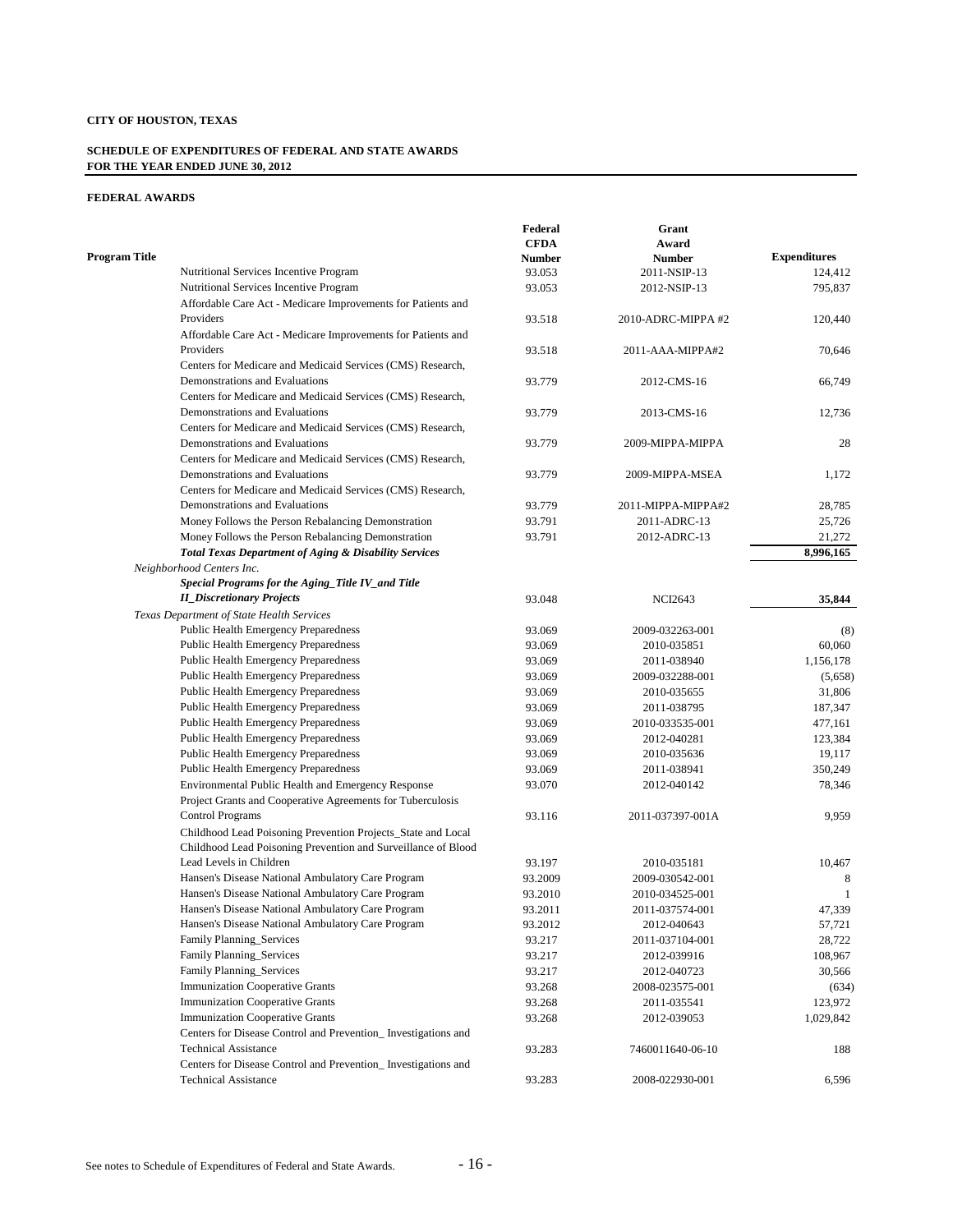**CITY OF HOUSTON, TEXAS**

**SCHEDULE OF EXPENDITURES OF FEDERAL AND STATE AWARDS**
**FOR THE YEAR ENDED JUNE 30, 2012**

**FEDERAL AWARDS**

| Program Title | Federal CFDA Number | Grant Award Number | Expenditures |
|---|---|---|---|
| Nutritional Services Incentive Program | 93.053 | 2011-NSIP-13 | 124,412 |
| Nutritional Services Incentive Program | 93.053 | 2012-NSIP-13 | 795,837 |
| Affordable Care Act - Medicare Improvements for Patients and Providers | 93.518 | 2010-ADRC-MIPPA #2 | 120,440 |
| Affordable Care Act - Medicare Improvements for Patients and Providers | 93.518 | 2011-AAA-MIPPA#2 | 70,646 |
| Centers for Medicare and Medicaid Services (CMS) Research, Demonstrations and Evaluations | 93.779 | 2012-CMS-16 | 66,749 |
| Centers for Medicare and Medicaid Services (CMS) Research, Demonstrations and Evaluations | 93.779 | 2013-CMS-16 | 12,736 |
| Centers for Medicare and Medicaid Services (CMS) Research, Demonstrations and Evaluations | 93.779 | 2009-MIPPA-MIPPA | 28 |
| Centers for Medicare and Medicaid Services (CMS) Research, Demonstrations and Evaluations | 93.779 | 2009-MIPPA-MSEA | 1,172 |
| Centers for Medicare and Medicaid Services (CMS) Research, Demonstrations and Evaluations | 93.779 | 2011-MIPPA-MIPPA#2 | 28,785 |
| Money Follows the Person Rebalancing Demonstration | 93.791 | 2011-ADRC-13 | 25,726 |
| Money Follows the Person Rebalancing Demonstration | 93.791 | 2012-ADRC-13 | 21,272 |
| ***Total Texas Department of Aging & Disability Services*** | | | **8,996,165** |
| *Neighborhood Centers Inc.* | | | |
| ***Special Programs for the Aging_Title IV_and Title II_Discretionary Projects*** | 93.048 | NCI2643 | **35,844** |
| *Texas Department of State Health Services* | | | |
| Public Health Emergency Preparedness | 93.069 | 2009-032263-001 | (8) |
| Public Health Emergency Preparedness | 93.069 | 2010-035851 | 60,060 |
| Public Health Emergency Preparedness | 93.069 | 2011-038940 | 1,156,178 |
| Public Health Emergency Preparedness | 93.069 | 2009-032288-001 | (5,658) |
| Public Health Emergency Preparedness | 93.069 | 2010-035655 | 31,806 |
| Public Health Emergency Preparedness | 93.069 | 2011-038795 | 187,347 |
| Public Health Emergency Preparedness | 93.069 | 2010-033535-001 | 477,161 |
| Public Health Emergency Preparedness | 93.069 | 2012-040281 | 123,384 |
| Public Health Emergency Preparedness | 93.069 | 2010-035636 | 19,117 |
| Public Health Emergency Preparedness | 93.069 | 2011-038941 | 350,249 |
| Environmental Public Health and Emergency Response | 93.070 | 2012-040142 | 78,346 |
| Project Grants and Cooperative Agreements for Tuberculosis Control Programs | 93.116 | 2011-037397-001A | 9,959 |
| Childhood Lead Poisoning Prevention Projects_State and Local Childhood Lead Poisoning Prevention and Surveillance of Blood Lead Levels in Children | 93.197 | 2010-035181 | 10,467 |
| Hansen's Disease National Ambulatory Care Program | 93.2009 | 2009-030542-001 | 8 |
| Hansen's Disease National Ambulatory Care Program | 93.2010 | 2010-034525-001 | 1 |
| Hansen's Disease National Ambulatory Care Program | 93.2011 | 2011-037574-001 | 47,339 |
| Hansen's Disease National Ambulatory Care Program | 93.2012 | 2012-040643 | 57,721 |
| Family Planning_Services | 93.217 | 2011-037104-001 | 28,722 |
| Family Planning_Services | 93.217 | 2012-039916 | 108,967 |
| Family Planning_Services | 93.217 | 2012-040723 | 30,566 |
| Immunization Cooperative Grants | 93.268 | 2008-023575-001 | (634) |
| Immunization Cooperative Grants | 93.268 | 2011-035541 | 123,972 |
| Immunization Cooperative Grants | 93.268 | 2012-039053 | 1,029,842 |
| Centers for Disease Control and Prevention_ Investigations and Technical Assistance | 93.283 | 7460011640-06-10 | 188 |
| Centers for Disease Control and Prevention_ Investigations and Technical Assistance | 93.283 | 2008-022930-001 | 6,596 |

See notes to Schedule of Expenditures of Federal and State Awards.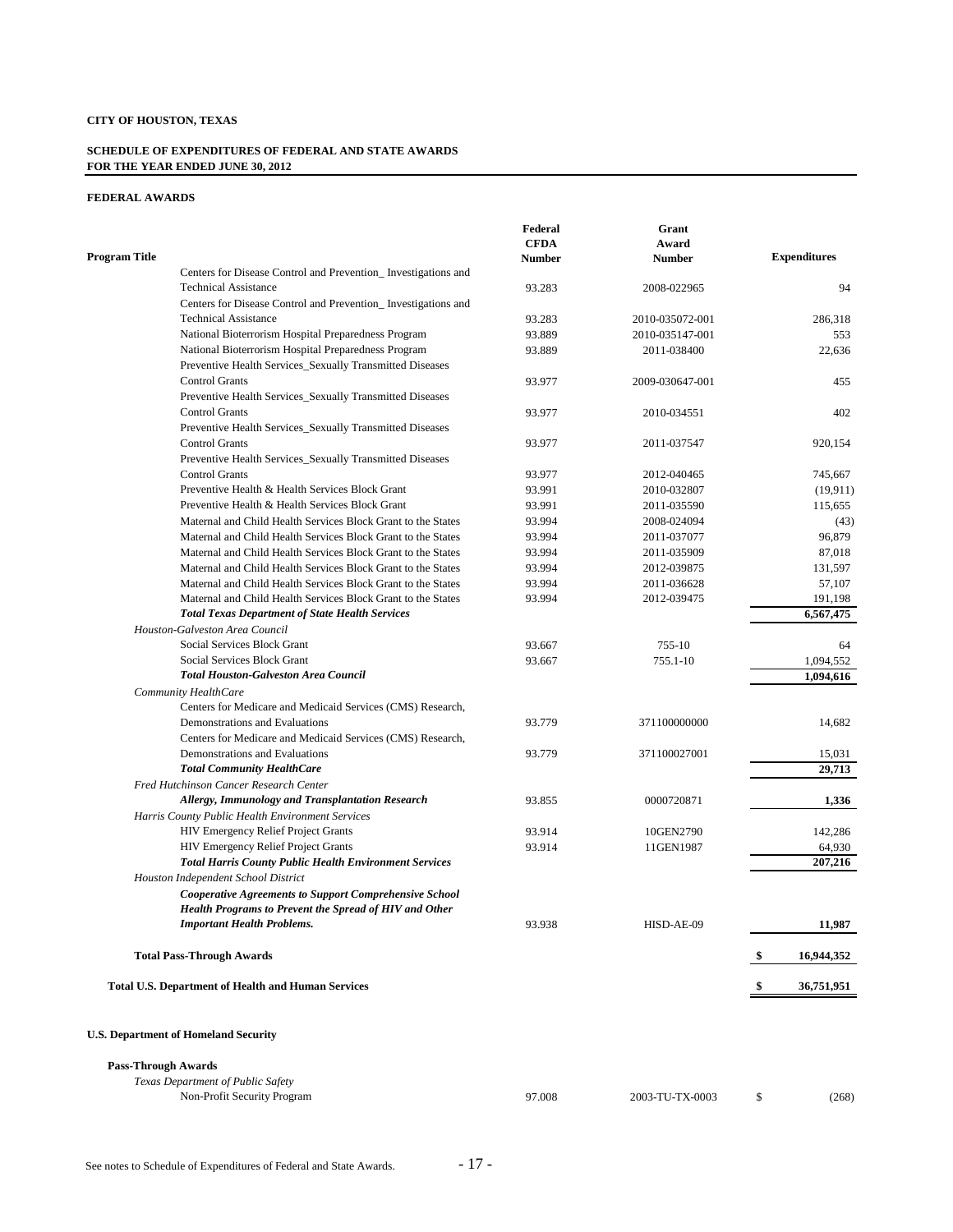**CITY OF HOUSTON, TEXAS**

**SCHEDULE OF EXPENDITURES OF FEDERAL AND STATE AWARDS**
**FOR THE YEAR ENDED JUNE 30, 2012**

**FEDERAL AWARDS**

| Program Title | Federal CFDA Number | Grant Award Number | Expenditures |
|---|---|---|---|
| Centers for Disease Control and Prevention_ Investigations and Technical Assistance | 93.283 | 2008-022965 | 94 |
| Centers for Disease Control and Prevention_ Investigations and Technical Assistance | 93.283 | 2010-035072-001 | 286,318 |
| National Bioterrorism Hospital Preparedness Program | 93.889 | 2010-035147-001 | 553 |
| National Bioterrorism Hospital Preparedness Program | 93.889 | 2011-038400 | 22,636 |
| Preventive Health Services_Sexually Transmitted Diseases Control Grants | 93.977 | 2009-030647-001 | 455 |
| Preventive Health Services_Sexually Transmitted Diseases Control Grants | 93.977 | 2010-034551 | 402 |
| Preventive Health Services_Sexually Transmitted Diseases Control Grants | 93.977 | 2011-037547 | 920,154 |
| Preventive Health Services_Sexually Transmitted Diseases Control Grants | 93.977 | 2012-040465 | 745,667 |
| Preventive Health & Health Services Block Grant | 93.991 | 2010-032807 | (19,911) |
| Preventive Health & Health Services Block Grant | 93.991 | 2011-035590 | 115,655 |
| Maternal and Child Health Services Block Grant to the States | 93.994 | 2008-024094 | (43) |
| Maternal and Child Health Services Block Grant to the States | 93.994 | 2011-037077 | 96,879 |
| Maternal and Child Health Services Block Grant to the States | 93.994 | 2011-035909 | 87,018 |
| Maternal and Child Health Services Block Grant to the States | 93.994 | 2012-039875 | 131,597 |
| Maternal and Child Health Services Block Grant to the States | 93.994 | 2011-036628 | 57,107 |
| Maternal and Child Health Services Block Grant to the States | 93.994 | 2012-039475 | 191,198 |
| ***Total Texas Department of State Health Services*** | | | **6,567,475** |
| *Houston-Galveston Area Council* | | | |
| Social Services Block Grant | 93.667 | 755-10 | 64 |
| Social Services Block Grant | 93.667 | 755.1-10 | 1,094,552 |
| ***Total Houston-Galveston Area Council*** | | | **1,094,616** |
| *Community HealthCare* | | | |
| Centers for Medicare and Medicaid Services (CMS) Research, Demonstrations and Evaluations | 93.779 | 371100000000 | 14,682 |
| Centers for Medicare and Medicaid Services (CMS) Research, Demonstrations and Evaluations | 93.779 | 371100027001 | 15,031 |
| ***Total Community HealthCare*** | | | **29,713** |
| *Fred Hutchinson Cancer Research Center* | | | |
| ***Allergy, Immunology and Transplantation Research*** | 93.855 | 0000720871 | **1,336** |
| *Harris County Public Health Environment Services* | | | |
| HIV Emergency Relief Project Grants | 93.914 | 10GEN2790 | 142,286 |
| HIV Emergency Relief Project Grants | 93.914 | 11GEN1987 | 64,930 |
| ***Total Harris County Public Health Environment Services*** | | | **207,216** |
| *Houston Independent School District* | | | |
| ***Cooperative Agreements to Support Comprehensive School Health Programs to Prevent the Spread of HIV and Other Important Health Problems.*** | 93.938 | HISD-AE-09 | **11,987** |
| **Total Pass-Through Awards** | | | **$ 16,944,352** |
| **Total U.S. Department of Health and Human Services** | | | **$ 36,751,951** |

**U.S. Department of Homeland Security**

| Program Title | Federal CFDA Number | Grant Award Number | Expenditures |
|---|---|---|---|
| **Pass-Through Awards** | | | |
| *Texas Department of Public Safety* | | | |
| Non-Profit Security Program | 97.008 | 2003-TU-TX-0003 | $ (268) |

See notes to Schedule of Expenditures of Federal and State Awards.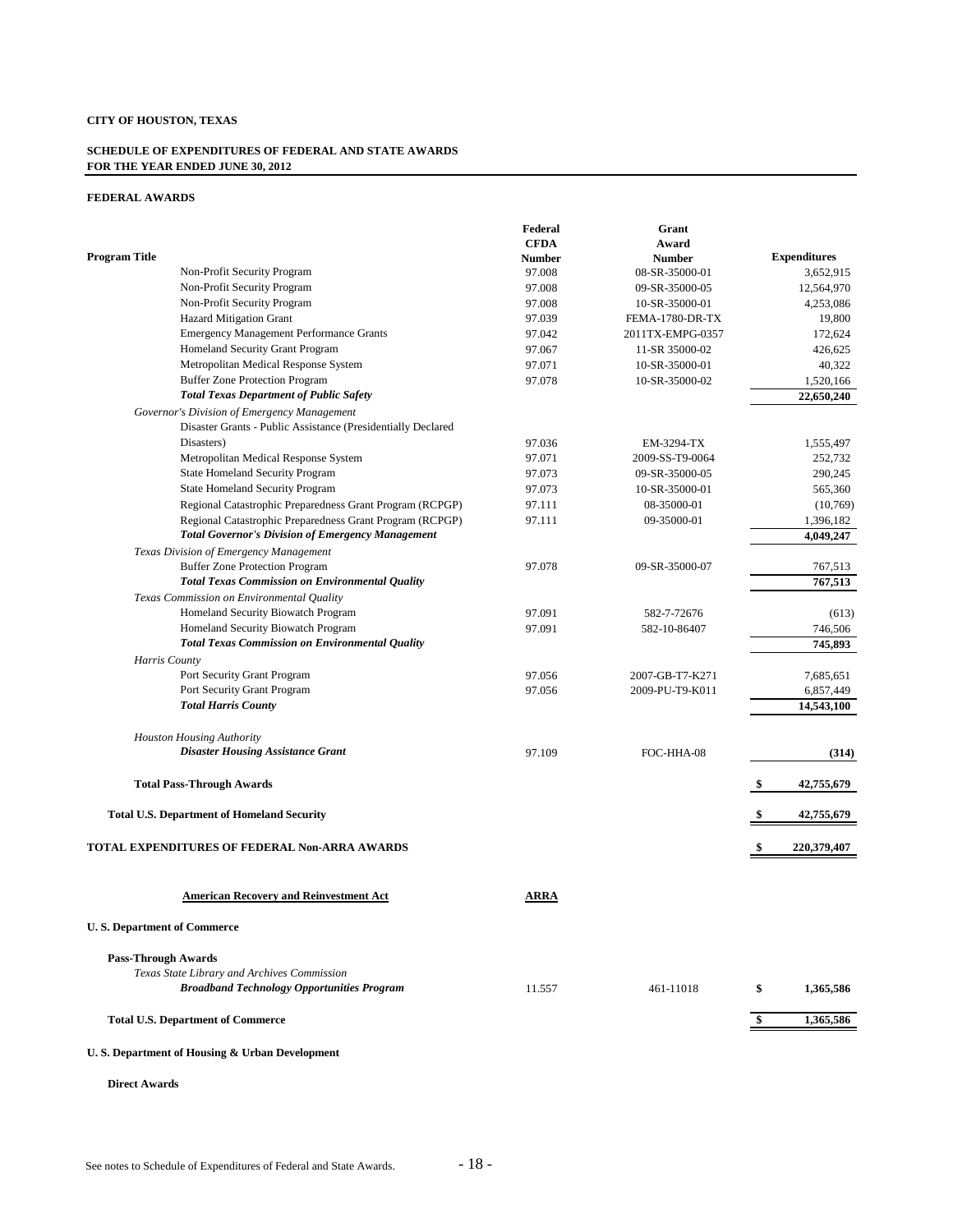**CITY OF HOUSTON, TEXAS**

**SCHEDULE OF EXPENDITURES OF FEDERAL AND STATE AWARDS**
**FOR THE YEAR ENDED JUNE 30, 2012**

**FEDERAL AWARDS**

| Program Title | Federal CFDA Number | Grant Award Number | Expenditures |
|---|---|---|---|
| Non-Profit Security Program | 97.008 | 08-SR-35000-01 | 3,652,915 |
| Non-Profit Security Program | 97.008 | 09-SR-35000-05 | 12,564,970 |
| Non-Profit Security Program | 97.008 | 10-SR-35000-01 | 4,253,086 |
| Hazard Mitigation Grant | 97.039 | FEMA-1780-DR-TX | 19,800 |
| Emergency Management Performance Grants | 97.042 | 2011TX-EMPG-0357 | 172,624 |
| Homeland Security Grant Program | 97.067 | 11-SR 35000-02 | 426,625 |
| Metropolitan Medical Response System | 97.071 | 10-SR-35000-01 | 40,322 |
| Buffer Zone Protection Program | 97.078 | 10-SR-35000-02 | 1,520,166 |
| ***Total Texas Department of Public Safety*** | | | **22,650,240** |
| *Governor's Division of Emergency Management* | | | |
| Disaster Grants - Public Assistance (Presidentially Declared Disasters) | 97.036 | EM-3294-TX | 1,555,497 |
| Metropolitan Medical Response System | 97.071 | 2009-SS-T9-0064 | 252,732 |
| State Homeland Security Program | 97.073 | 09-SR-35000-05 | 290,245 |
| State Homeland Security Program | 97.073 | 10-SR-35000-01 | 565,360 |
| Regional Catastrophic Preparedness Grant Program (RCPGP) | 97.111 | 08-35000-01 | (10,769) |
| Regional Catastrophic Preparedness Grant Program (RCPGP) | 97.111 | 09-35000-01 | 1,396,182 |
| ***Total Governor's Division of Emergency Management*** | | | **4,049,247** |
| *Texas Division of Emergency Management* | | | |
| Buffer Zone Protection Program | 97.078 | 09-SR-35000-07 | 767,513 |
| ***Total Texas Commission on Environmental Quality*** | | | **767,513** |
| *Texas Commission on Environmental Quality* | | | |
| Homeland Security Biowatch Program | 97.091 | 582-7-72676 | (613) |
| Homeland Security Biowatch Program | 97.091 | 582-10-86407 | 746,506 |
| ***Total Texas Commission on Environmental Quality*** | | | **745,893** |
| *Harris County* | | | |
| Port Security Grant Program | 97.056 | 2007-GB-T7-K271 | 7,685,651 |
| Port Security Grant Program | 97.056 | 2009-PU-T9-K011 | 6,857,449 |
| ***Total Harris County*** | | | **14,543,100** |
| *Houston Housing Authority* | | | |
| ***Disaster Housing Assistance Grant*** | 97.109 | FOC-HHA-08 | **(314)** |
| **Total Pass-Through Awards** | | | **$ 42,755,679** |
| **Total U.S. Department of Homeland Security** | | | **$ 42,755,679** |
| **TOTAL EXPENDITURES OF FEDERAL Non-ARRA AWARDS** | | | **$ 220,379,407** |
| **American Recovery and Reinvestment Act** | **ARRA** | | |
| **U. S. Department of Commerce** | | | |
| **Pass-Through Awards** | | | |
| *Texas State Library and Archives Commission* | | | |
| ***Broadband Technology Opportunities Program*** | 11.557 | 461-11018 | **$ 1,365,586** |
| **Total U.S. Department of Commerce** | | | **$ 1,365,586** |
| **U. S. Department of Housing & Urban Development** | | | |
| **Direct Awards** | | | |

See notes to Schedule of Expenditures of Federal and State Awards.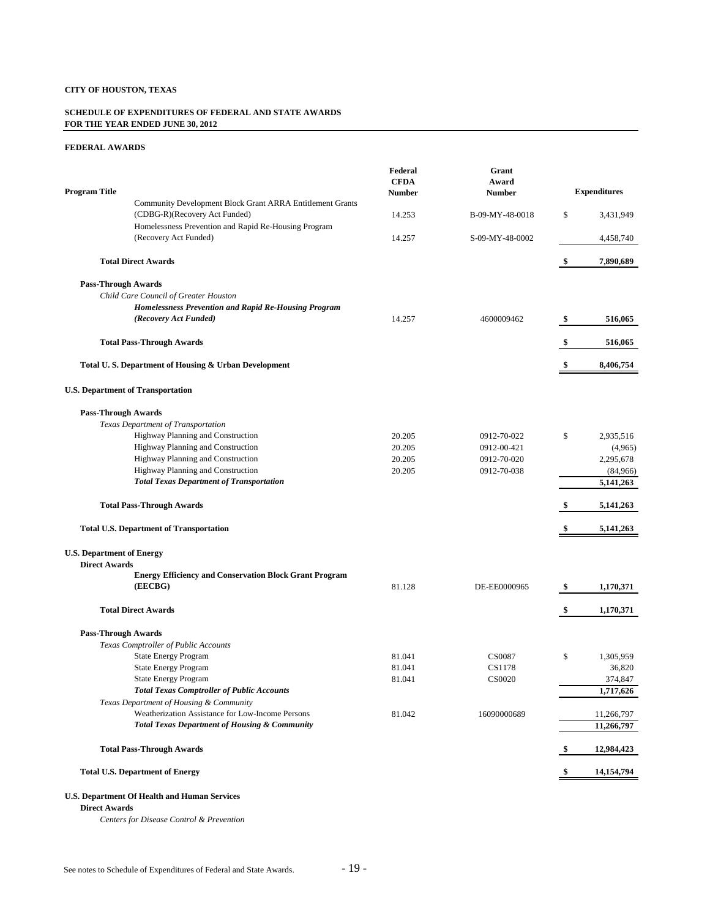**CITY OF HOUSTON, TEXAS**

**SCHEDULE OF EXPENDITURES OF FEDERAL AND STATE AWARDS**
**FOR THE YEAR ENDED JUNE 30, 2012**

**FEDERAL AWARDS**

| Program Title | Federal CFDA Number | Grant Award Number | Expenditures |
|---|---|---|---|
| Community Development Block Grant ARRA Entitlement Grants (CDBG-R)(Recovery Act Funded) | 14.253 | B-09-MY-48-0018 | $ 3,431,949 |
| Homelessness Prevention and Rapid Re-Housing Program (Recovery Act Funded) | 14.257 | S-09-MY-48-0002 | 4,458,740 |
| **Total Direct Awards** | | | **$ 7,890,689** |
| **Pass-Through Awards** | | | |
| *Child Care Council of Greater Houston* | | | |
| ***Homelessness Prevention and Rapid Re-Housing Program (Recovery Act Funded)*** | 14.257 | 4600009462 | **$ 516,065** |
| **Total Pass-Through Awards** | | | **$ 516,065** |
| **Total U. S. Department of Housing & Urban Development** | | | **$ 8,406,754** |
| **U.S. Department of Transportation** | | | |
| **Pass-Through Awards** | | | |
| *Texas Department of Transportation* | | | |
| Highway Planning and Construction | 20.205 | 0912-70-022 | $ 2,935,516 |
| Highway Planning and Construction | 20.205 | 0912-00-421 | (4,965) |
| Highway Planning and Construction | 20.205 | 0912-70-020 | 2,295,678 |
| Highway Planning and Construction | 20.205 | 0912-70-038 | (84,966) |
| ***Total Texas Department of Transportation*** | | | **5,141,263** |
| **Total Pass-Through Awards** | | | **$ 5,141,263** |
| **Total U.S. Department of Transportation** | | | **$ 5,141,263** |
| **U.S. Department of Energy** | | | |
| **Direct Awards** | | | |
| **Energy Efficiency and Conservation Block Grant Program (EECBG)** | 81.128 | DE-EE0000965 | **$ 1,170,371** |
| **Total Direct Awards** | | | **$ 1,170,371** |
| **Pass-Through Awards** | | | |
| *Texas Comptroller of Public Accounts* | | | |
| State Energy Program | 81.041 | CS0087 | $ 1,305,959 |
| State Energy Program | 81.041 | CS1178 | 36,820 |
| State Energy Program | 81.041 | CS0020 | 374,847 |
| ***Total Texas Comptroller of Public Accounts*** | | | **1,717,626** |
| *Texas Department of Housing & Community* | | | |
| Weatherization Assistance for Low-Income Persons | 81.042 | 16090000689 | 11,266,797 |
| ***Total Texas Department of Housing & Community*** | | | **11,266,797** |
| **Total Pass-Through Awards** | | | **$ 12,984,423** |
| **Total U.S. Department of Energy** | | | **$ 14,154,794** |
| **U.S. Department Of Health and Human Services** | | | |
| **Direct Awards** | | | |
| *Centers for Disease Control & Prevention* | | | |

See notes to Schedule of Expenditures of Federal and State Awards.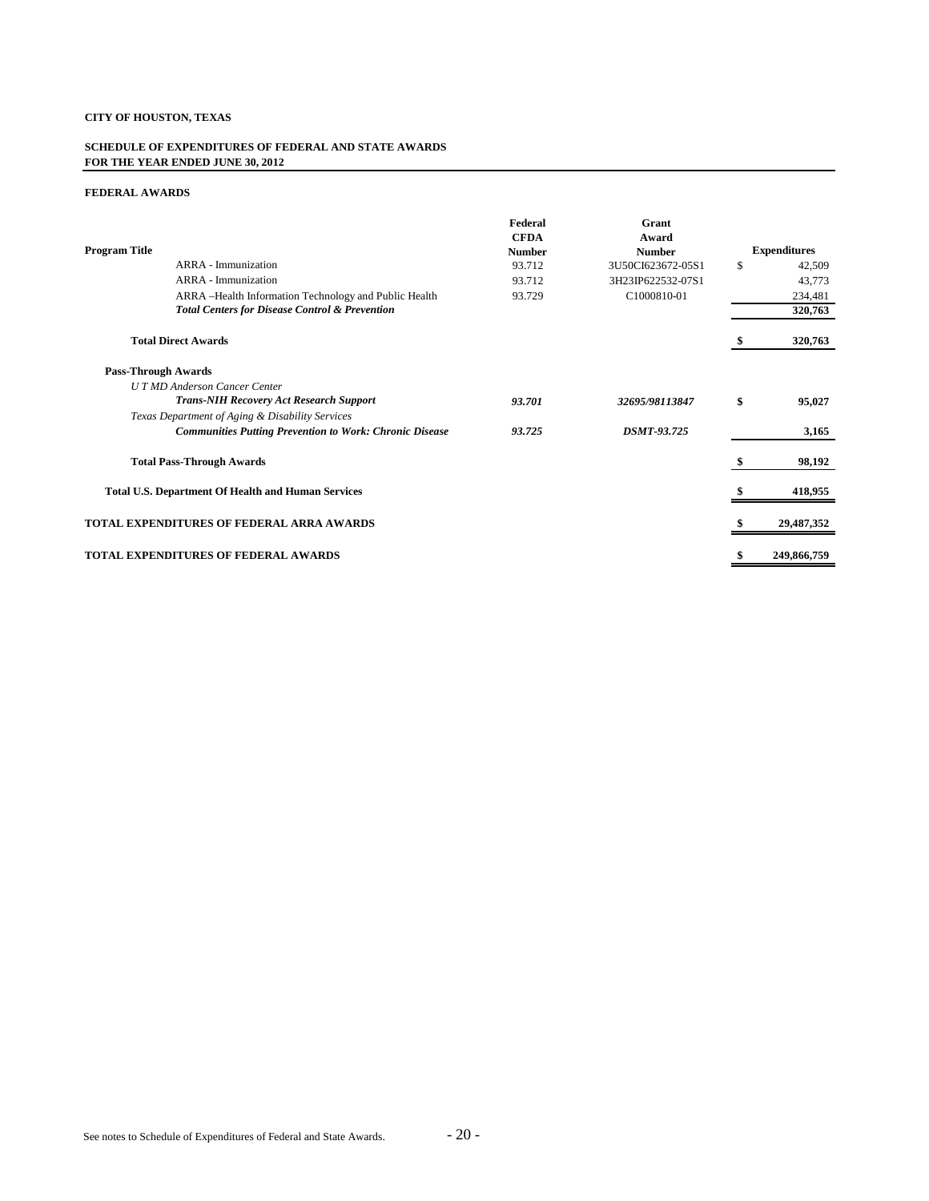**CITY OF HOUSTON, TEXAS**

**SCHEDULE OF EXPENDITURES OF FEDERAL AND STATE AWARDS**
**FOR THE YEAR ENDED JUNE 30, 2012**

**FEDERAL AWARDS**

| Program Title | Federal CFDA Number | Grant Award Number | Expenditures |
|---|---|---|---|
| ARRA - Immunization | 93.712 | 3U50CI623672-05S1 | $ 42,509 |
| ARRA - Immunization | 93.712 | 3H23IP622532-07S1 | 43,773 |
| ARRA –Health Information Technology and Public Health | 93.729 | C1000810-01 | 234,481 |
| ***Total Centers for Disease Control & Prevention*** | | | **320,763** |
| **Total Direct Awards** | | | **$ 320,763** |
| **Pass-Through Awards** | | | |
| *U T MD Anderson Cancer Center* | | | |
| ***Trans-NIH Recovery Act Research Support*** | ***93.701*** | ***32695/98113847*** | **$ 95,027** |
| *Texas Department of Aging & Disability Services* | | | |
| ***Communities Putting Prevention to Work: Chronic Disease*** | ***93.725*** | ***DSMT-93.725*** | **3,165** |
| **Total Pass-Through Awards** | | | **$ 98,192** |
| **Total U.S. Department Of Health and Human Services** | | | **$ 418,955** |
| **TOTAL EXPENDITURES OF FEDERAL ARRA AWARDS** | | | **$ 29,487,352** |
| **TOTAL EXPENDITURES OF FEDERAL AWARDS** | | | **$ 249,866,759** |

See notes to Schedule of Expenditures of Federal and State Awards.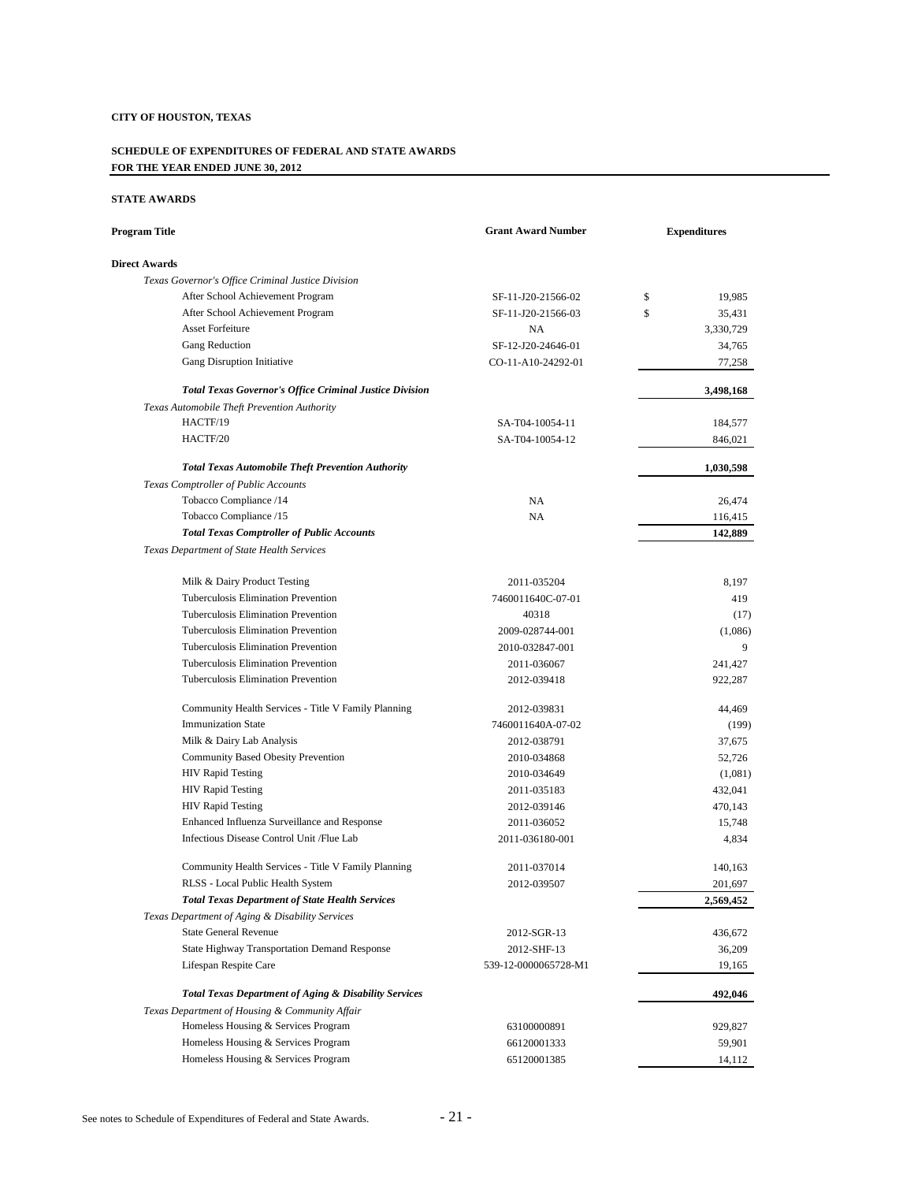**CITY OF HOUSTON, TEXAS**

**SCHEDULE OF EXPENDITURES OF FEDERAL AND STATE AWARDS**
**FOR THE YEAR ENDED JUNE 30, 2012**

**STATE AWARDS**

| Program Title | Grant Award Number | Expenditures |
|---|---|---|
| **Direct Awards** | | |
| *Texas Governor's Office Criminal Justice Division* | | |
| After School Achievement Program | SF-11-J20-21566-02 | $ 19,985 |
| After School Achievement Program | SF-11-J20-21566-03 | $ 35,431 |
| Asset Forfeiture | NA | 3,330,729 |
| Gang Reduction | SF-12-J20-24646-01 | 34,765 |
| Gang Disruption Initiative | CO-11-A10-24292-01 | 77,258 |
| ***Total Texas Governor's Office Criminal Justice Division*** | | **3,498,168** |
| *Texas Automobile Theft Prevention Authority* | | |
| HACTF/19 | SA-T04-10054-11 | 184,577 |
| HACTF/20 | SA-T04-10054-12 | 846,021 |
| ***Total Texas Automobile Theft Prevention Authority*** | | **1,030,598** |
| *Texas Comptroller of Public Accounts* | | |
| Tobacco Compliance /14 | NA | 26,474 |
| Tobacco Compliance /15 | NA | 116,415 |
| ***Total Texas Comptroller of Public Accounts*** | | **142,889** |
| *Texas Department of State Health Services* | | |
| Milk & Dairy Product Testing | 2011-035204 | 8,197 |
| Tuberculosis Elimination Prevention | 7460011640C-07-01 | 419 |
| Tuberculosis Elimination Prevention | 40318 | (17) |
| Tuberculosis Elimination Prevention | 2009-028744-001 | (1,086) |
| Tuberculosis Elimination Prevention | 2010-032847-001 | 9 |
| Tuberculosis Elimination Prevention | 2011-036067 | 241,427 |
| Tuberculosis Elimination Prevention | 2012-039418 | 922,287 |
| Community Health Services - Title V Family Planning | 2012-039831 | 44,469 |
| Immunization State | 7460011640A-07-02 | (199) |
| Milk & Dairy Lab Analysis | 2012-038791 | 37,675 |
| Community Based Obesity Prevention | 2010-034868 | 52,726 |
| HIV Rapid Testing | 2010-034649 | (1,081) |
| HIV Rapid Testing | 2011-035183 | 432,041 |
| HIV Rapid Testing | 2012-039146 | 470,143 |
| Enhanced Influenza Surveillance and Response | 2011-036052 | 15,748 |
| Infectious Disease Control Unit /Flue Lab | 2011-036180-001 | 4,834 |
| Community Health Services - Title V Family Planning | 2011-037014 | 140,163 |
| RLSS - Local Public Health System | 2012-039507 | 201,697 |
| ***Total Texas Department of State Health Services*** | | **2,569,452** |
| *Texas Department of Aging & Disability Services* | | |
| State General Revenue | 2012-SGR-13 | 436,672 |
| State Highway Transportation Demand Response | 2012-SHF-13 | 36,209 |
| Lifespan Respite Care | 539-12-0000065728-M1 | 19,165 |
| ***Total Texas Department of Aging & Disability Services*** | | **492,046** |
| *Texas Department of Housing & Community Affair* | | |
| Homeless Housing & Services Program | 63100000891 | 929,827 |
| Homeless Housing & Services Program | 66120001333 | 59,901 |
| Homeless Housing & Services Program | 65120001385 | 14,112 |

See notes to Schedule of Expenditures of Federal and State Awards.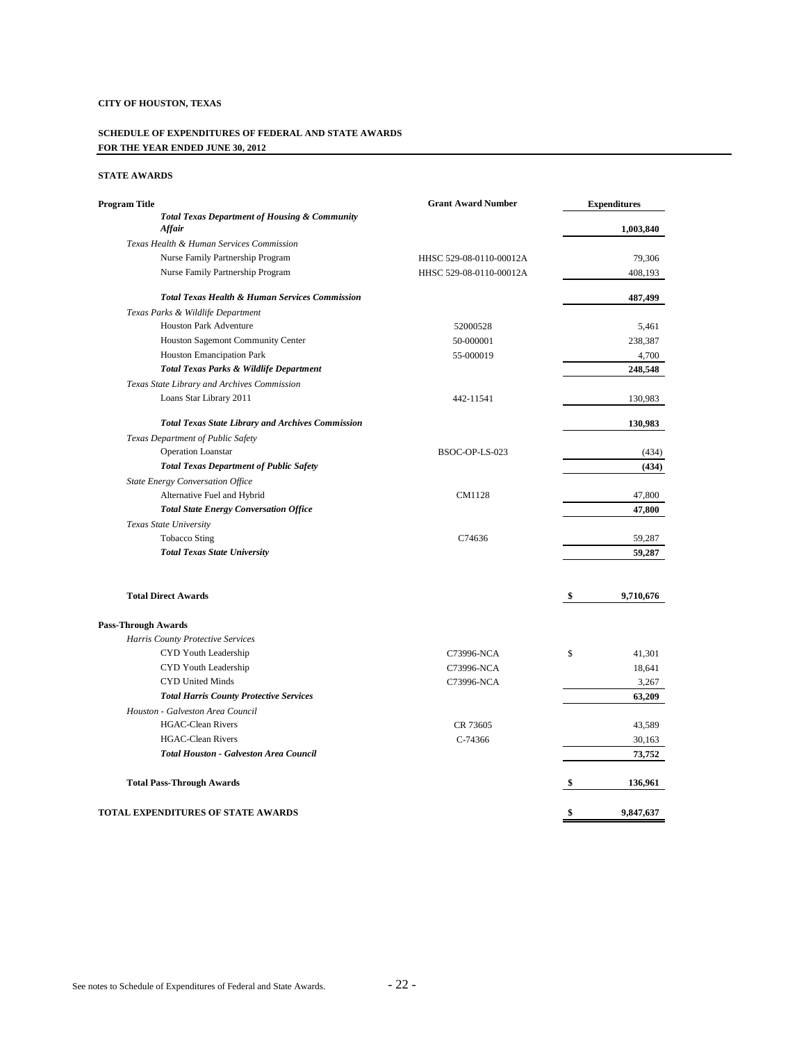**CITY OF HOUSTON, TEXAS**

**SCHEDULE OF EXPENDITURES OF FEDERAL AND STATE AWARDS**
**FOR THE YEAR ENDED JUNE 30, 2012**

**STATE AWARDS**

| Program Title | Grant Award Number | Expenditures |
|---|---|---|
| ***Total Texas Department of Housing & Community Affair*** | | **1,003,840** |
| *Texas Health & Human Services Commission* | | |
| Nurse Family Partnership Program | HHSC 529-08-0110-00012A | 79,306 |
| Nurse Family Partnership Program | HHSC 529-08-0110-00012A | 408,193 |
| ***Total Texas Health & Human Services Commission*** | | **487,499** |
| *Texas Parks & Wildlife Department* | | |
| Houston Park Adventure | 52000528 | 5,461 |
| Houston Sagemont Community Center | 50-000001 | 238,387 |
| Houston Emancipation Park | 55-000019 | 4,700 |
| ***Total Texas Parks & Wildlife Department*** | | **248,548** |
| *Texas State Library and Archives Commission* | | |
| Loans Star Library 2011 | 442-11541 | 130,983 |
| ***Total Texas State Library and Archives Commission*** | | **130,983** |
| *Texas Department of Public Safety* | | |
| Operation Loanstar | BSOC-OP-LS-023 | (434) |
| ***Total Texas Department of Public Safety*** | | **(434)** |
| *State Energy Conversation Office* | | |
| Alternative Fuel and Hybrid | CM1128 | 47,800 |
| ***Total State Energy Conversation Office*** | | **47,800** |
| *Texas State University* | | |
| Tobacco Sting | C74636 | 59,287 |
| ***Total Texas State University*** | | **59,287** |
| **Total Direct Awards** | | **$ 9,710,676** |
| **Pass-Through Awards** | | |
| *Harris County Protective Services* | | |
| CYD Youth Leadership | C73996-NCA | $ 41,301 |
| CYD Youth Leadership | C73996-NCA | 18,641 |
| CYD United Minds | C73996-NCA | 3,267 |
| ***Total Harris County Protective Services*** | | **63,209** |
| *Houston - Galveston Area Council* | | |
| HGAC-Clean Rivers | CR 73605 | 43,589 |
| HGAC-Clean Rivers | C-74366 | 30,163 |
| ***Total Houston - Galveston Area Council*** | | **73,752** |
| **Total Pass-Through Awards** | | **$ 136,961** |
| **TOTAL EXPENDITURES OF STATE AWARDS** | | **$ 9,847,637** |

See notes to Schedule of Expenditures of Federal and State Awards.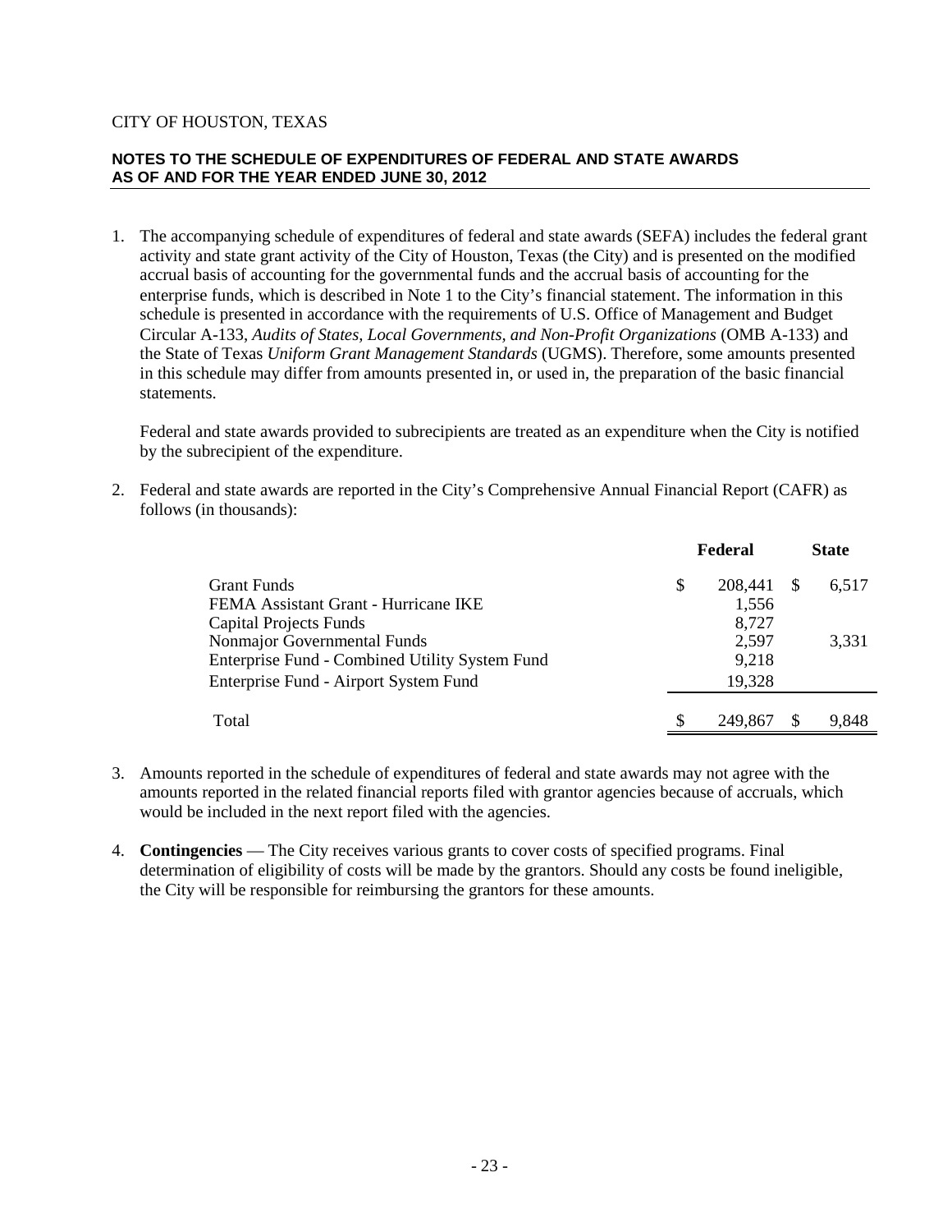CITY OF HOUSTON, TEXAS

## NOTES TO THE SCHEDULE OF EXPENDITURES OF FEDERAL AND STATE AWARDS AS OF AND FOR THE YEAR ENDED JUNE 30, 2012

1. The accompanying schedule of expenditures of federal and state awards (SEFA) includes the federal grant activity and state grant activity of the City of Houston, Texas (the City) and is presented on the modified accrual basis of accounting for the governmental funds and the accrual basis of accounting for the enterprise funds, which is described in Note 1 to the City's financial statement. The information in this schedule is presented in accordance with the requirements of U.S. Office of Management and Budget Circular A-133, *Audits of States, Local Governments, and Non-Profit Organizations* (OMB A-133) and the State of Texas *Uniform Grant Management Standards* (UGMS). Therefore, some amounts presented in this schedule may differ from amounts presented in, or used in, the preparation of the basic financial statements.

   Federal and state awards provided to subrecipients are treated as an expenditure when the City is notified by the subrecipient of the expenditure.

2. Federal and state awards are reported in the City's Comprehensive Annual Financial Report (CAFR) as follows (in thousands):

| | Federal | State |
|---|---|---|
| Grant Funds | $ 208,441 | $ 6,517 |
| FEMA Assistant Grant - Hurricane IKE | 1,556 | |
| Capital Projects Funds | 8,727 | |
| Nonmajor Governmental Funds | 2,597 | 3,331 |
| Enterprise Fund - Combined Utility System Fund | 9,218 | |
| Enterprise Fund - Airport System Fund | 19,328 | |
| Total | $ 249,867 | $ 9,848 |

3. Amounts reported in the schedule of expenditures of federal and state awards may not agree with the amounts reported in the related financial reports filed with grantor agencies because of accruals, which would be included in the next report filed with the agencies.

4. **Contingencies** — The City receives various grants to cover costs of specified programs. Final determination of eligibility of costs will be made by the grantors. Should any costs be found ineligible, the City will be responsible for reimbursing the grantors for these amounts.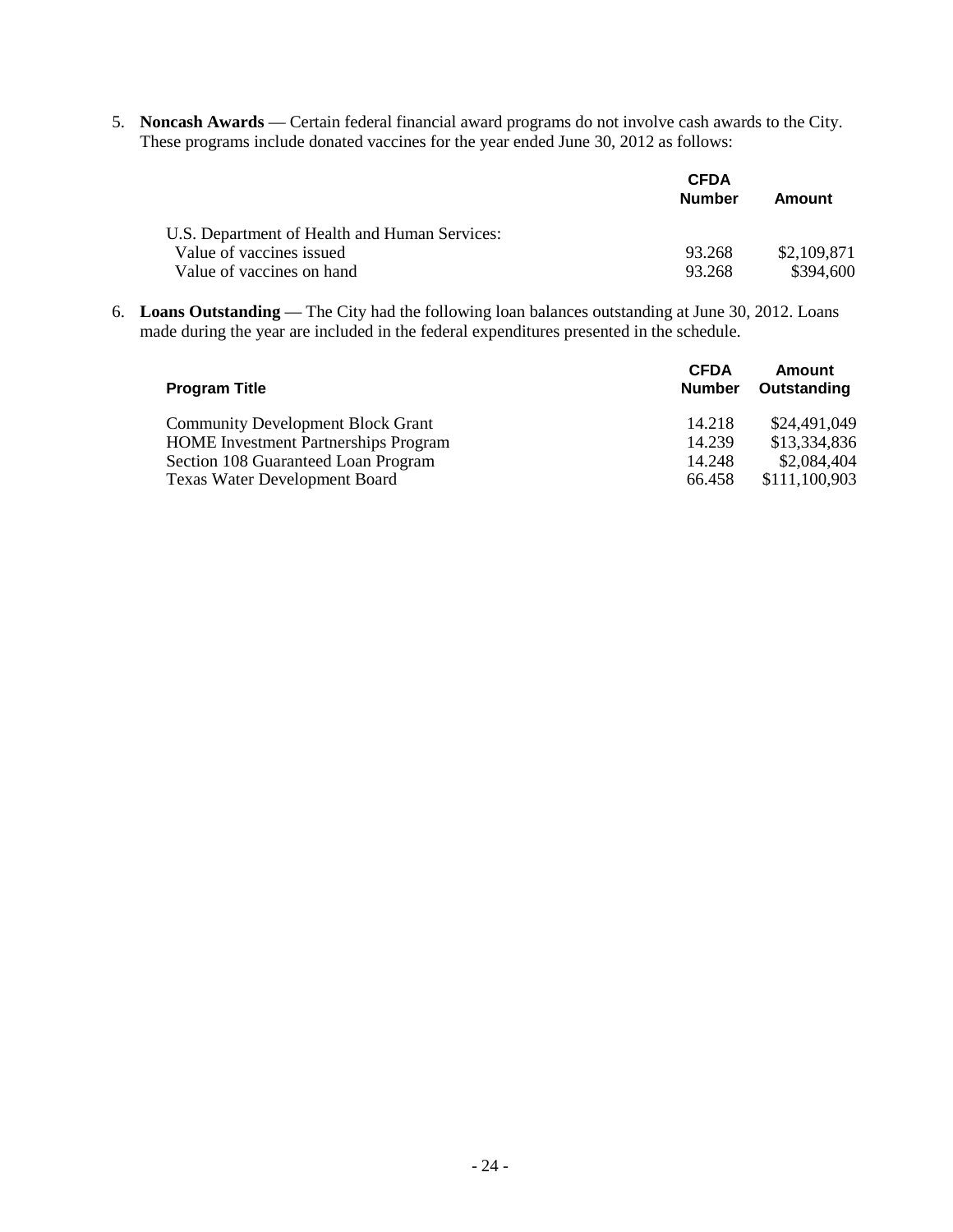5. **Noncash Awards** — Certain federal financial award programs do not involve cash awards to the City. These programs include donated vaccines for the year ended June 30, 2012 as follows:

| | CFDA Number | Amount |
|---|---|---|
| U.S. Department of Health and Human Services: | | |
| Value of vaccines issued | 93.268 | \$2,109,871 |
| Value of vaccines on hand | 93.268 | \$394,600 |

6. **Loans Outstanding** — The City had the following loan balances outstanding at June 30, 2012. Loans made during the year are included in the federal expenditures presented in the schedule.

| Program Title | CFDA Number | Amount Outstanding |
|---|---|---|
| Community Development Block Grant | 14.218 | \$24,491,049 |
| HOME Investment Partnerships Program | 14.239 | \$13,334,836 |
| Section 108 Guaranteed Loan Program | 14.248 | \$2,084,404 |
| Texas Water Development Board | 66.458 | \$111,100,903 |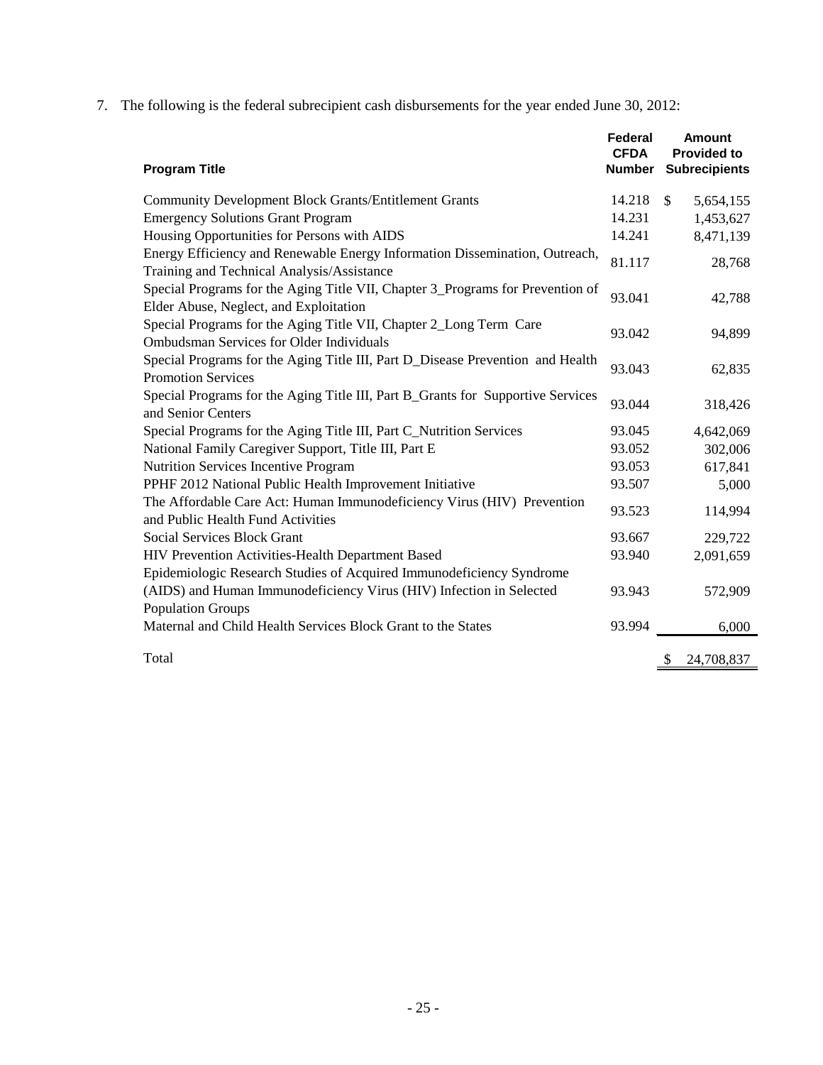7. The following is the federal subrecipient cash disbursements for the year ended June 30, 2012:

| Program Title | Federal CFDA Number | Amount Provided to Subrecipients |
|---|---|---|
| Community Development Block Grants/Entitlement Grants | 14.218 | $ 5,654,155 |
| Emergency Solutions Grant Program | 14.231 | 1,453,627 |
| Housing Opportunities for Persons with AIDS | 14.241 | 8,471,139 |
| Energy Efficiency and Renewable Energy Information Dissemination, Outreach, Training and Technical Analysis/Assistance | 81.117 | 28,768 |
| Special Programs for the Aging Title VII, Chapter 3_Programs for Prevention of Elder Abuse, Neglect, and Exploitation | 93.041 | 42,788 |
| Special Programs for the Aging Title VII, Chapter 2_Long Term Care Ombudsman Services for Older Individuals | 93.042 | 94,899 |
| Special Programs for the Aging Title III, Part D_Disease Prevention and Health Promotion Services | 93.043 | 62,835 |
| Special Programs for the Aging Title III, Part B_Grants for Supportive Services and Senior Centers | 93.044 | 318,426 |
| Special Programs for the Aging Title III, Part C_Nutrition Services | 93.045 | 4,642,069 |
| National Family Caregiver Support, Title III, Part E | 93.052 | 302,006 |
| Nutrition Services Incentive Program | 93.053 | 617,841 |
| PPHF 2012 National Public Health Improvement Initiative | 93.507 | 5,000 |
| The Affordable Care Act: Human Immunodeficiency Virus (HIV) Prevention and Public Health Fund Activities | 93.523 | 114,994 |
| Social Services Block Grant | 93.667 | 229,722 |
| HIV Prevention Activities-Health Department Based | 93.940 | 2,091,659 |
| Epidemiologic Research Studies of Acquired Immunodeficiency Syndrome (AIDS) and Human Immunodeficiency Virus (HIV) Infection in Selected Population Groups | 93.943 | 572,909 |
| Maternal and Child Health Services Block Grant to the States | 93.994 | 6,000 |
| Total | | $ 24,708,837 |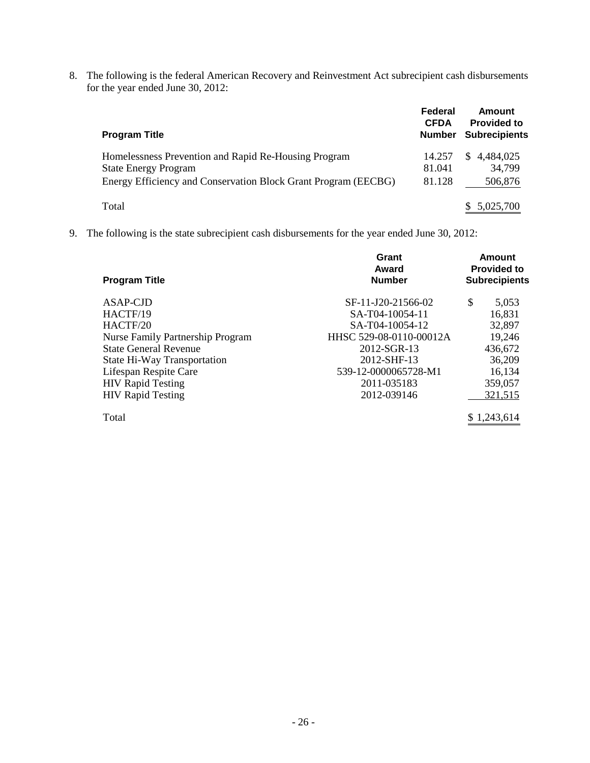8. The following is the federal American Recovery and Reinvestment Act subrecipient cash disbursements for the year ended June 30, 2012:

| Program Title | Federal CFDA Number | Amount Provided to Subrecipients |
|---|---|---|
| Homelessness Prevention and Rapid Re-Housing Program | 14.257 | $ 4,484,025 |
| State Energy Program | 81.041 | 34,799 |
| Energy Efficiency and Conservation Block Grant Program (EECBG) | 81.128 | 506,876 |
| Total | | $ 5,025,700 |

9. The following is the state subrecipient cash disbursements for the year ended June 30, 2012:

| Program Title | Grant Award Number | Amount Provided to Subrecipients |
|---|---|---|
| ASAP-CJD | SF-11-J20-21566-02 | $ 5,053 |
| HACTF/19 | SA-T04-10054-11 | 16,831 |
| HACTF/20 | SA-T04-10054-12 | 32,897 |
| Nurse Family Partnership Program | HHSC 529-08-0110-00012A | 19,246 |
| State General Revenue | 2012-SGR-13 | 436,672 |
| State Hi-Way Transportation | 2012-SHF-13 | 36,209 |
| Lifespan Respite Care | 539-12-0000065728-M1 | 16,134 |
| HIV Rapid Testing | 2011-035183 | 359,057 |
| HIV Rapid Testing | 2012-039146 | 321,515 |
| Total | | $ 1,243,614 |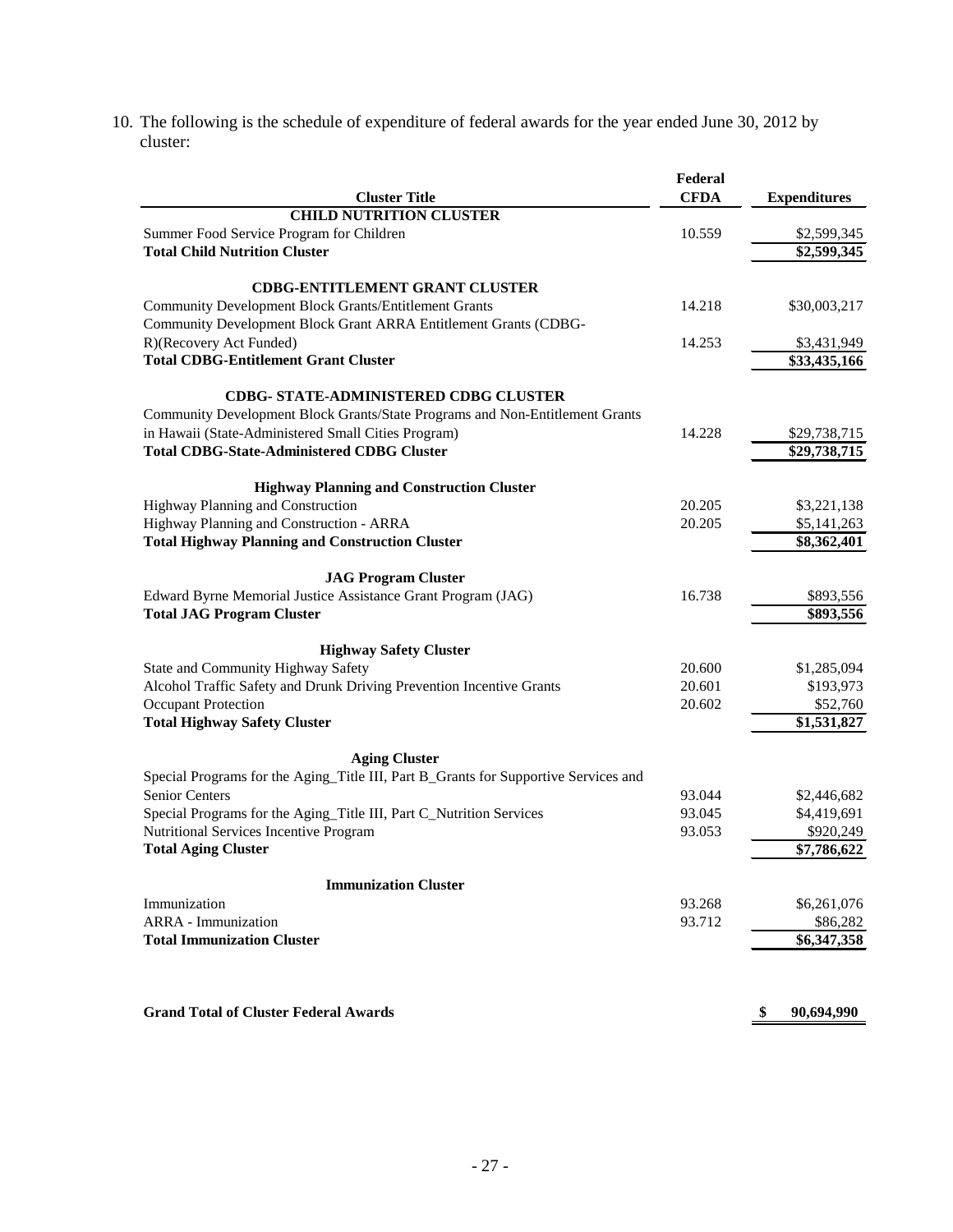10. The following is the schedule of expenditure of federal awards for the year ended June 30, 2012 by cluster:

| Cluster Title | Federal CFDA | Expenditures |
|---|---|---|
| **CHILD NUTRITION CLUSTER** | | |
| Summer Food Service Program for Children | 10.559 | $2,599,345 |
| **Total Child Nutrition Cluster** | | **$2,599,345** |
| | | |
| **CDBG-ENTITLEMENT GRANT CLUSTER** | | |
| Community Development Block Grants/Entitlement Grants | 14.218 | $30,003,217 |
| Community Development Block Grant ARRA Entitlement Grants (CDBG-R)(Recovery Act Funded) | 14.253 | $3,431,949 |
| **Total CDBG-Entitlement Grant Cluster** | | **$33,435,166** |
| | | |
| **CDBG- STATE-ADMINISTERED CDBG CLUSTER** | | |
| Community Development Block Grants/State Programs and Non-Entitlement Grants in Hawaii (State-Administered Small Cities Program) | 14.228 | $29,738,715 |
| **Total CDBG-State-Administered CDBG Cluster** | | **$29,738,715** |
| | | |
| **Highway Planning and Construction Cluster** | | |
| Highway Planning and Construction | 20.205 | $3,221,138 |
| Highway Planning and Construction - ARRA | 20.205 | $5,141,263 |
| **Total Highway Planning and Construction Cluster** | | **$8,362,401** |
| | | |
| **JAG Program Cluster** | | |
| Edward Byrne Memorial Justice Assistance Grant Program (JAG) | 16.738 | $893,556 |
| **Total JAG Program Cluster** | | **$893,556** |
| | | |
| **Highway Safety Cluster** | | |
| State and Community Highway Safety | 20.600 | $1,285,094 |
| Alcohol Traffic Safety and Drunk Driving Prevention Incentive Grants | 20.601 | $193,973 |
| Occupant Protection | 20.602 | $52,760 |
| **Total Highway Safety Cluster** | | **$1,531,827** |
| | | |
| **Aging Cluster** | | |
| Special Programs for the Aging_Title III, Part B_Grants for Supportive Services and Senior Centers | 93.044 | $2,446,682 |
| Special Programs for the Aging_Title III, Part C_Nutrition Services | 93.045 | $4,419,691 |
| Nutritional Services Incentive Program | 93.053 | $920,249 |
| **Total Aging Cluster** | | **$7,786,622** |
| | | |
| **Immunization Cluster** | | |
| Immunization | 93.268 | $6,261,076 |
| ARRA - Immunization | 93.712 | $86,282 |
| **Total Immunization Cluster** | | **$6,347,358** |
| | | |
| **Grand Total of Cluster Federal Awards** | | **$ 90,694,990** |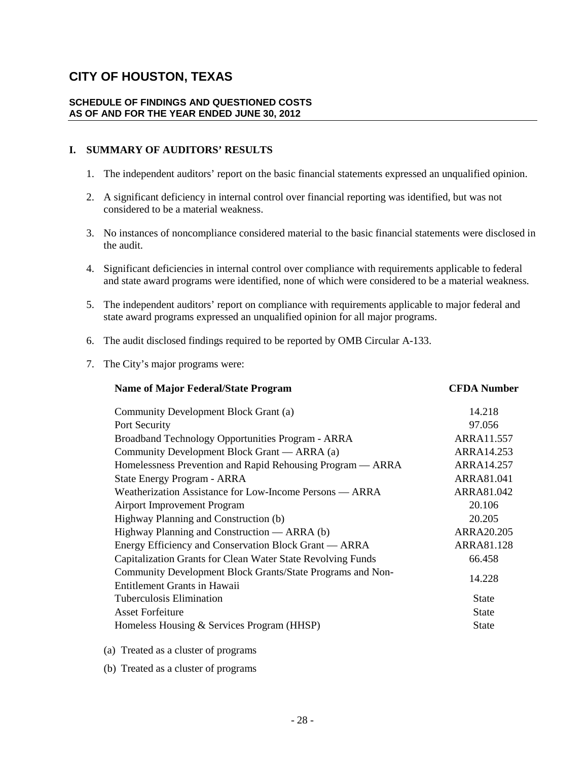# CITY OF HOUSTON, TEXAS

## SCHEDULE OF FINDINGS AND QUESTIONED COSTS
## AS OF AND FOR THE YEAR ENDED JUNE 30, 2012

### I. SUMMARY OF AUDITORS' RESULTS

1. The independent auditors' report on the basic financial statements expressed an unqualified opinion.

2. A significant deficiency in internal control over financial reporting was identified, but was not considered to be a material weakness.

3. No instances of noncompliance considered material to the basic financial statements were disclosed in the audit.

4. Significant deficiencies in internal control over compliance with requirements applicable to federal and state award programs were identified, none of which were considered to be a material weakness.

5. The independent auditors' report on compliance with requirements applicable to major federal and state award programs expressed an unqualified opinion for all major programs.

6. The audit disclosed findings required to be reported by OMB Circular A-133.

7. The City's major programs were:

| Name of Major Federal/State Program | CFDA Number |
|---|---|
| Community Development Block Grant (a) | 14.218 |
| Port Security | 97.056 |
| Broadband Technology Opportunities Program - ARRA | ARRA11.557 |
| Community Development Block Grant — ARRA (a) | ARRA14.253 |
| Homelessness Prevention and Rapid Rehousing Program — ARRA | ARRA14.257 |
| State Energy Program - ARRA | ARRA81.041 |
| Weatherization Assistance for Low-Income Persons — ARRA | ARRA81.042 |
| Airport Improvement Program | 20.106 |
| Highway Planning and Construction (b) | 20.205 |
| Highway Planning and Construction — ARRA (b) | ARRA20.205 |
| Energy Efficiency and Conservation Block Grant — ARRA | ARRA81.128 |
| Capitalization Grants for Clean Water State Revolving Funds | 66.458 |
| Community Development Block Grants/State Programs and Non-Entitlement Grants in Hawaii | 14.228 |
| Tuberculosis Elimination | State |
| Asset Forfeiture | State |
| Homeless Housing & Services Program (HHSP) | State |

(a) Treated as a cluster of programs

(b) Treated as a cluster of programs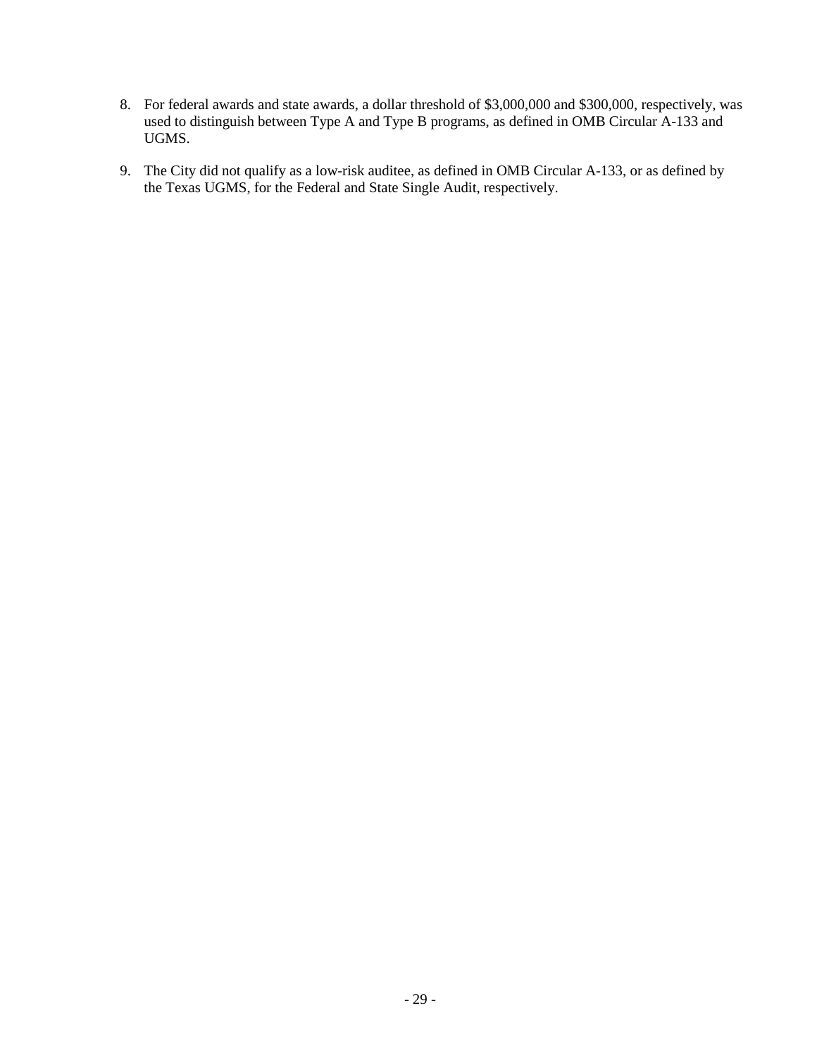8. For federal awards and state awards, a dollar threshold of $3,000,000 and $300,000, respectively, was used to distinguish between Type A and Type B programs, as defined in OMB Circular A-133 and UGMS.

9. The City did not qualify as a low-risk auditee, as defined in OMB Circular A-133, or as defined by the Texas UGMS, for the Federal and State Single Audit, respectively.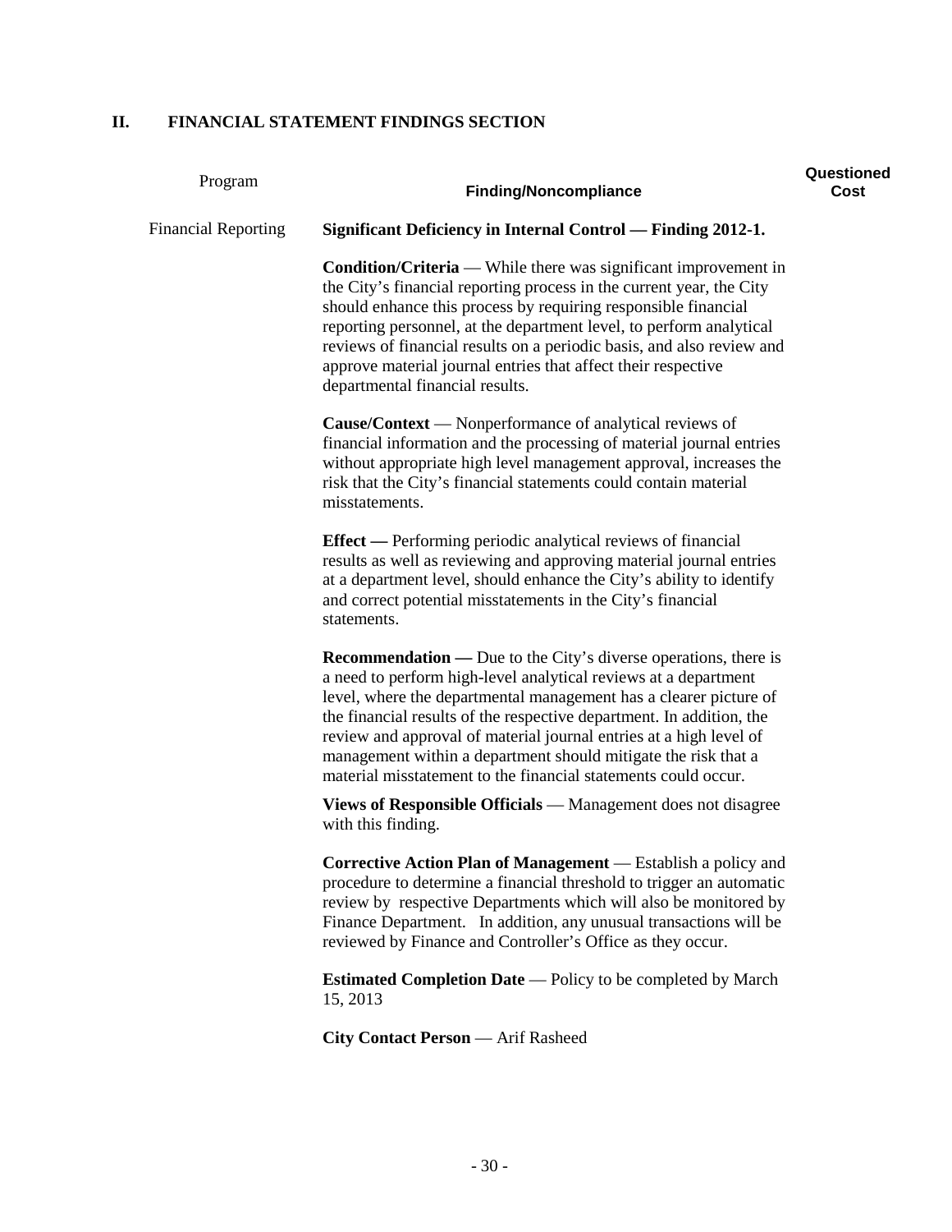## II. FINANCIAL STATEMENT FINDINGS SECTION

| Program | Finding/Noncompliance | Questioned Cost |
|---|---|---|
| Financial Reporting | **Significant Deficiency in Internal Control — Finding 2012-1.** | |

**Condition/Criteria** — While there was significant improvement in the City's financial reporting process in the current year, the City should enhance this process by requiring responsible financial reporting personnel, at the department level, to perform analytical reviews of financial results on a periodic basis, and also review and approve material journal entries that affect their respective departmental financial results.

**Cause/Context** — Nonperformance of analytical reviews of financial information and the processing of material journal entries without appropriate high level management approval, increases the risk that the City's financial statements could contain material misstatements.

**Effect —** Performing periodic analytical reviews of financial results as well as reviewing and approving material journal entries at a department level, should enhance the City's ability to identify and correct potential misstatements in the City's financial statements.

**Recommendation —** Due to the City's diverse operations, there is a need to perform high-level analytical reviews at a department level, where the departmental management has a clearer picture of the financial results of the respective department. In addition, the review and approval of material journal entries at a high level of management within a department should mitigate the risk that a material misstatement to the financial statements could occur.

**Views of Responsible Officials** — Management does not disagree with this finding.

**Corrective Action Plan of Management** — Establish a policy and procedure to determine a financial threshold to trigger an automatic review by respective Departments which will also be monitored by Finance Department. In addition, any unusual transactions will be reviewed by Finance and Controller's Office as they occur.

**Estimated Completion Date** — Policy to be completed by March 15, 2013

**City Contact Person** — Arif Rasheed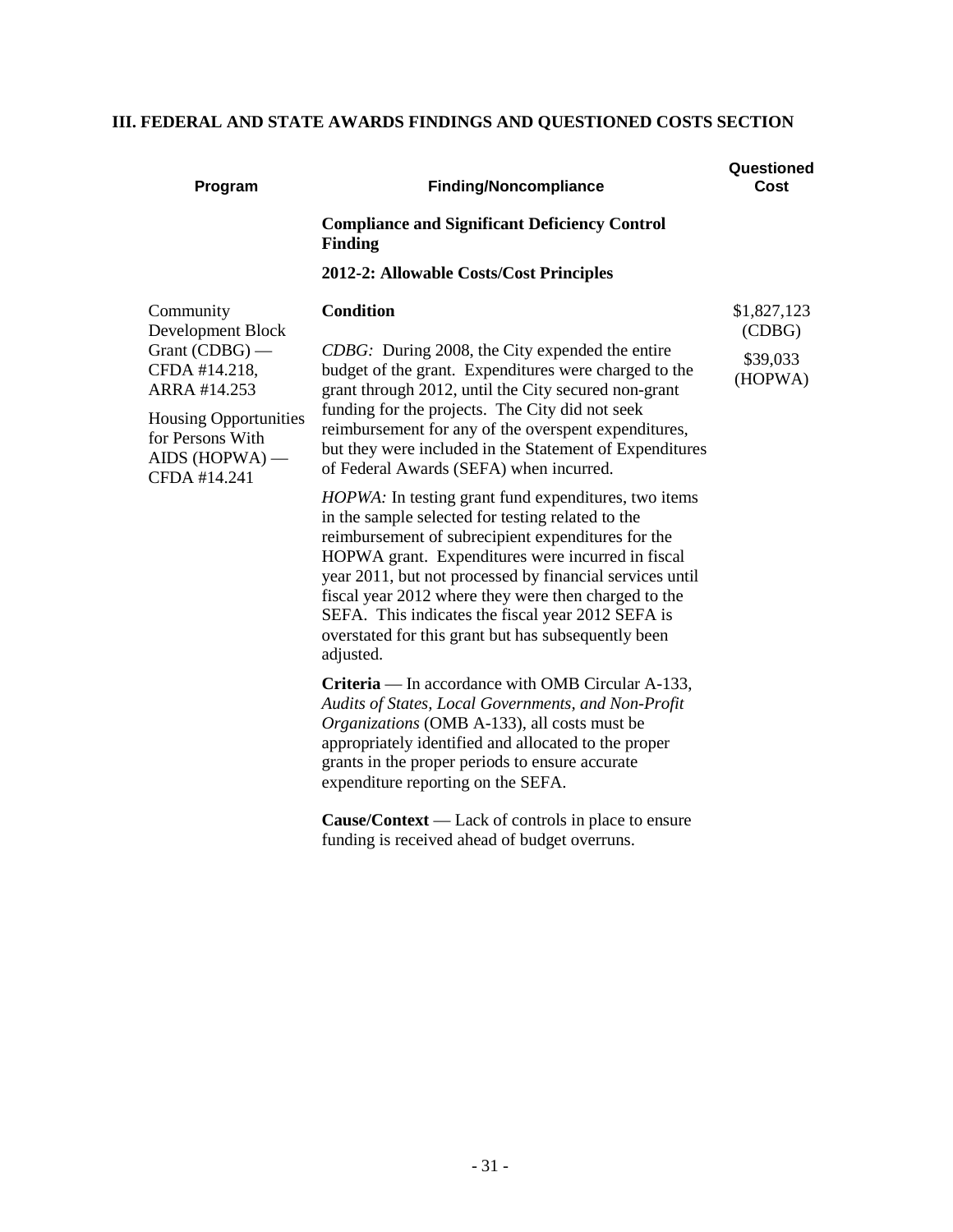## III. FEDERAL AND STATE AWARDS FINDINGS AND QUESTIONED COSTS SECTION

| Program | Finding/Noncompliance | Questioned Cost |
|---|---|---|
| | **Compliance and Significant Deficiency Control Finding** | |
| | **2012-2: Allowable Costs/Cost Principles** | |
| Community Development Block Grant (CDBG) — CFDA #14.218, ARRA #14.253<br><br>Housing Opportunities for Persons With AIDS (HOPWA) — CFDA #14.241 | **Condition**<br><br>*CDBG:* During 2008, the City expended the entire budget of the grant. Expenditures were charged to the grant through 2012, until the City secured non-grant funding for the projects. The City did not seek reimbursement for any of the overspent expenditures, but they were included in the Statement of Expenditures of Federal Awards (SEFA) when incurred.<br><br>*HOPWA:* In testing grant fund expenditures, two items in the sample selected for testing related to the reimbursement of subrecipient expenditures for the HOPWA grant. Expenditures were incurred in fiscal year 2011, but not processed by financial services until fiscal year 2012 where they were then charged to the SEFA. This indicates the fiscal year 2012 SEFA is overstated for this grant but has subsequently been adjusted.<br><br>**Criteria** — In accordance with OMB Circular A-133, *Audits of States, Local Governments, and Non-Profit Organizations* (OMB A-133), all costs must be appropriately identified and allocated to the proper grants in the proper periods to ensure accurate expenditure reporting on the SEFA.<br><br>**Cause/Context** — Lack of controls in place to ensure funding is received ahead of budget overruns. | \$1,827,123 (CDBG)<br><br>\$39,033 (HOPWA) |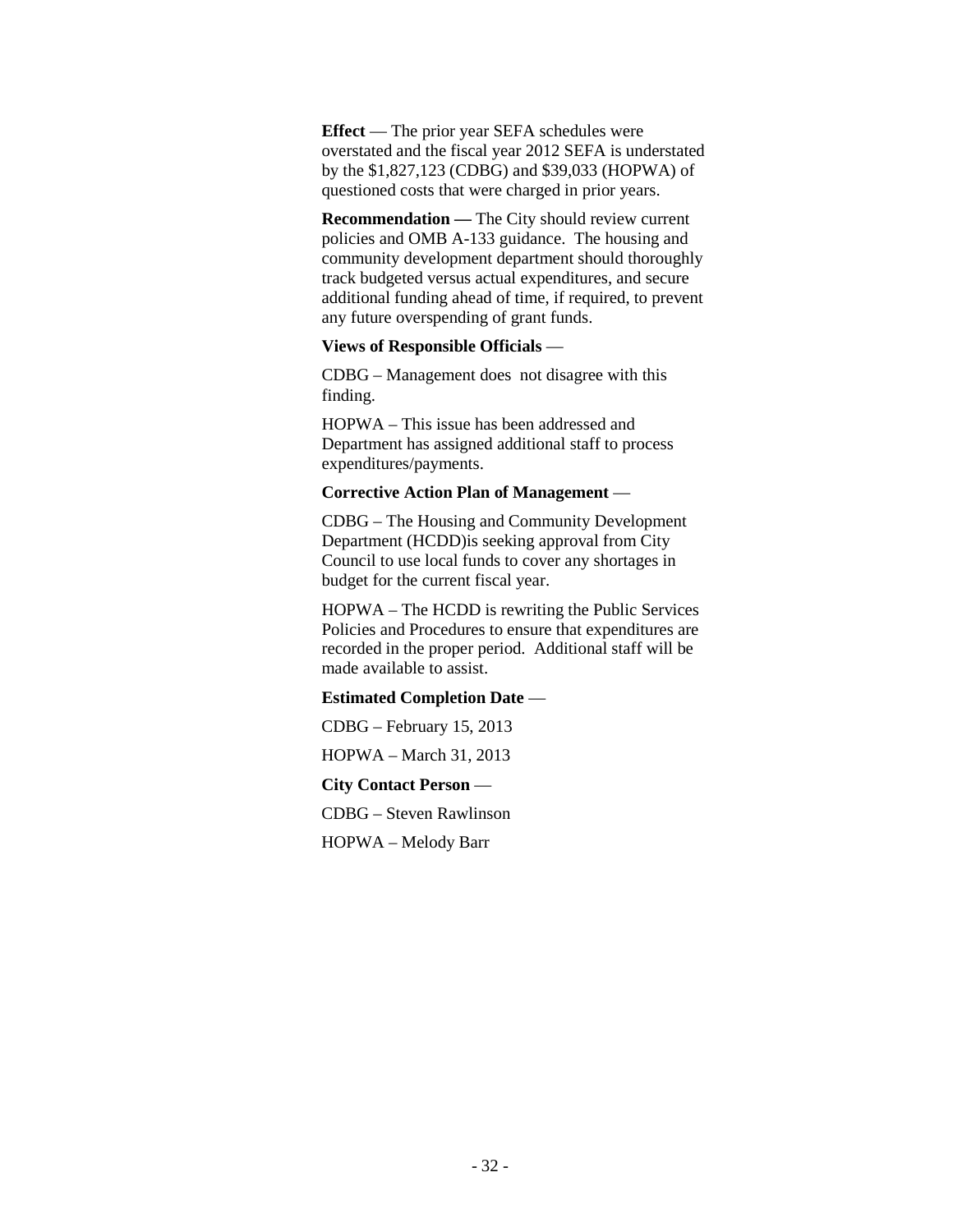**Effect** — The prior year SEFA schedules were overstated and the fiscal year 2012 SEFA is understated by the $1,827,123 (CDBG) and $39,033 (HOPWA) of questioned costs that were charged in prior years.

**Recommendation —** The City should review current policies and OMB A-133 guidance. The housing and community development department should thoroughly track budgeted versus actual expenditures, and secure additional funding ahead of time, if required, to prevent any future overspending of grant funds.

**Views of Responsible Officials** —

CDBG – Management does not disagree with this finding.

HOPWA – This issue has been addressed and Department has assigned additional staff to process expenditures/payments.

**Corrective Action Plan of Management** —

CDBG – The Housing and Community Development Department (HCDD)is seeking approval from City Council to use local funds to cover any shortages in budget for the current fiscal year.

HOPWA – The HCDD is rewriting the Public Services Policies and Procedures to ensure that expenditures are recorded in the proper period. Additional staff will be made available to assist.

**Estimated Completion Date** —

CDBG – February 15, 2013

HOPWA – March 31, 2013

**City Contact Person** —

CDBG – Steven Rawlinson

HOPWA – Melody Barr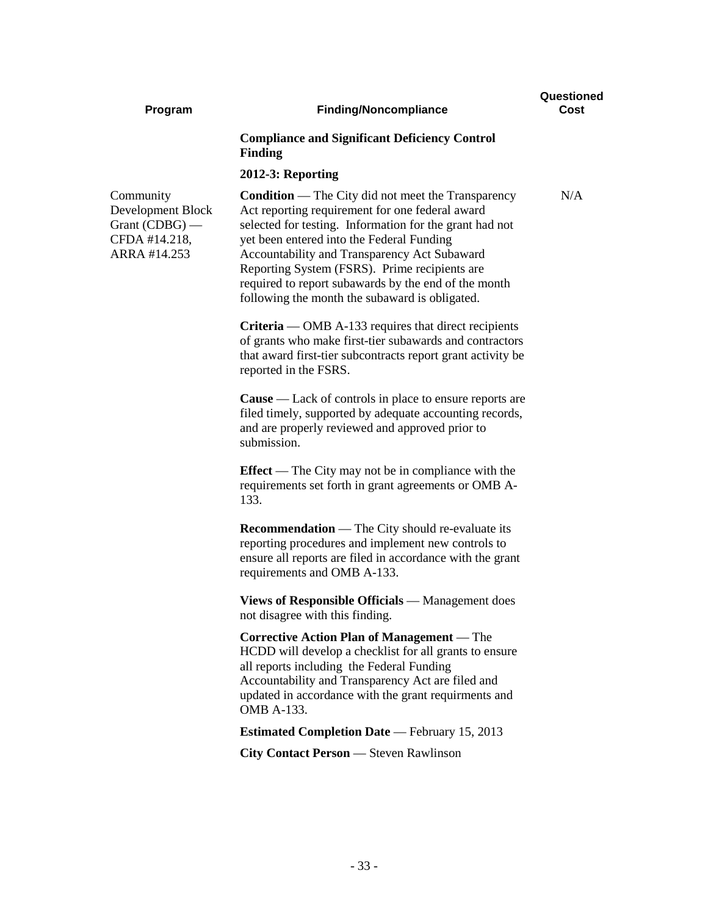| Program | Finding/Noncompliance | Questioned Cost |
|---|---|---|
| | **Compliance and Significant Deficiency Control Finding** | |
| | **2012-3: Reporting** | |
| Community Development Block Grant (CDBG) — CFDA #14.218, ARRA #14.253 | **Condition** — The City did not meet the Transparency Act reporting requirement for one federal award selected for testing. Information for the grant had not yet been entered into the Federal Funding Accountability and Transparency Act Subaward Reporting System (FSRS). Prime recipients are required to report subawards by the end of the month following the month the subaward is obligated. | N/A |

**Criteria** — OMB A-133 requires that direct recipients of grants who make first-tier subawards and contractors that award first-tier subcontracts report grant activity be reported in the FSRS.

**Cause** — Lack of controls in place to ensure reports are filed timely, supported by adequate accounting records, and are properly reviewed and approved prior to submission.

**Effect** — The City may not be in compliance with the requirements set forth in grant agreements or OMB A-133.

**Recommendation** — The City should re-evaluate its reporting procedures and implement new controls to ensure all reports are filed in accordance with the grant requirements and OMB A-133.

**Views of Responsible Officials** — Management does not disagree with this finding.

**Corrective Action Plan of Management** — The HCDD will develop a checklist for all grants to ensure all reports including the Federal Funding Accountability and Transparency Act are filed and updated in accordance with the grant requirments and OMB A-133.

**Estimated Completion Date** — February 15, 2013

**City Contact Person** — Steven Rawlinson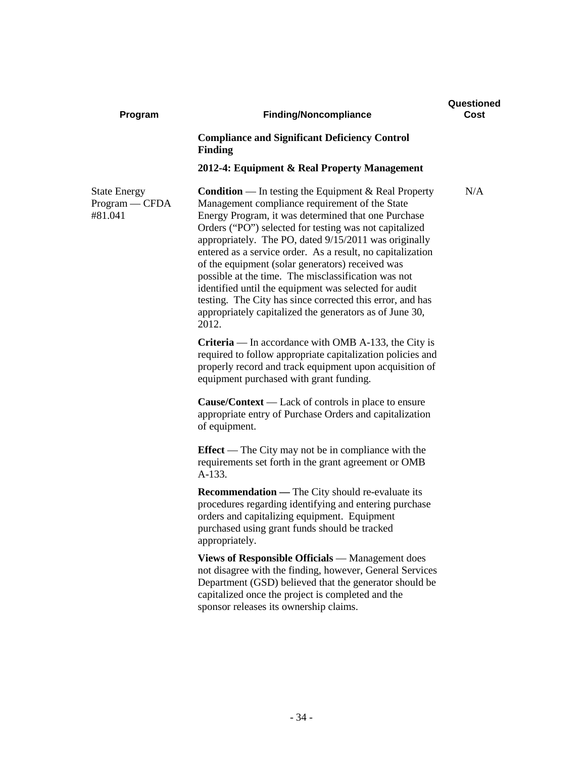| Program | Finding/Noncompliance | Questioned Cost |
|---|---|---|
| | **Compliance and Significant Deficiency Control Finding** | |
| | **2012-4: Equipment & Real Property Management** | |
| State Energy Program — CFDA #81.041 | **Condition** — In testing the Equipment & Real Property Management compliance requirement of the State Energy Program, it was determined that one Purchase Orders ("PO") selected for testing was not capitalized appropriately. The PO, dated 9/15/2011 was originally entered as a service order. As a result, no capitalization of the equipment (solar generators) received was possible at the time. The misclassification was not identified until the equipment was selected for audit testing. The City has since corrected this error, and has appropriately capitalized the generators as of June 30, 2012. | N/A |
| | **Criteria** — In accordance with OMB A-133, the City is required to follow appropriate capitalization policies and properly record and track equipment upon acquisition of equipment purchased with grant funding. | |
| | **Cause/Context** — Lack of controls in place to ensure appropriate entry of Purchase Orders and capitalization of equipment. | |
| | **Effect** — The City may not be in compliance with the requirements set forth in the grant agreement or OMB A-133. | |
| | **Recommendation —** The City should re-evaluate its procedures regarding identifying and entering purchase orders and capitalizing equipment. Equipment purchased using grant funds should be tracked appropriately. | |
| | **Views of Responsible Officials** — Management does not disagree with the finding, however, General Services Department (GSD) believed that the generator should be capitalized once the project is completed and the sponsor releases its ownership claims. | |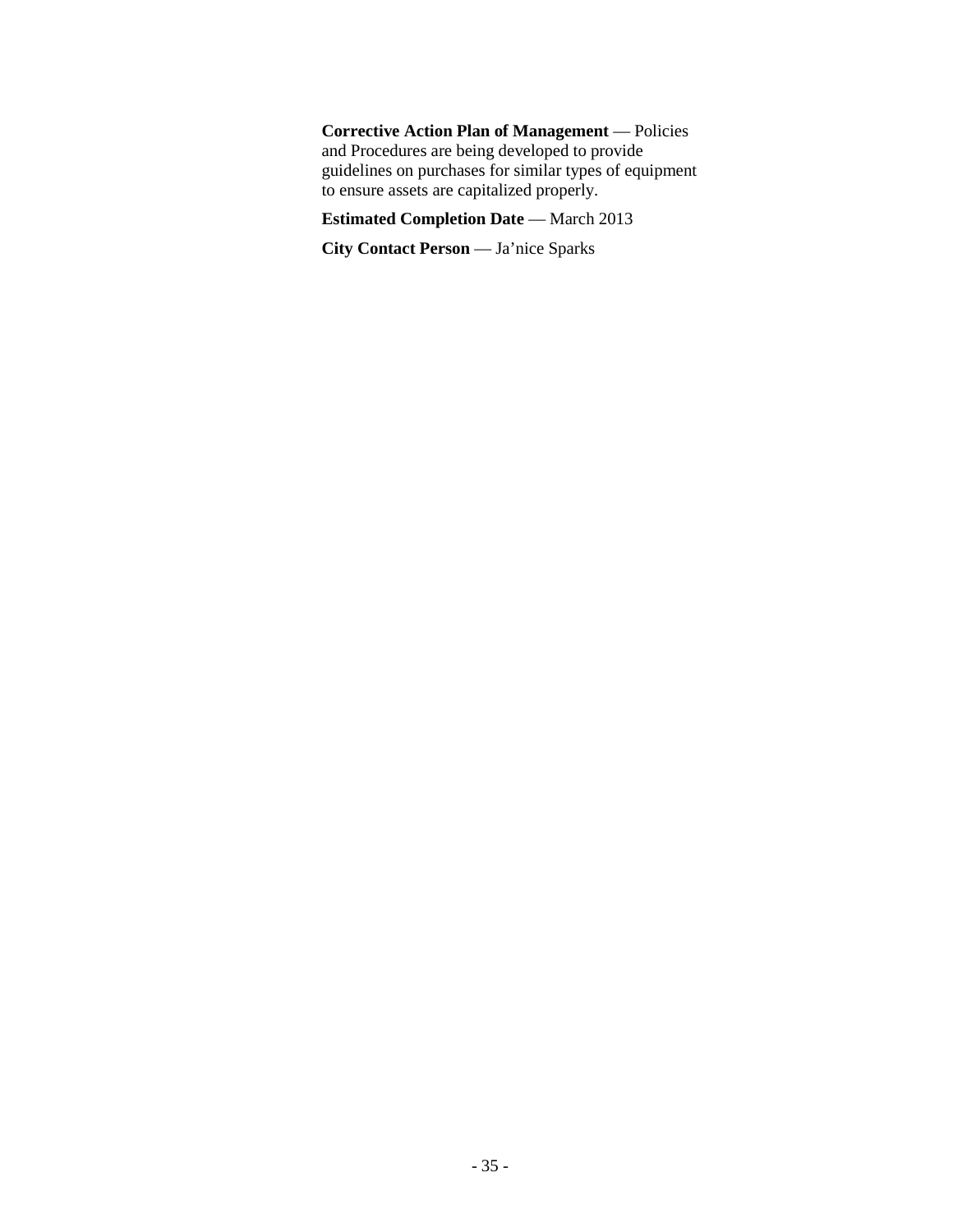**Corrective Action Plan of Management** — Policies and Procedures are being developed to provide guidelines on purchases for similar types of equipment to ensure assets are capitalized properly.

**Estimated Completion Date** — March 2013

**City Contact Person** — Ja'nice Sparks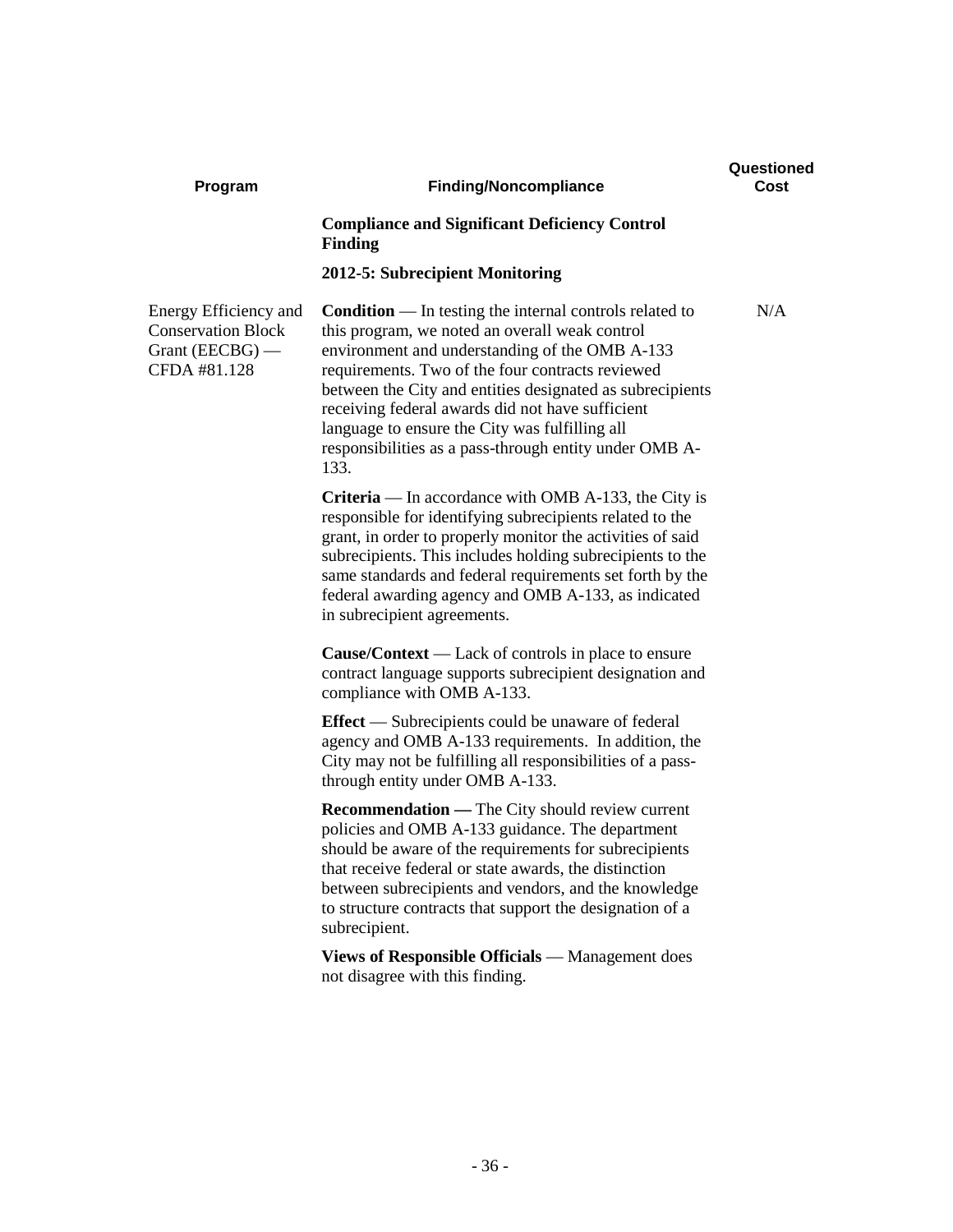| Program | Finding/Noncompliance | Questioned Cost |
|---|---|---|
| | **Compliance and Significant Deficiency Control Finding** | |
| | **2012-5: Subrecipient Monitoring** | |
| Energy Efficiency and Conservation Block Grant (EECBG) — CFDA #81.128 | **Condition** — In testing the internal controls related to this program, we noted an overall weak control environment and understanding of the OMB A-133 requirements. Two of the four contracts reviewed between the City and entities designated as subrecipients receiving federal awards did not have sufficient language to ensure the City was fulfilling all responsibilities as a pass-through entity under OMB A-133. | N/A |
| | **Criteria** — In accordance with OMB A-133, the City is responsible for identifying subrecipients related to the grant, in order to properly monitor the activities of said subrecipients. This includes holding subrecipients to the same standards and federal requirements set forth by the federal awarding agency and OMB A-133, as indicated in subrecipient agreements. | |
| | **Cause/Context** — Lack of controls in place to ensure contract language supports subrecipient designation and compliance with OMB A-133. | |
| | **Effect** — Subrecipients could be unaware of federal agency and OMB A-133 requirements. In addition, the City may not be fulfilling all responsibilities of a pass-through entity under OMB A-133. | |
| | **Recommendation —** The City should review current policies and OMB A-133 guidance. The department should be aware of the requirements for subrecipients that receive federal or state awards, the distinction between subrecipients and vendors, and the knowledge to structure contracts that support the designation of a subrecipient. | |
| | **Views of Responsible Officials** — Management does not disagree with this finding. | |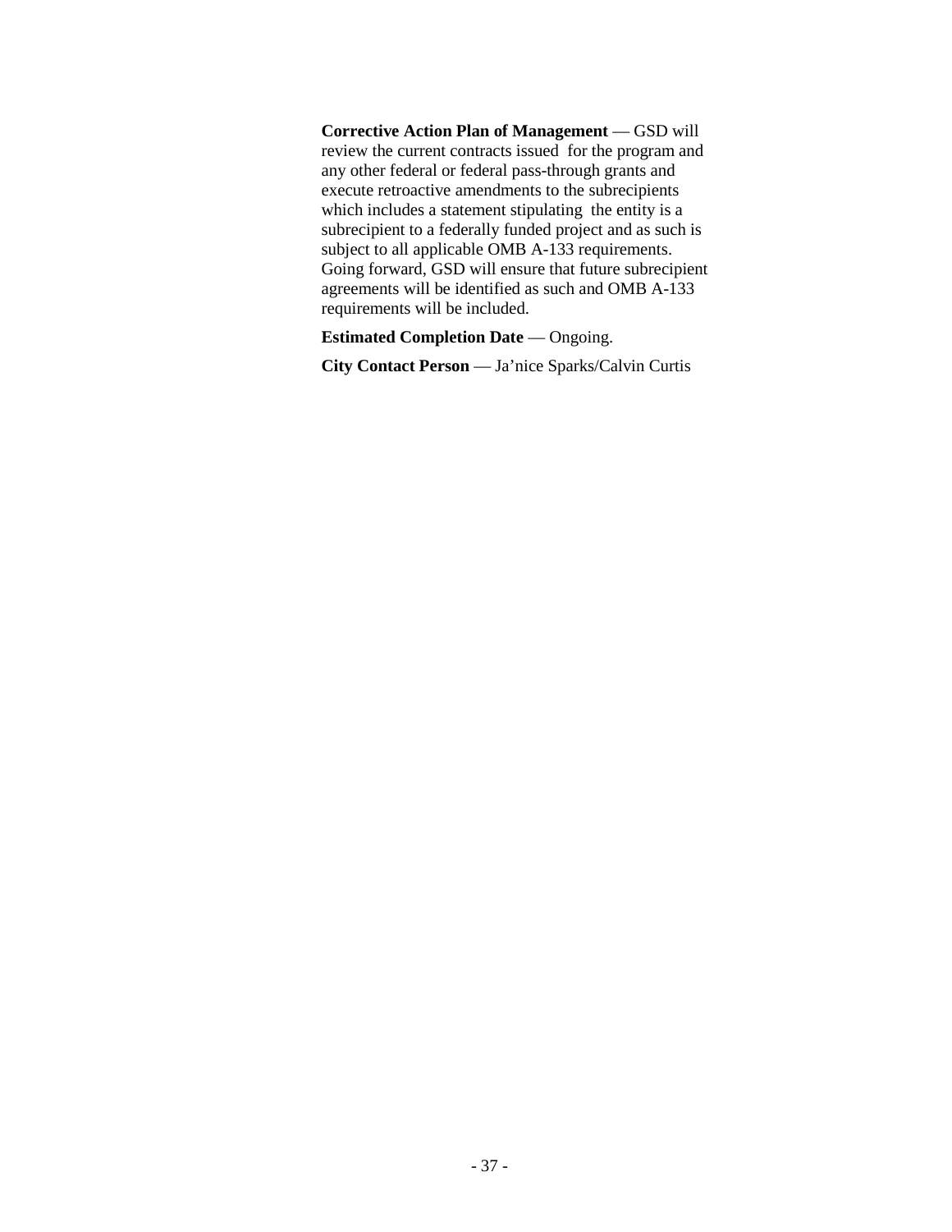**Corrective Action Plan of Management** — GSD will review the current contracts issued for the program and any other federal or federal pass-through grants and execute retroactive amendments to the subrecipients which includes a statement stipulating the entity is a subrecipient to a federally funded project and as such is subject to all applicable OMB A-133 requirements. Going forward, GSD will ensure that future subrecipient agreements will be identified as such and OMB A-133 requirements will be included.

**Estimated Completion Date** — Ongoing.

**City Contact Person** — Ja'nice Sparks/Calvin Curtis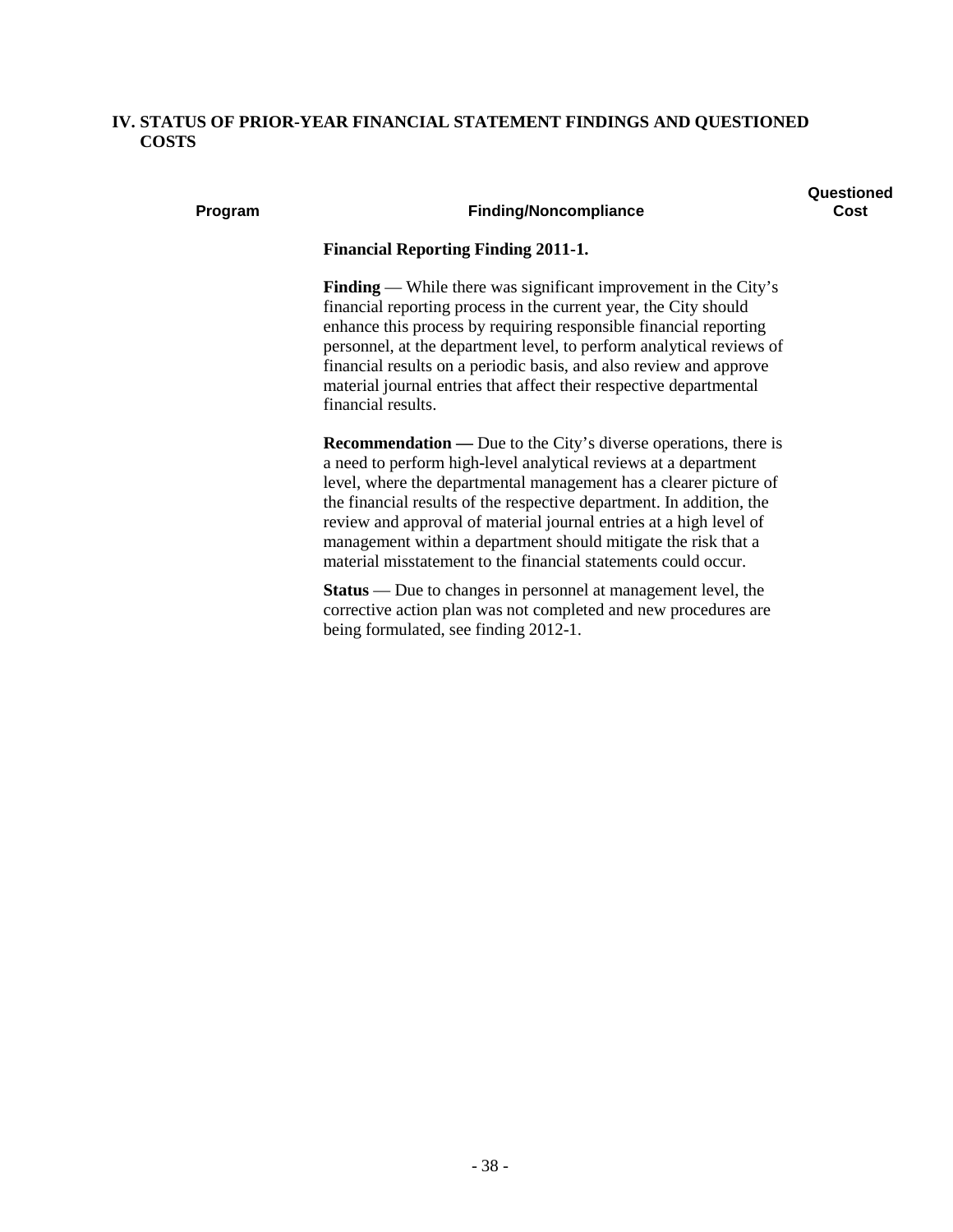## IV. STATUS OF PRIOR-YEAR FINANCIAL STATEMENT FINDINGS AND QUESTIONED COSTS

| Program | Finding/Noncompliance | Questioned Cost |
|---|---|---|
| | **Financial Reporting Finding 2011-1.**<br><br>**Finding** — While there was significant improvement in the City's financial reporting process in the current year, the City should enhance this process by requiring responsible financial reporting personnel, at the department level, to perform analytical reviews of financial results on a periodic basis, and also review and approve material journal entries that affect their respective departmental financial results.<br><br>**Recommendation —** Due to the City's diverse operations, there is a need to perform high-level analytical reviews at a department level, where the departmental management has a clearer picture of the financial results of the respective department. In addition, the review and approval of material journal entries at a high level of management within a department should mitigate the risk that a material misstatement to the financial statements could occur.<br><br>**Status** — Due to changes in personnel at management level, the corrective action plan was not completed and new procedures are being formulated, see finding 2012-1. | |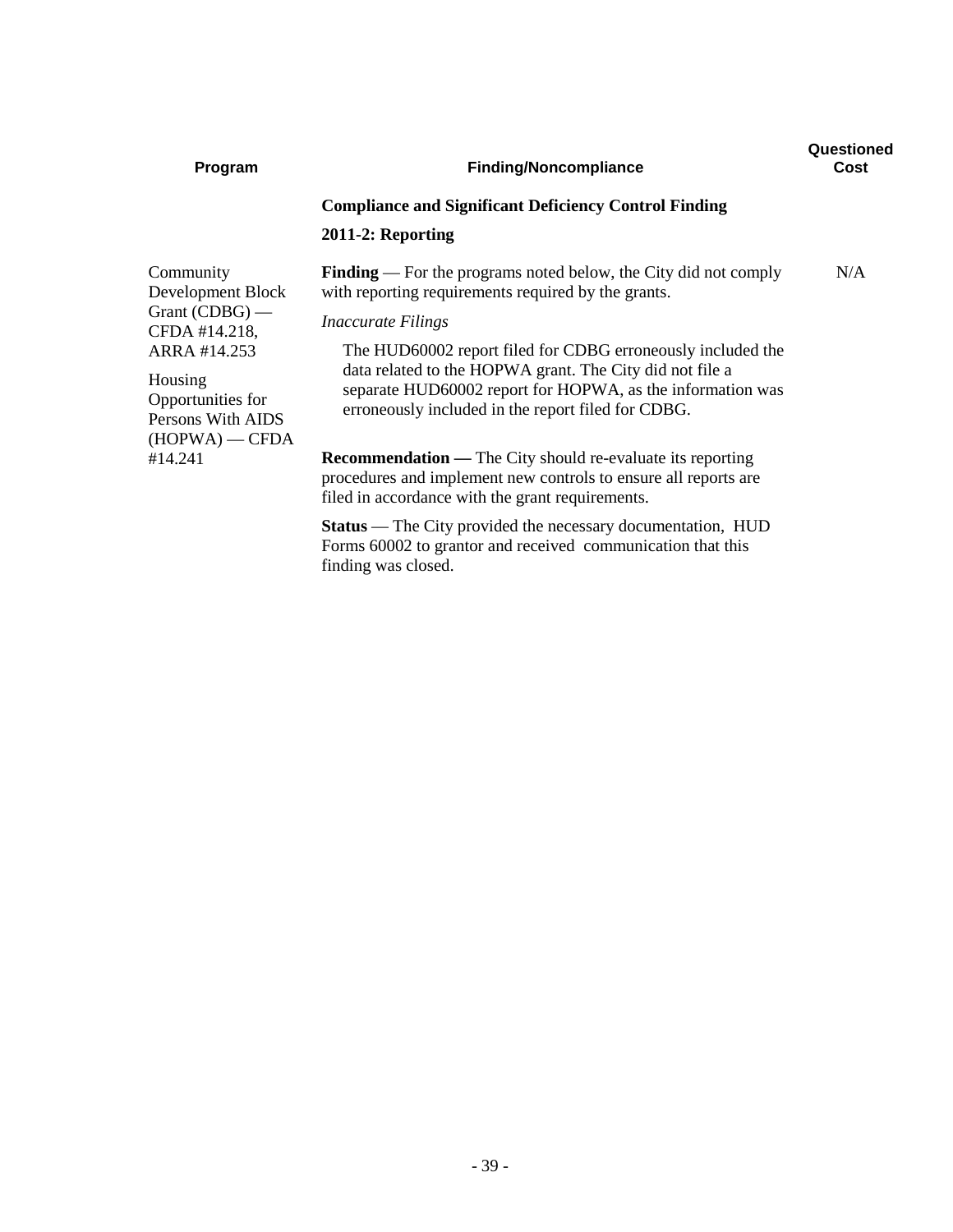| Program | Finding/Noncompliance | Questioned Cost |
|---|---|---|
| | **Compliance and Significant Deficiency Control Finding** | |
| | **2011-2: Reporting** | |
| Community Development Block Grant (CDBG) — CFDA #14.218, ARRA #14.253<br><br>Housing Opportunities for Persons With AIDS (HOPWA) — CFDA #14.241 | **Finding** — For the programs noted below, the City did not comply with reporting requirements required by the grants.<br><br>*Inaccurate Filings*<br><br>The HUD60002 report filed for CDBG erroneously included the data related to the HOPWA grant. The City did not file a separate HUD60002 report for HOPWA, as the information was erroneously included in the report filed for CDBG.<br><br>**Recommendation —** The City should re-evaluate its reporting procedures and implement new controls to ensure all reports are filed in accordance with the grant requirements.<br><br>**Status** — The City provided the necessary documentation, HUD Forms 60002 to grantor and received communication that this finding was closed. | N/A |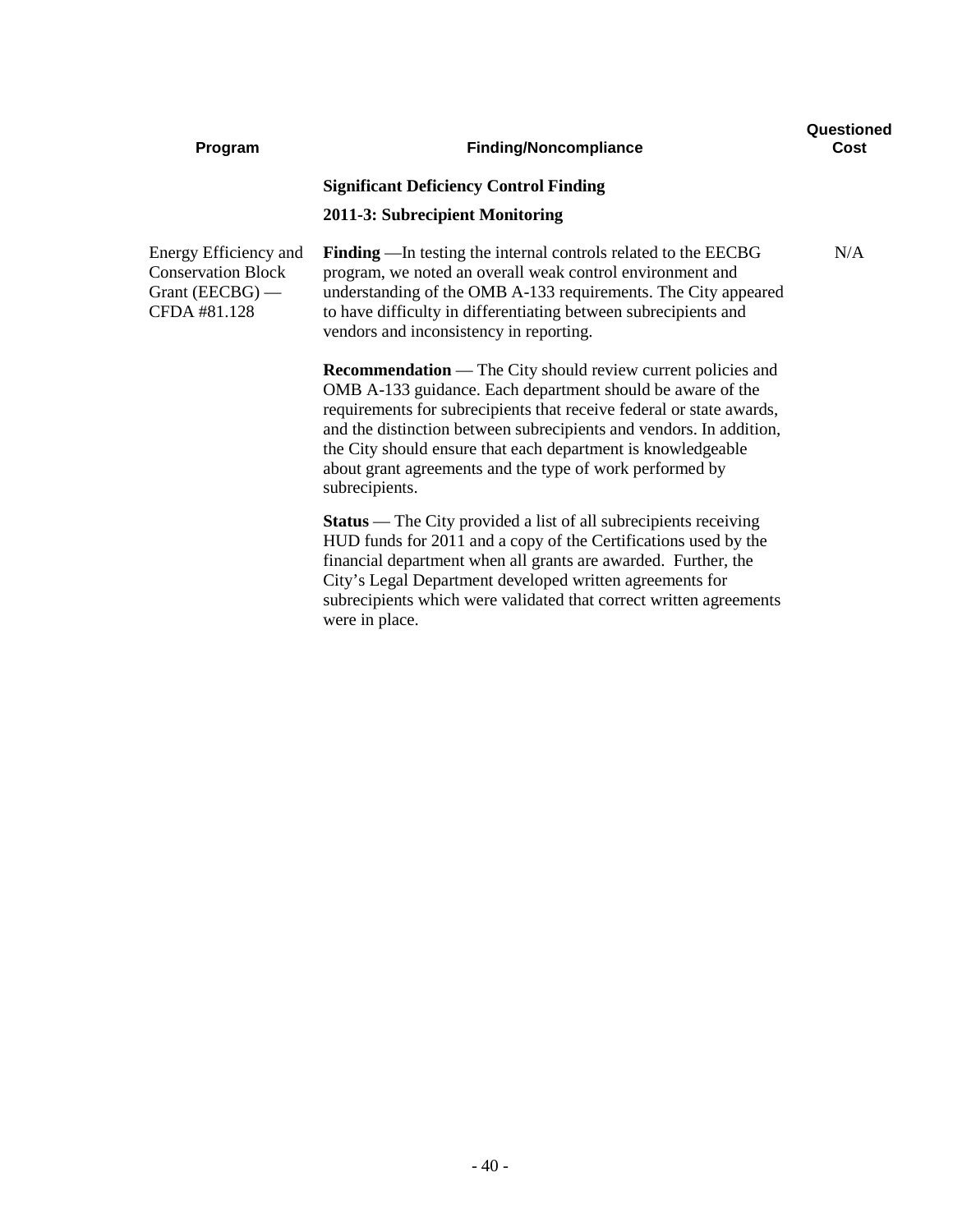| Program | Finding/Noncompliance | Questioned Cost |
|---|---|---|
| | **Significant Deficiency Control Finding** | |
| | **2011-3: Subrecipient Monitoring** | |
| Energy Efficiency and Conservation Block Grant (EECBG) — CFDA #81.128 | **Finding** —In testing the internal controls related to the EECBG program, we noted an overall weak control environment and understanding of the OMB A-133 requirements. The City appeared to have difficulty in differentiating between subrecipients and vendors and inconsistency in reporting. | N/A |
| | **Recommendation** — The City should review current policies and OMB A-133 guidance. Each department should be aware of the requirements for subrecipients that receive federal or state awards, and the distinction between subrecipients and vendors. In addition, the City should ensure that each department is knowledgeable about grant agreements and the type of work performed by subrecipients. | |
| | **Status** — The City provided a list of all subrecipients receiving HUD funds for 2011 and a copy of the Certifications used by the financial department when all grants are awarded. Further, the City's Legal Department developed written agreements for subrecipients which were validated that correct written agreements were in place. | |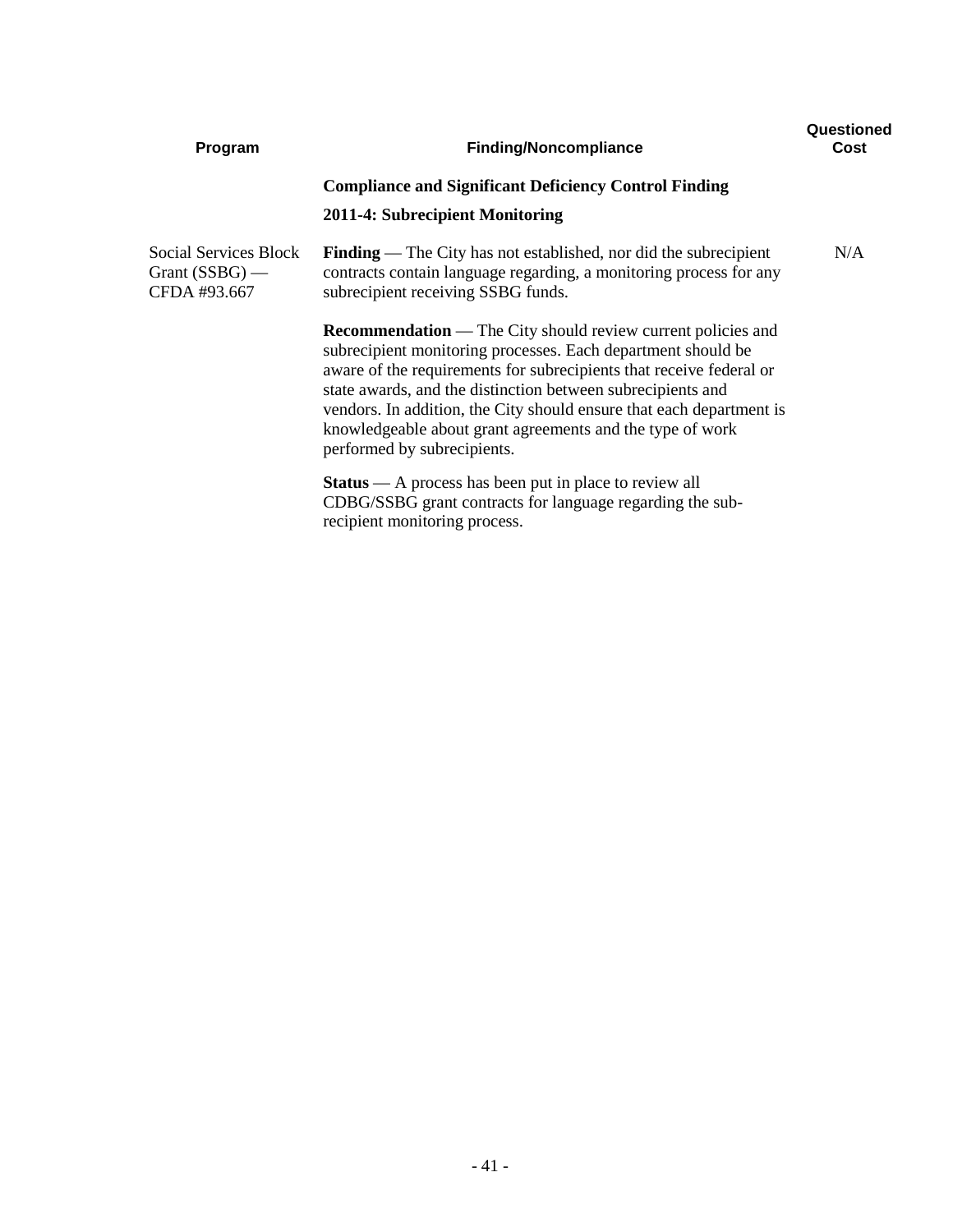| Program | Finding/Noncompliance | Questioned Cost |
|---|---|---|
| | **Compliance and Significant Deficiency Control Finding** | |
| | **2011-4: Subrecipient Monitoring** | |
| Social Services Block Grant (SSBG) — CFDA #93.667 | **Finding** — The City has not established, nor did the subrecipient contracts contain language regarding, a monitoring process for any subrecipient receiving SSBG funds. | N/A |
| | **Recommendation** — The City should review current policies and subrecipient monitoring processes. Each department should be aware of the requirements for subrecipients that receive federal or state awards, and the distinction between subrecipients and vendors. In addition, the City should ensure that each department is knowledgeable about grant agreements and the type of work performed by subrecipients. | |
| | **Status** — A process has been put in place to review all CDBG/SSBG grant contracts for language regarding the sub-recipient monitoring process. | |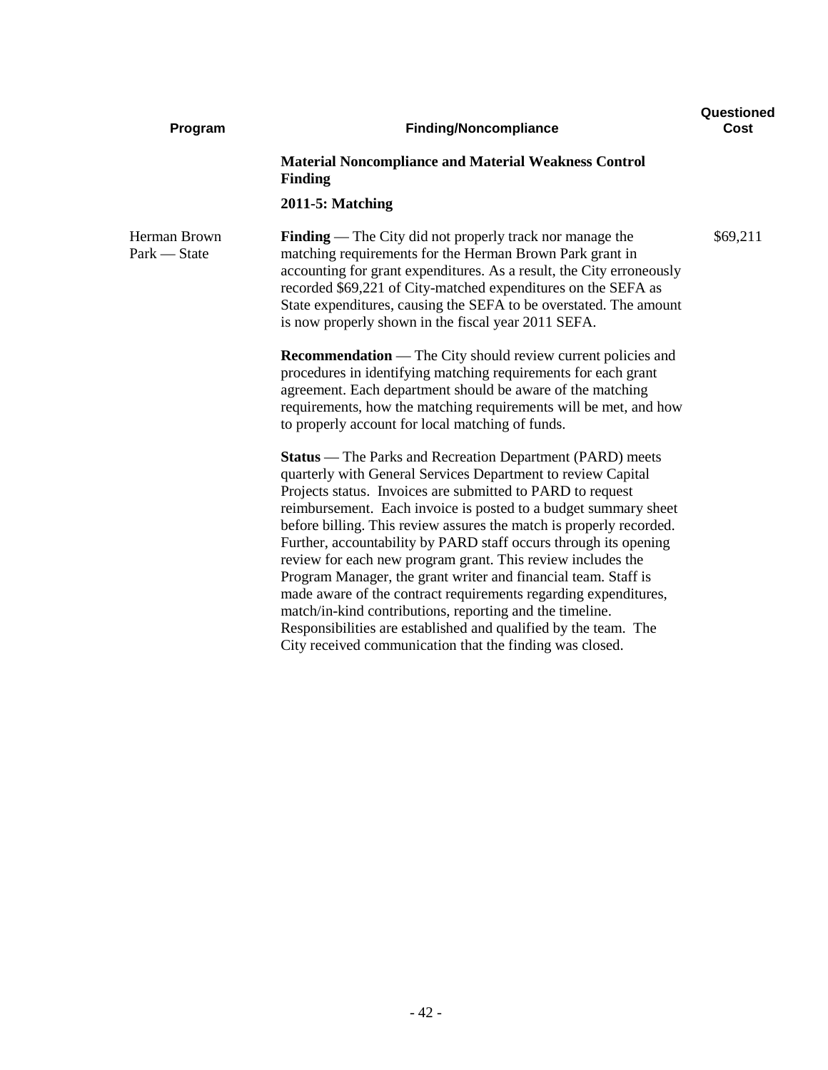| Program | Finding/Noncompliance | Questioned Cost |
|---|---|---|
| | **Material Noncompliance and Material Weakness Control Finding** | |
| | **2011-5: Matching** | |
| Herman Brown Park — State | **Finding** — The City did not properly track nor manage the matching requirements for the Herman Brown Park grant in accounting for grant expenditures. As a result, the City erroneously recorded $69,221 of City-matched expenditures on the SEFA as State expenditures, causing the SEFA to be overstated. The amount is now properly shown in the fiscal year 2011 SEFA. | $69,211 |
| | **Recommendation** — The City should review current policies and procedures in identifying matching requirements for each grant agreement. Each department should be aware of the matching requirements, how the matching requirements will be met, and how to properly account for local matching of funds. | |
| | **Status** — The Parks and Recreation Department (PARD) meets quarterly with General Services Department to review Capital Projects status. Invoices are submitted to PARD to request reimbursement. Each invoice is posted to a budget summary sheet before billing. This review assures the match is properly recorded. Further, accountability by PARD staff occurs through its opening review for each new program grant. This review includes the Program Manager, the grant writer and financial team. Staff is made aware of the contract requirements regarding expenditures, match/in-kind contributions, reporting and the timeline. Responsibilities are established and qualified by the team. The City received communication that the finding was closed. | |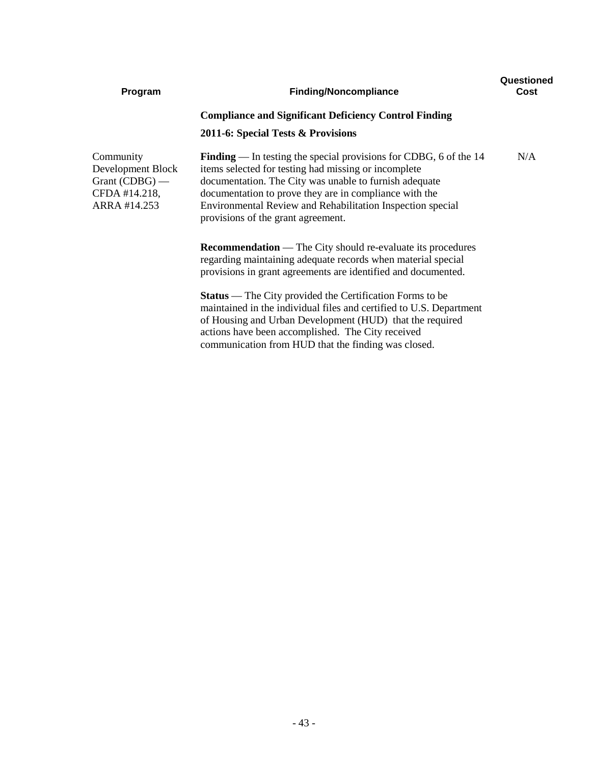| Program | Finding/Noncompliance | Questioned Cost |
|---|---|---|
| | **Compliance and Significant Deficiency Control Finding** | |
| | **2011-6: Special Tests & Provisions** | |
| Community Development Block Grant (CDBG) — CFDA #14.218, ARRA #14.253 | **Finding** — In testing the special provisions for CDBG, 6 of the 14 items selected for testing had missing or incomplete documentation. The City was unable to furnish adequate documentation to prove they are in compliance with the Environmental Review and Rehabilitation Inspection special provisions of the grant agreement. | N/A |
| | **Recommendation** — The City should re-evaluate its procedures regarding maintaining adequate records when material special provisions in grant agreements are identified and documented. | |
| | **Status** — The City provided the Certification Forms to be maintained in the individual files and certified to U.S. Department of Housing and Urban Development (HUD) that the required actions have been accomplished. The City received communication from HUD that the finding was closed. | |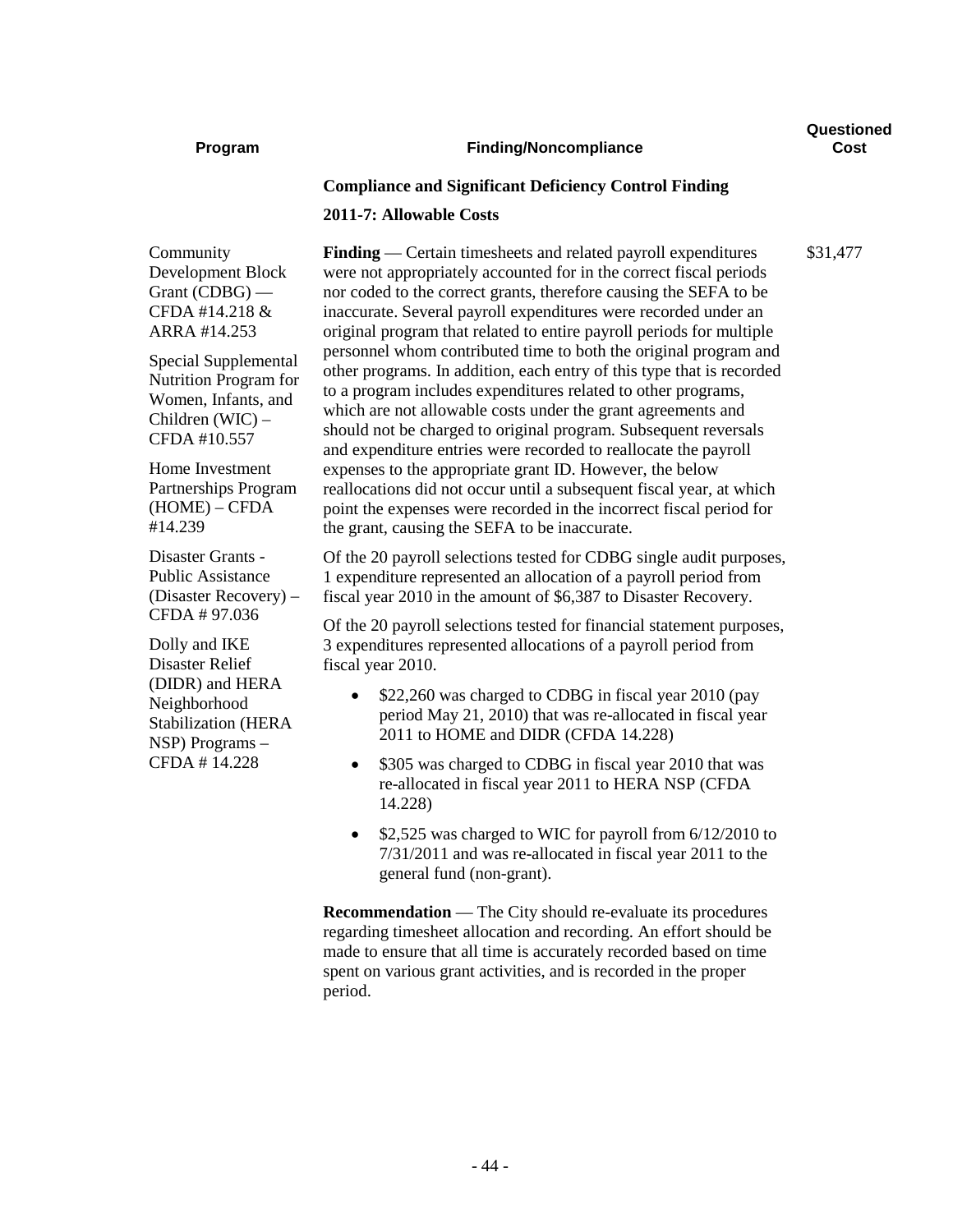| Program | Finding/Noncompliance | Questioned Cost |
|---|---|---|
| | **Compliance and Significant Deficiency Control Finding** | |
| | **2011-7: Allowable Costs** | |
| Community Development Block Grant (CDBG) — CFDA #14.218 & ARRA #14.253<br><br>Special Supplemental Nutrition Program for Women, Infants, and Children (WIC) – CFDA #10.557<br><br>Home Investment Partnerships Program (HOME) – CFDA #14.239<br><br>Disaster Grants - Public Assistance (Disaster Recovery) – CFDA # 97.036<br><br>Dolly and IKE Disaster Relief (DIDR) and HERA Neighborhood Stabilization (HERA NSP) Programs – CFDA # 14.228 | **Finding** — Certain timesheets and related payroll expenditures were not appropriately accounted for in the correct fiscal periods nor coded to the correct grants, therefore causing the SEFA to be inaccurate. Several payroll expenditures were recorded under an original program that related to entire payroll periods for multiple personnel whom contributed time to both the original program and other programs. In addition, each entry of this type that is recorded to a program includes expenditures related to other programs, which are not allowable costs under the grant agreements and should not be charged to original program. Subsequent reversals and expenditure entries were recorded to reallocate the payroll expenses to the appropriate grant ID. However, the below reallocations did not occur until a subsequent fiscal year, at which point the expenses were recorded in the incorrect fiscal period for the grant, causing the SEFA to be inaccurate.<br><br>Of the 20 payroll selections tested for CDBG single audit purposes, 1 expenditure represented an allocation of a payroll period from fiscal year 2010 in the amount of $6,387 to Disaster Recovery.<br><br>Of the 20 payroll selections tested for financial statement purposes, 3 expenditures represented allocations of a payroll period from fiscal year 2010.<br><br>• $22,260 was charged to CDBG in fiscal year 2010 (pay period May 21, 2010) that was re-allocated in fiscal year 2011 to HOME and DIDR (CFDA 14.228)<br><br>• $305 was charged to CDBG in fiscal year 2010 that was re-allocated in fiscal year 2011 to HERA NSP (CFDA 14.228)<br><br>• $2,525 was charged to WIC for payroll from 6/12/2010 to 7/31/2011 and was re-allocated in fiscal year 2011 to the general fund (non-grant).<br><br>**Recommendation** — The City should re-evaluate its procedures regarding timesheet allocation and recording. An effort should be made to ensure that all time is accurately recorded based on time spent on various grant activities, and is recorded in the proper period. | $31,477 |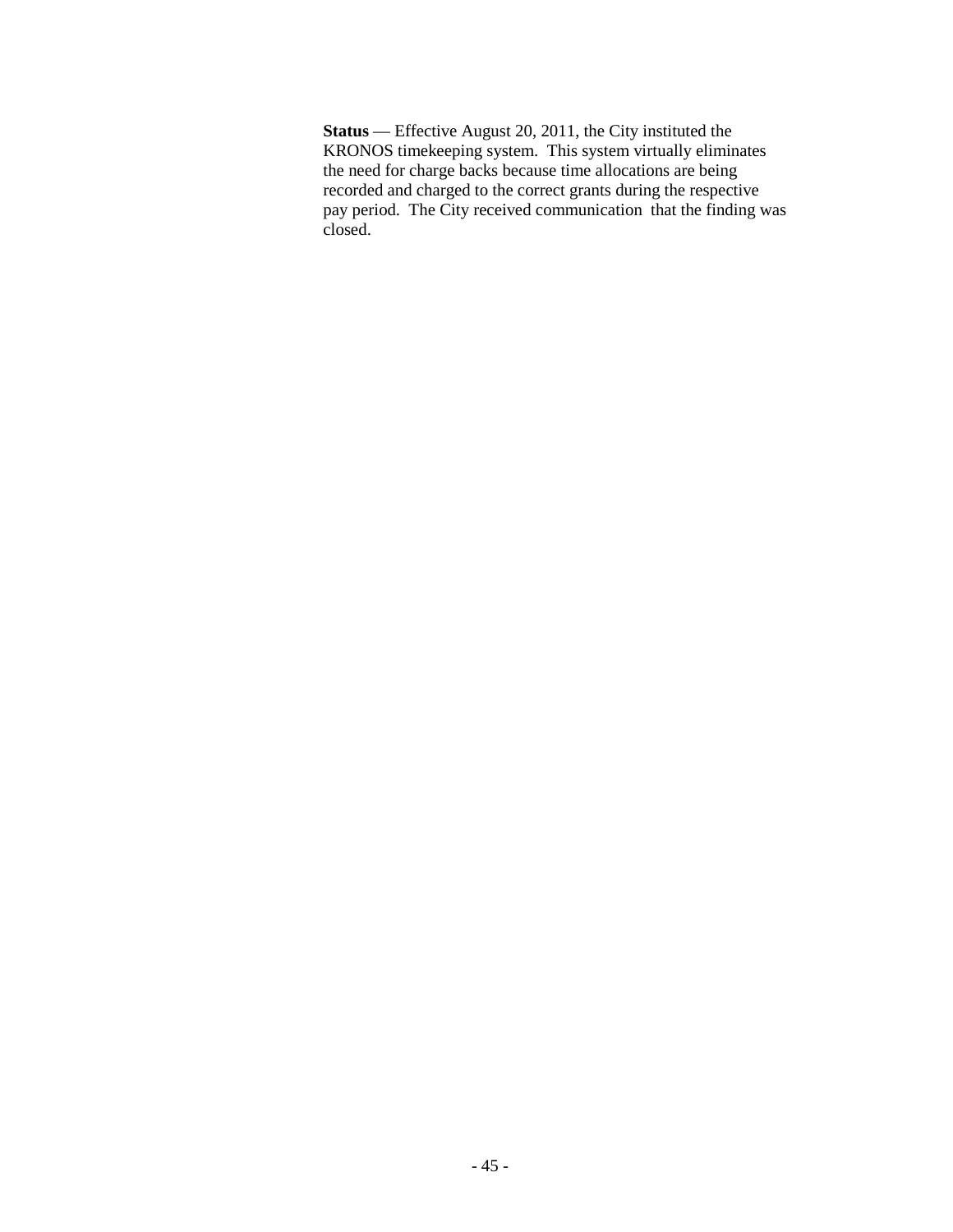**Status** — Effective August 20, 2011, the City instituted the KRONOS timekeeping system. This system virtually eliminates the need for charge backs because time allocations are being recorded and charged to the correct grants during the respective pay period. The City received communication that the finding was closed.